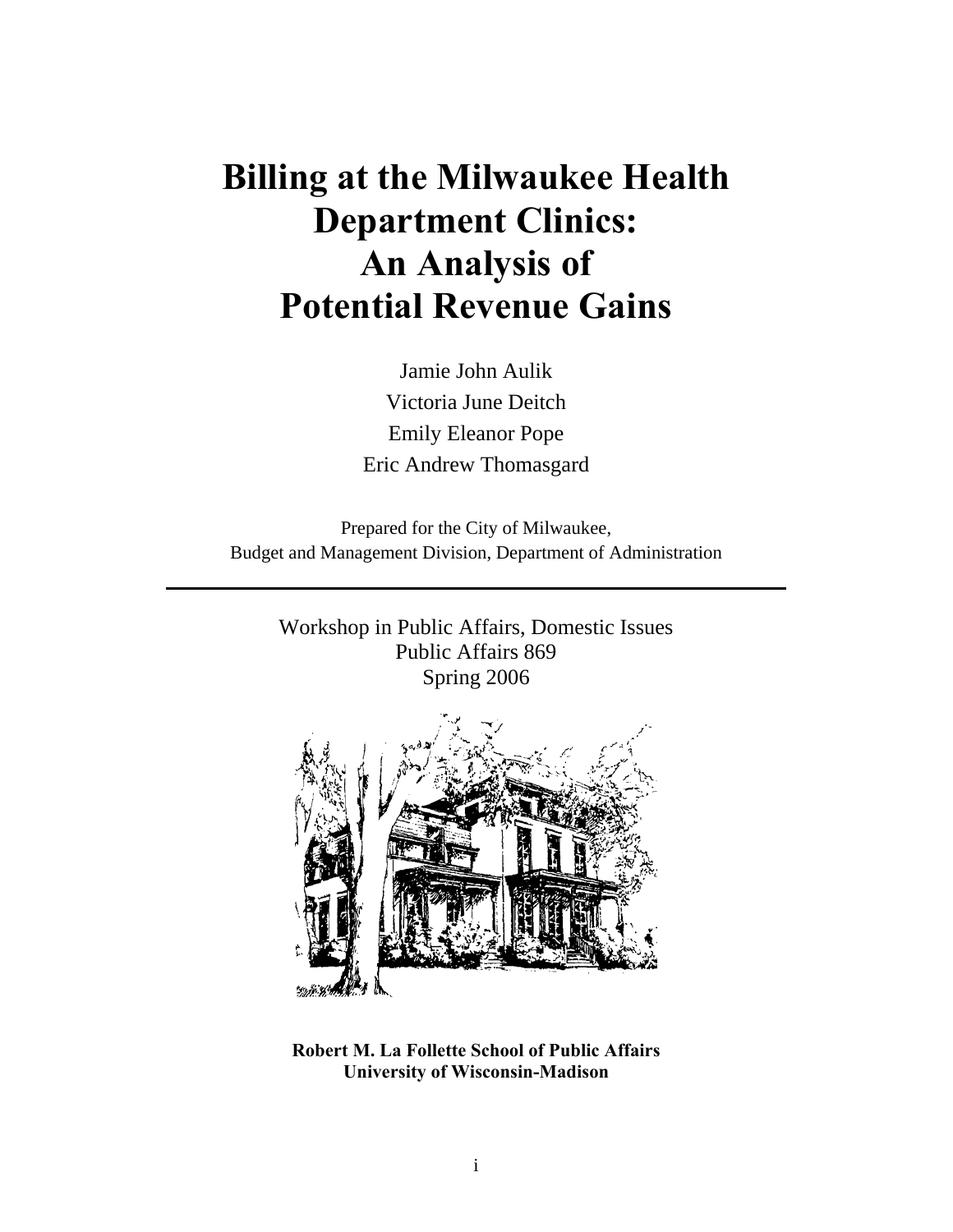# Billing at the Milwaukee Health Department Clinics: An Analysis of Potential Revenue Gains

Jamie John Aulik

Victoria June Deitch

Emily Eleanor Pope

Eric Andrew Thomasgard

Prepared for the City of Milwaukee,
Budget and Management Division, Department of Administration

---

Workshop in Public Affairs, Domestic Issues
Public Affairs 869
Spring 2006

**Robert M. La Follette School of Public Affairs**
**University of Wisconsin-Madison**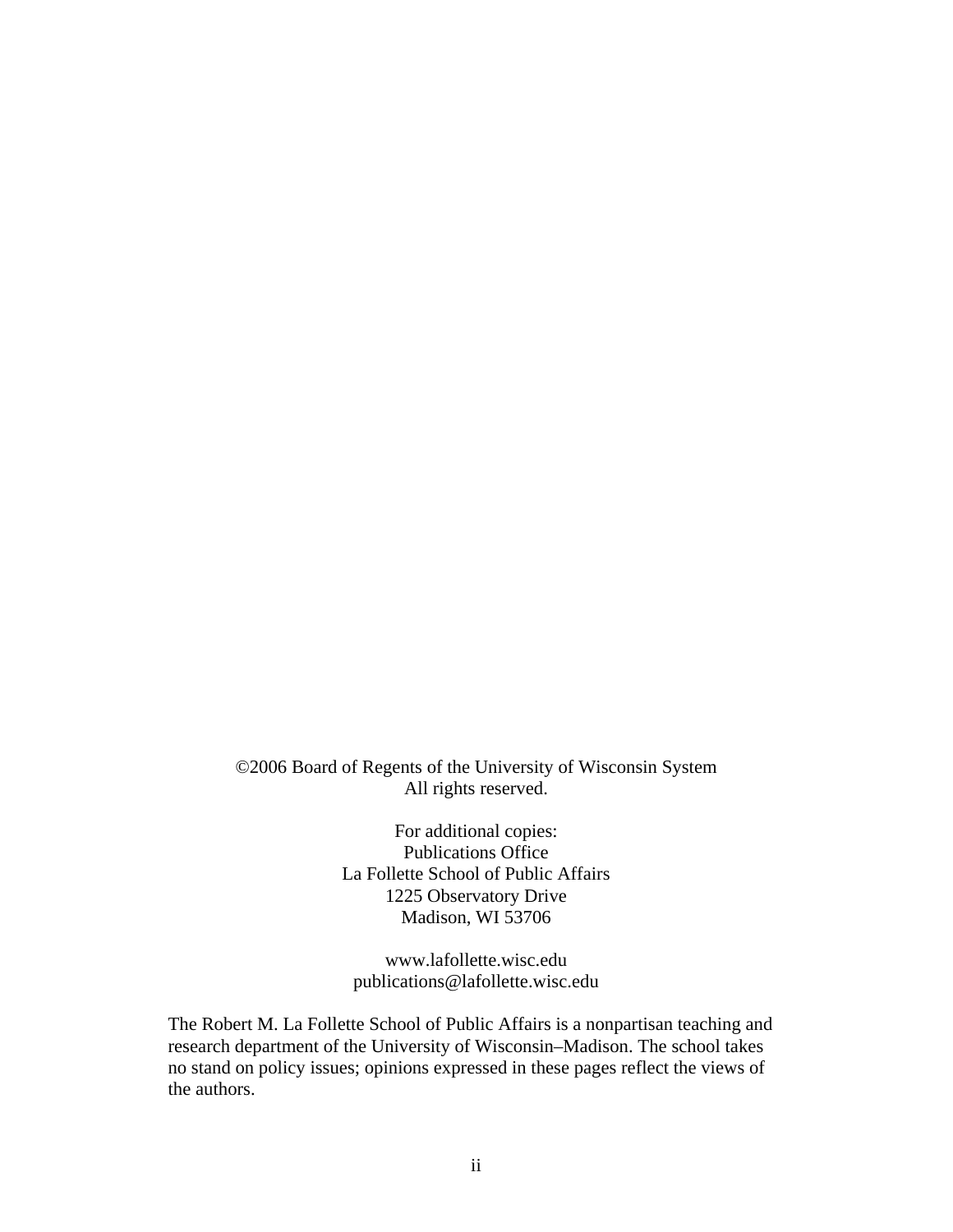©2006 Board of Regents of the University of Wisconsin System
All rights reserved.

For additional copies:
Publications Office
La Follette School of Public Affairs
1225 Observatory Drive
Madison, WI 53706

www.lafollette.wisc.edu
publications@lafollette.wisc.edu

The Robert M. La Follette School of Public Affairs is a nonpartisan teaching and research department of the University of Wisconsin–Madison. The school takes no stand on policy issues; opinions expressed in these pages reflect the views of the authors.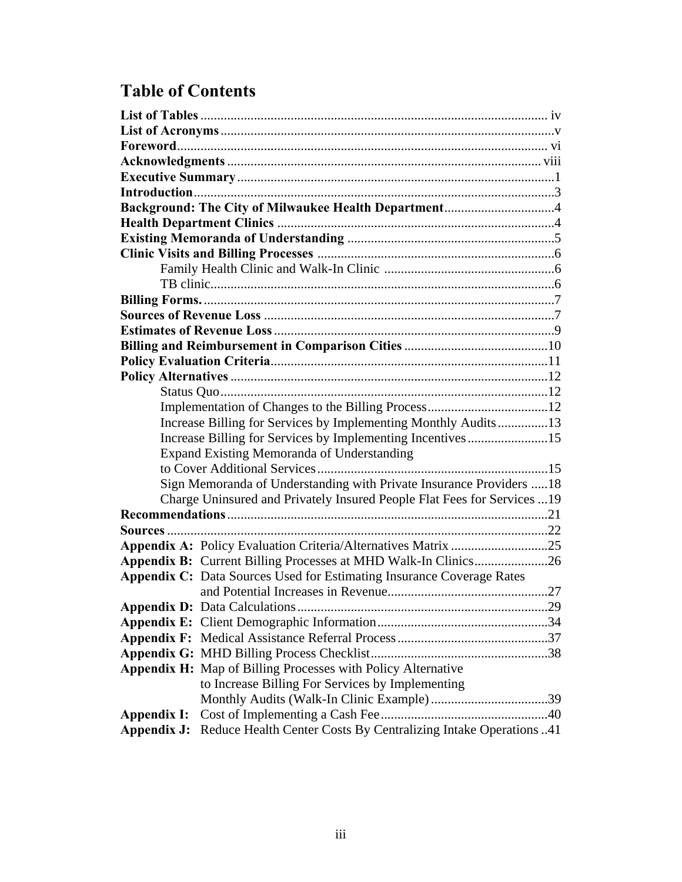# Table of Contents

| | |
|---|---|
| **List of Tables** | iv |
| **List of Acronyms** | v |
| **Foreword** | vi |
| **Acknowledgments** | viii |
| **Executive Summary** | 1 |
| **Introduction** | 3 |
| **Background: The City of Milwaukee Health Department** | 4 |
| **Health Department Clinics** | 4 |
| **Existing Memoranda of Understanding** | 5 |
| **Clinic Visits and Billing Processes** | 6 |
| Family Health Clinic and Walk-In Clinic | 6 |
| TB clinic | 6 |
| **Billing Forms.** | 7 |
| **Sources of Revenue Loss** | 7 |
| **Estimates of Revenue Loss** | 9 |
| **Billing and Reimbursement in Comparison Cities** | 10 |
| **Policy Evaluation Criteria** | 11 |
| **Policy Alternatives** | 12 |
| Status Quo | 12 |
| Implementation of Changes to the Billing Process | 12 |
| Increase Billing for Services by Implementing Monthly Audits | 13 |
| Increase Billing for Services by Implementing Incentives | 15 |
| Expand Existing Memoranda of Understanding to Cover Additional Services | 15 |
| Sign Memoranda of Understanding with Private Insurance Providers | 18 |
| Charge Uninsured and Privately Insured People Flat Fees for Services | 19 |
| **Recommendations** | 21 |
| **Sources** | 22 |
| **Appendix A:** Policy Evaluation Criteria/Alternatives Matrix | 25 |
| **Appendix B:** Current Billing Processes at MHD Walk-In Clinics | 26 |
| **Appendix C:** Data Sources Used for Estimating Insurance Coverage Rates and Potential Increases in Revenue | 27 |
| **Appendix D:** Data Calculations | 29 |
| **Appendix E:** Client Demographic Information | 34 |
| **Appendix F:** Medical Assistance Referral Process | 37 |
| **Appendix G:** MHD Billing Process Checklist | 38 |
| **Appendix H:** Map of Billing Processes with Policy Alternative to Increase Billing For Services by Implementing Monthly Audits (Walk-In Clinic Example) | 39 |
| **Appendix I:** Cost of Implementing a Cash Fee | 40 |
| **Appendix J:** Reduce Health Center Costs By Centralizing Intake Operations | 41 |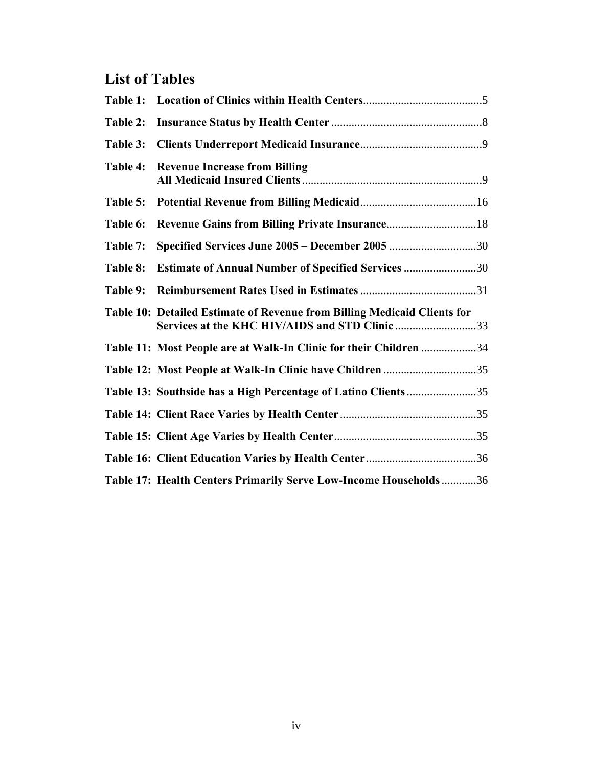## List of Tables

**Table 1: Location of Clinics within Health Centers**.........................................5

**Table 2: Insurance Status by Health Center** ...................................................8

**Table 3: Clients Underreport Medicaid Insurance**..........................................9

**Table 4: Revenue Increase from Billing All Medicaid Insured Clients** .............................................................9

**Table 5: Potential Revenue from Billing Medicaid**........................................16

**Table 6: Revenue Gains from Billing Private Insurance**...............................18

**Table 7: Specified Services June 2005 – December 2005** ..............................30

**Table 8: Estimate of Annual Number of Specified Services** .........................30

**Table 9: Reimbursement Rates Used in Estimates** ........................................31

**Table 10: Detailed Estimate of Revenue from Billing Medicaid Clients for Services at the KHC HIV/AIDS and STD Clinic** ............................33

**Table 11: Most People are at Walk-In Clinic for their Children** ...................34

**Table 12: Most People at Walk-In Clinic have Children** ................................35

**Table 13: Southside has a High Percentage of Latino Clients**........................35

**Table 14: Client Race Varies by Health Center**...............................................35

**Table 15: Client Age Varies by Health Center**.................................................35

**Table 16: Client Education Varies by Health Center**......................................36

**Table 17: Health Centers Primarily Serve Low-Income Households**............36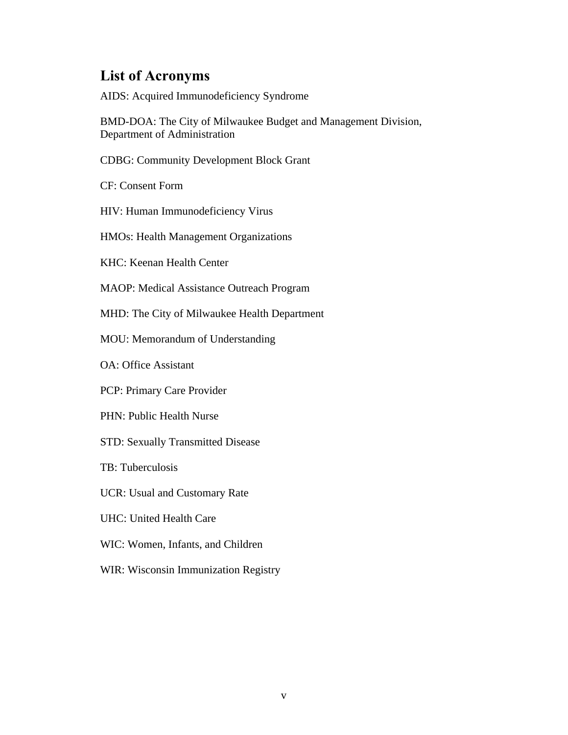## List of Acronyms

AIDS: Acquired Immunodeficiency Syndrome

BMD-DOA: The City of Milwaukee Budget and Management Division, Department of Administration

CDBG: Community Development Block Grant

CF: Consent Form

HIV: Human Immunodeficiency Virus

HMOs: Health Management Organizations

KHC: Keenan Health Center

MAOP: Medical Assistance Outreach Program

MHD: The City of Milwaukee Health Department

MOU: Memorandum of Understanding

OA: Office Assistant

PCP: Primary Care Provider

PHN: Public Health Nurse

STD: Sexually Transmitted Disease

TB: Tuberculosis

UCR: Usual and Customary Rate

UHC: United Health Care

WIC: Women, Infants, and Children

WIR: Wisconsin Immunization Registry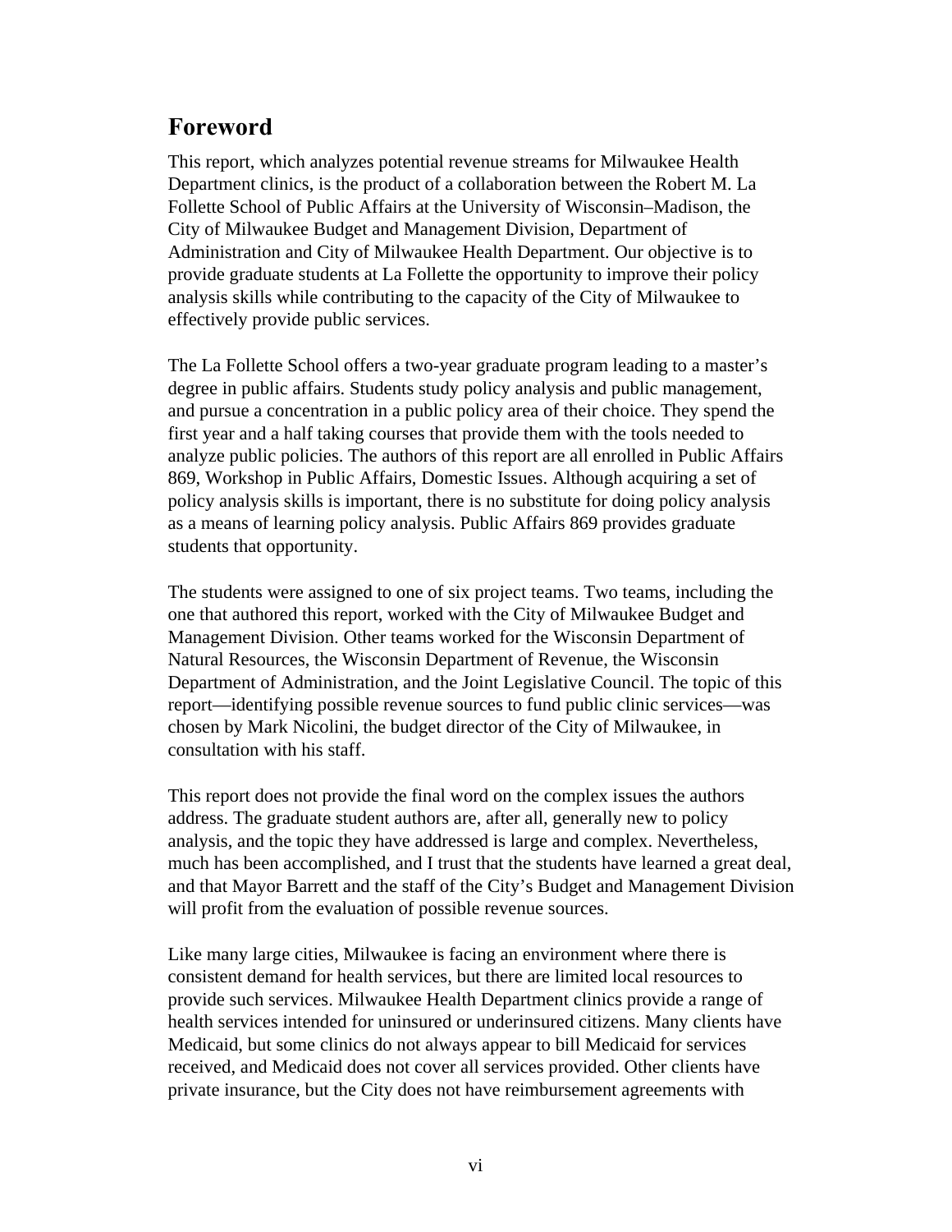## Foreword

This report, which analyzes potential revenue streams for Milwaukee Health Department clinics, is the product of a collaboration between the Robert M. La Follette School of Public Affairs at the University of Wisconsin–Madison, the City of Milwaukee Budget and Management Division, Department of Administration and City of Milwaukee Health Department. Our objective is to provide graduate students at La Follette the opportunity to improve their policy analysis skills while contributing to the capacity of the City of Milwaukee to effectively provide public services.

The La Follette School offers a two-year graduate program leading to a master's degree in public affairs. Students study policy analysis and public management, and pursue a concentration in a public policy area of their choice. They spend the first year and a half taking courses that provide them with the tools needed to analyze public policies. The authors of this report are all enrolled in Public Affairs 869, Workshop in Public Affairs, Domestic Issues. Although acquiring a set of policy analysis skills is important, there is no substitute for doing policy analysis as a means of learning policy analysis. Public Affairs 869 provides graduate students that opportunity.

The students were assigned to one of six project teams. Two teams, including the one that authored this report, worked with the City of Milwaukee Budget and Management Division. Other teams worked for the Wisconsin Department of Natural Resources, the Wisconsin Department of Revenue, the Wisconsin Department of Administration, and the Joint Legislative Council. The topic of this report—identifying possible revenue sources to fund public clinic services—was chosen by Mark Nicolini, the budget director of the City of Milwaukee, in consultation with his staff.

This report does not provide the final word on the complex issues the authors address. The graduate student authors are, after all, generally new to policy analysis, and the topic they have addressed is large and complex. Nevertheless, much has been accomplished, and I trust that the students have learned a great deal, and that Mayor Barrett and the staff of the City's Budget and Management Division will profit from the evaluation of possible revenue sources.

Like many large cities, Milwaukee is facing an environment where there is consistent demand for health services, but there are limited local resources to provide such services. Milwaukee Health Department clinics provide a range of health services intended for uninsured or underinsured citizens. Many clients have Medicaid, but some clinics do not always appear to bill Medicaid for services received, and Medicaid does not cover all services provided. Other clients have private insurance, but the City does not have reimbursement agreements with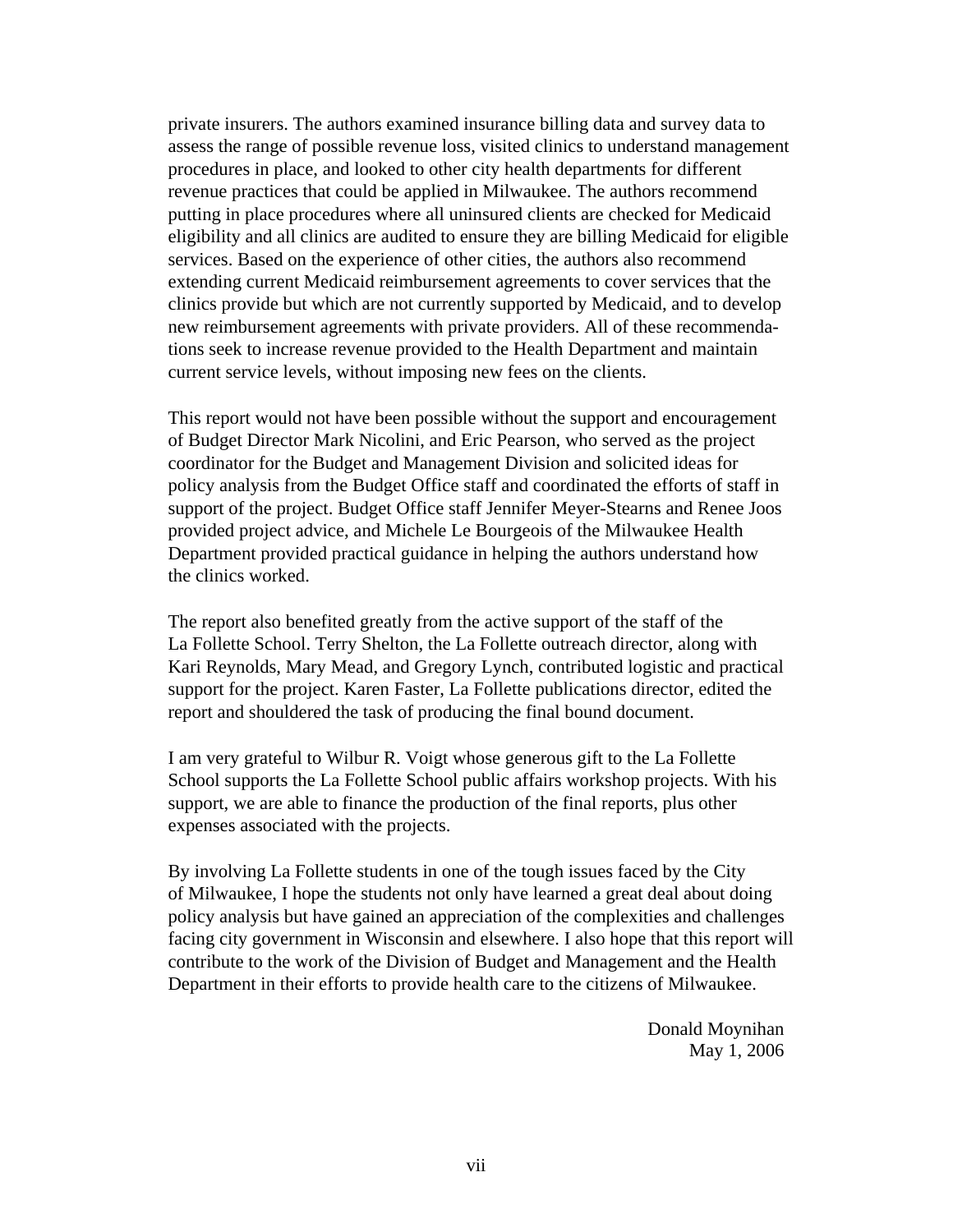private insurers. The authors examined insurance billing data and survey data to assess the range of possible revenue loss, visited clinics to understand management procedures in place, and looked to other city health departments for different revenue practices that could be applied in Milwaukee. The authors recommend putting in place procedures where all uninsured clients are checked for Medicaid eligibility and all clinics are audited to ensure they are billing Medicaid for eligible services. Based on the experience of other cities, the authors also recommend extending current Medicaid reimbursement agreements to cover services that the clinics provide but which are not currently supported by Medicaid, and to develop new reimbursement agreements with private providers. All of these recommendations seek to increase revenue provided to the Health Department and maintain current service levels, without imposing new fees on the clients.

This report would not have been possible without the support and encouragement of Budget Director Mark Nicolini, and Eric Pearson, who served as the project coordinator for the Budget and Management Division and solicited ideas for policy analysis from the Budget Office staff and coordinated the efforts of staff in support of the project. Budget Office staff Jennifer Meyer-Stearns and Renee Joos provided project advice, and Michele Le Bourgeois of the Milwaukee Health Department provided practical guidance in helping the authors understand how the clinics worked.

The report also benefited greatly from the active support of the staff of the La Follette School. Terry Shelton, the La Follette outreach director, along with Kari Reynolds, Mary Mead, and Gregory Lynch, contributed logistic and practical support for the project. Karen Faster, La Follette publications director, edited the report and shouldered the task of producing the final bound document.

I am very grateful to Wilbur R. Voigt whose generous gift to the La Follette School supports the La Follette School public affairs workshop projects. With his support, we are able to finance the production of the final reports, plus other expenses associated with the projects.

By involving La Follette students in one of the tough issues faced by the City of Milwaukee, I hope the students not only have learned a great deal about doing policy analysis but have gained an appreciation of the complexities and challenges facing city government in Wisconsin and elsewhere. I also hope that this report will contribute to the work of the Division of Budget and Management and the Health Department in their efforts to provide health care to the citizens of Milwaukee.

Donald Moynihan
May 1, 2006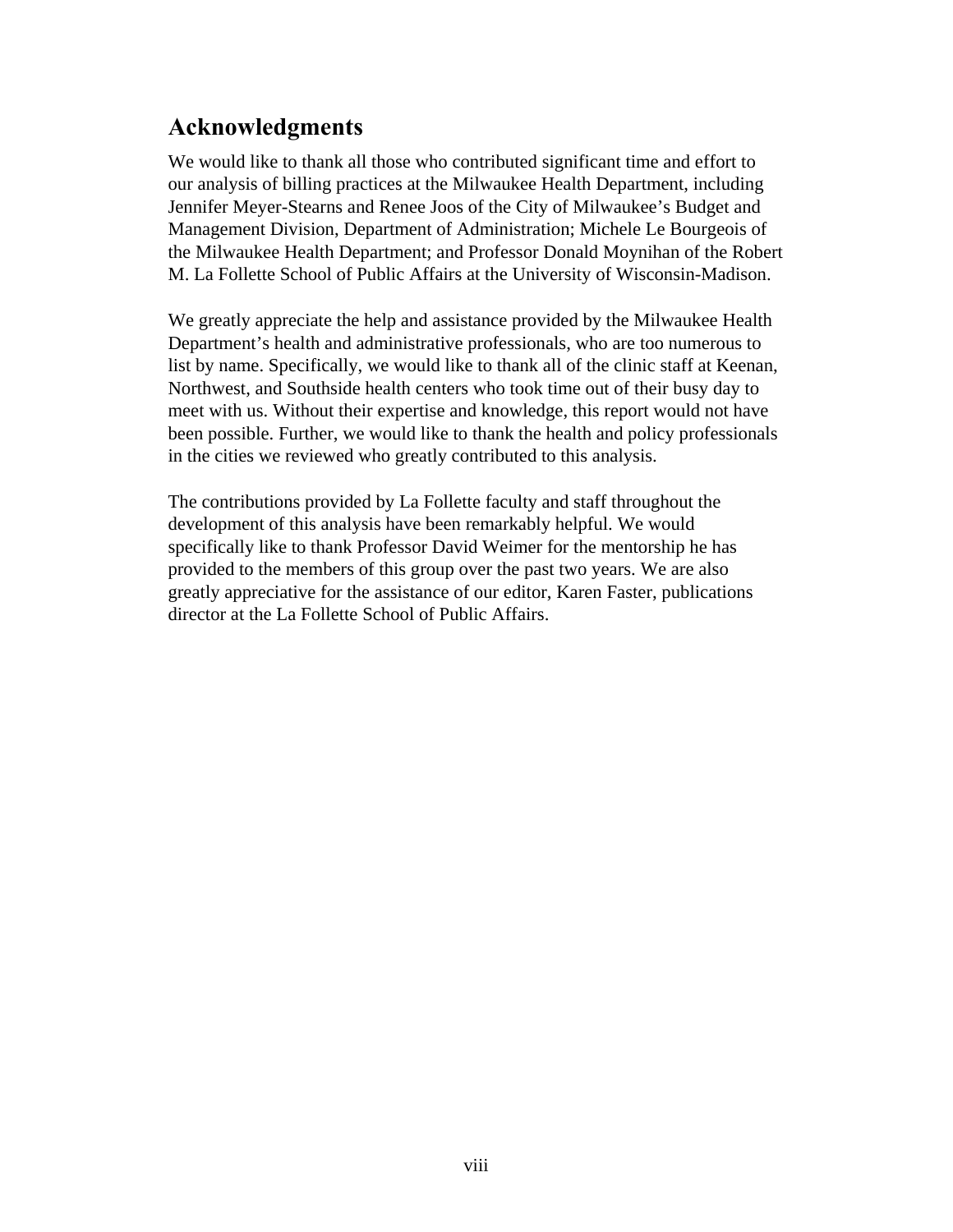## Acknowledgments

We would like to thank all those who contributed significant time and effort to our analysis of billing practices at the Milwaukee Health Department, including Jennifer Meyer-Stearns and Renee Joos of the City of Milwaukee's Budget and Management Division, Department of Administration; Michele Le Bourgeois of the Milwaukee Health Department; and Professor Donald Moynihan of the Robert M. La Follette School of Public Affairs at the University of Wisconsin-Madison.

We greatly appreciate the help and assistance provided by the Milwaukee Health Department's health and administrative professionals, who are too numerous to list by name. Specifically, we would like to thank all of the clinic staff at Keenan, Northwest, and Southside health centers who took time out of their busy day to meet with us. Without their expertise and knowledge, this report would not have been possible. Further, we would like to thank the health and policy professionals in the cities we reviewed who greatly contributed to this analysis.

The contributions provided by La Follette faculty and staff throughout the development of this analysis have been remarkably helpful. We would specifically like to thank Professor David Weimer for the mentorship he has provided to the members of this group over the past two years. We are also greatly appreciative for the assistance of our editor, Karen Faster, publications director at the La Follette School of Public Affairs.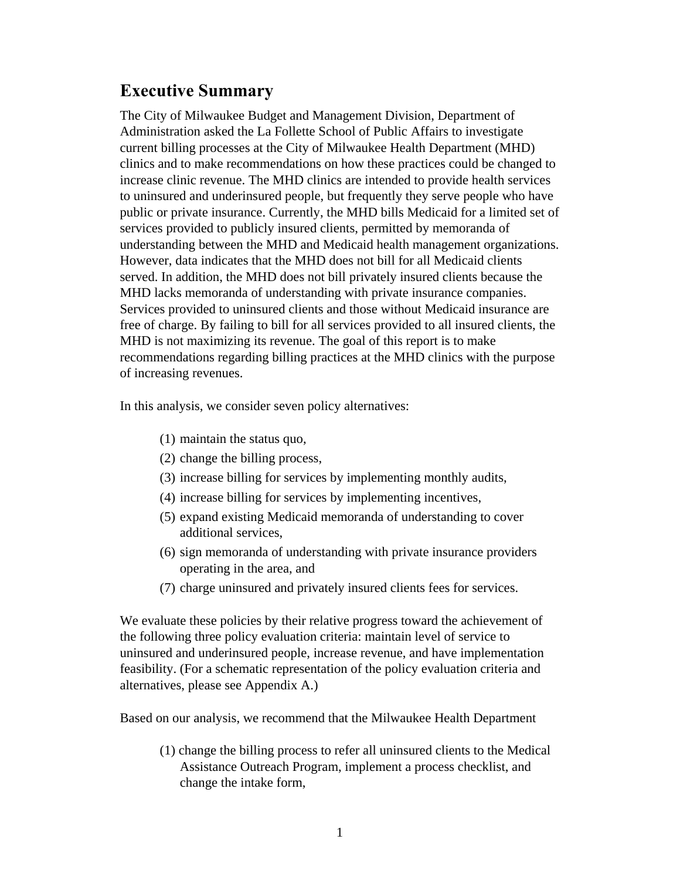## Executive Summary

The City of Milwaukee Budget and Management Division, Department of Administration asked the La Follette School of Public Affairs to investigate current billing processes at the City of Milwaukee Health Department (MHD) clinics and to make recommendations on how these practices could be changed to increase clinic revenue. The MHD clinics are intended to provide health services to uninsured and underinsured people, but frequently they serve people who have public or private insurance. Currently, the MHD bills Medicaid for a limited set of services provided to publicly insured clients, permitted by memoranda of understanding between the MHD and Medicaid health management organizations. However, data indicates that the MHD does not bill for all Medicaid clients served. In addition, the MHD does not bill privately insured clients because the MHD lacks memoranda of understanding with private insurance companies. Services provided to uninsured clients and those without Medicaid insurance are free of charge. By failing to bill for all services provided to all insured clients, the MHD is not maximizing its revenue. The goal of this report is to make recommendations regarding billing practices at the MHD clinics with the purpose of increasing revenues.

In this analysis, we consider seven policy alternatives:

(1) maintain the status quo,
(2) change the billing process,
(3) increase billing for services by implementing monthly audits,
(4) increase billing for services by implementing incentives,
(5) expand existing Medicaid memoranda of understanding to cover additional services,
(6) sign memoranda of understanding with private insurance providers operating in the area, and
(7) charge uninsured and privately insured clients fees for services.

We evaluate these policies by their relative progress toward the achievement of the following three policy evaluation criteria: maintain level of service to uninsured and underinsured people, increase revenue, and have implementation feasibility. (For a schematic representation of the policy evaluation criteria and alternatives, please see Appendix A.)

Based on our analysis, we recommend that the Milwaukee Health Department

(1) change the billing process to refer all uninsured clients to the Medical Assistance Outreach Program, implement a process checklist, and change the intake form,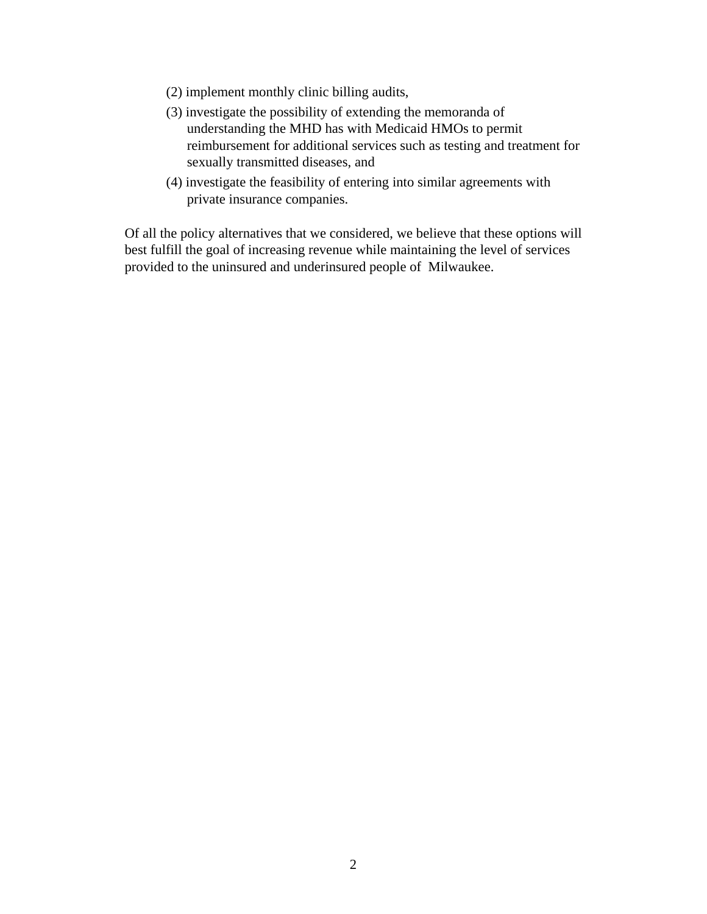(2) implement monthly clinic billing audits,

(3) investigate the possibility of extending the memoranda of understanding the MHD has with Medicaid HMOs to permit reimbursement for additional services such as testing and treatment for sexually transmitted diseases, and

(4) investigate the feasibility of entering into similar agreements with private insurance companies.

Of all the policy alternatives that we considered, we believe that these options will best fulfill the goal of increasing revenue while maintaining the level of services provided to the uninsured and underinsured people of Milwaukee.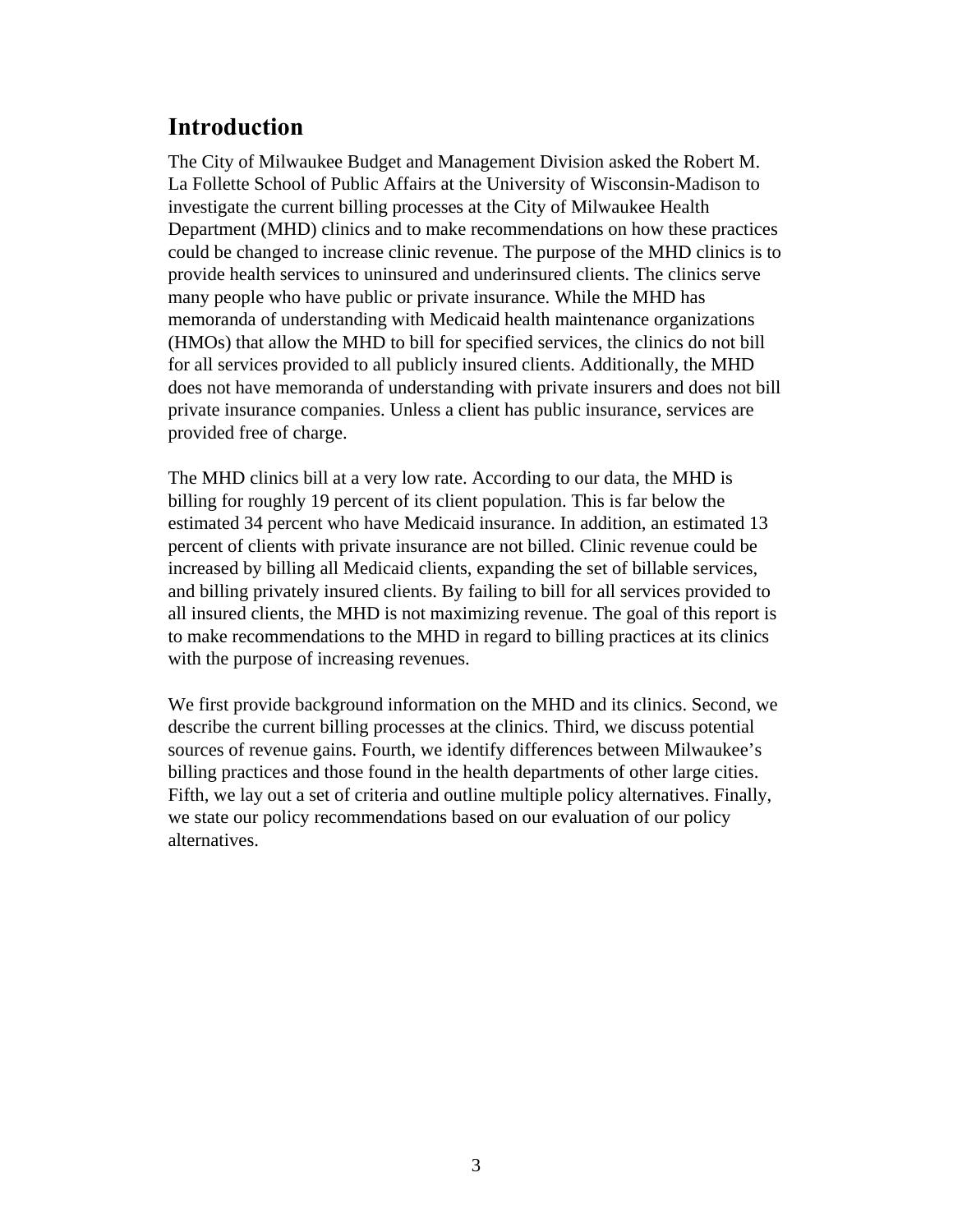## Introduction

The City of Milwaukee Budget and Management Division asked the Robert M. La Follette School of Public Affairs at the University of Wisconsin-Madison to investigate the current billing processes at the City of Milwaukee Health Department (MHD) clinics and to make recommendations on how these practices could be changed to increase clinic revenue. The purpose of the MHD clinics is to provide health services to uninsured and underinsured clients. The clinics serve many people who have public or private insurance. While the MHD has memoranda of understanding with Medicaid health maintenance organizations (HMOs) that allow the MHD to bill for specified services, the clinics do not bill for all services provided to all publicly insured clients. Additionally, the MHD does not have memoranda of understanding with private insurers and does not bill private insurance companies. Unless a client has public insurance, services are provided free of charge.

The MHD clinics bill at a very low rate. According to our data, the MHD is billing for roughly 19 percent of its client population. This is far below the estimated 34 percent who have Medicaid insurance. In addition, an estimated 13 percent of clients with private insurance are not billed. Clinic revenue could be increased by billing all Medicaid clients, expanding the set of billable services, and billing privately insured clients. By failing to bill for all services provided to all insured clients, the MHD is not maximizing revenue. The goal of this report is to make recommendations to the MHD in regard to billing practices at its clinics with the purpose of increasing revenues.

We first provide background information on the MHD and its clinics. Second, we describe the current billing processes at the clinics. Third, we discuss potential sources of revenue gains. Fourth, we identify differences between Milwaukee's billing practices and those found in the health departments of other large cities. Fifth, we lay out a set of criteria and outline multiple policy alternatives. Finally, we state our policy recommendations based on our evaluation of our policy alternatives.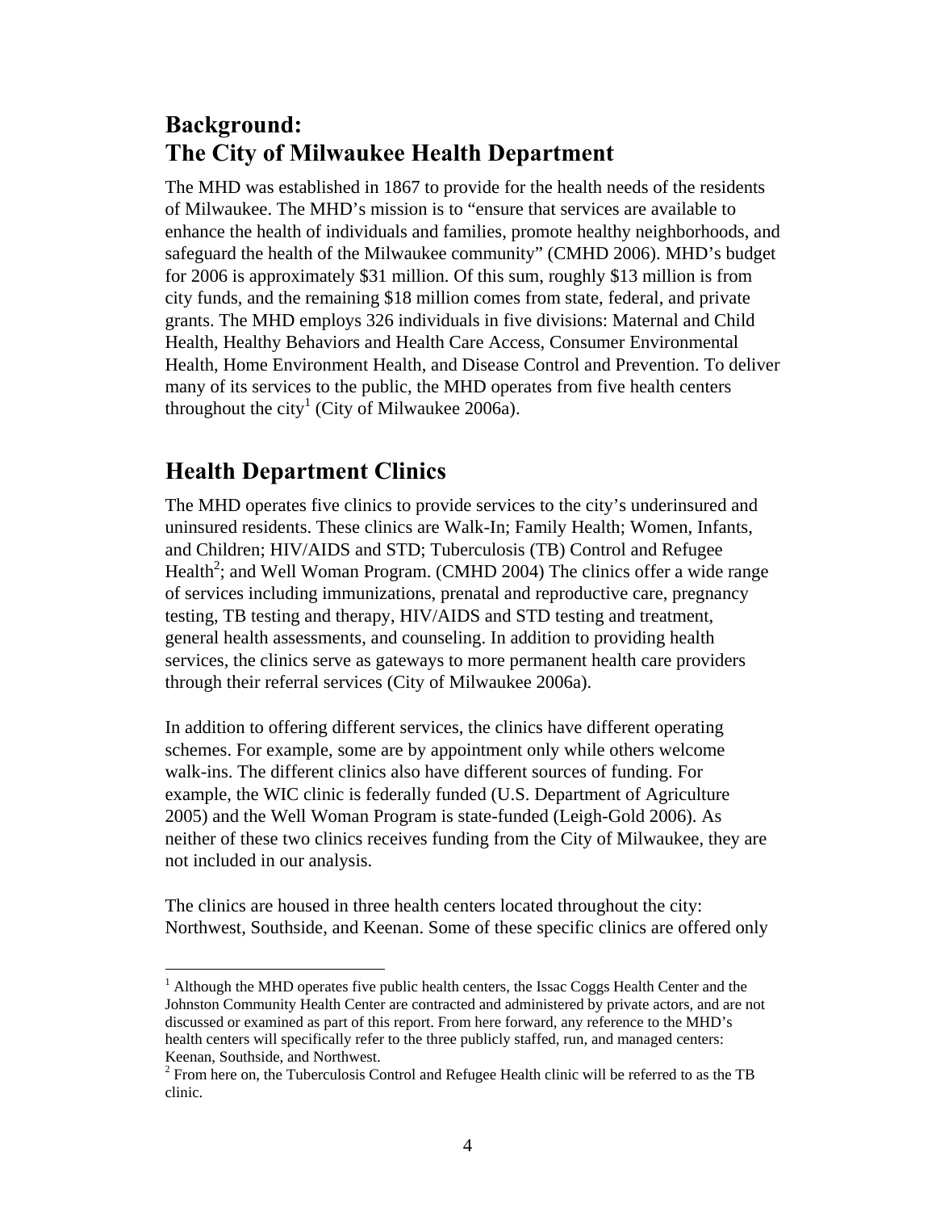## Background:
## The City of Milwaukee Health Department

The MHD was established in 1867 to provide for the health needs of the residents of Milwaukee. The MHD's mission is to "ensure that services are available to enhance the health of individuals and families, promote healthy neighborhoods, and safeguard the health of the Milwaukee community" (CMHD 2006). MHD's budget for 2006 is approximately $31 million. Of this sum, roughly $13 million is from city funds, and the remaining $18 million comes from state, federal, and private grants. The MHD employs 326 individuals in five divisions: Maternal and Child Health, Healthy Behaviors and Health Care Access, Consumer Environmental Health, Home Environment Health, and Disease Control and Prevention. To deliver many of its services to the public, the MHD operates from five health centers throughout the city[1] (City of Milwaukee 2006a).

## Health Department Clinics

The MHD operates five clinics to provide services to the city's underinsured and uninsured residents. These clinics are Walk-In; Family Health; Women, Infants, and Children; HIV/AIDS and STD; Tuberculosis (TB) Control and Refugee Health[2]; and Well Woman Program. (CMHD 2004) The clinics offer a wide range of services including immunizations, prenatal and reproductive care, pregnancy testing, TB testing and therapy, HIV/AIDS and STD testing and treatment, general health assessments, and counseling. In addition to providing health services, the clinics serve as gateways to more permanent health care providers through their referral services (City of Milwaukee 2006a).

In addition to offering different services, the clinics have different operating schemes. For example, some are by appointment only while others welcome walk-ins. The different clinics also have different sources of funding. For example, the WIC clinic is federally funded (U.S. Department of Agriculture 2005) and the Well Woman Program is state-funded (Leigh-Gold 2006). As neither of these two clinics receives funding from the City of Milwaukee, they are not included in our analysis.

The clinics are housed in three health centers located throughout the city: Northwest, Southside, and Keenan. Some of these specific clinics are offered only

[1] Although the MHD operates five public health centers, the Issac Coggs Health Center and the Johnston Community Health Center are contracted and administered by private actors, and are not discussed or examined as part of this report. From here forward, any reference to the MHD's health centers will specifically refer to the three publicly staffed, run, and managed centers: Keenan, Southside, and Northwest.

[2] From here on, the Tuberculosis Control and Refugee Health clinic will be referred to as the TB clinic.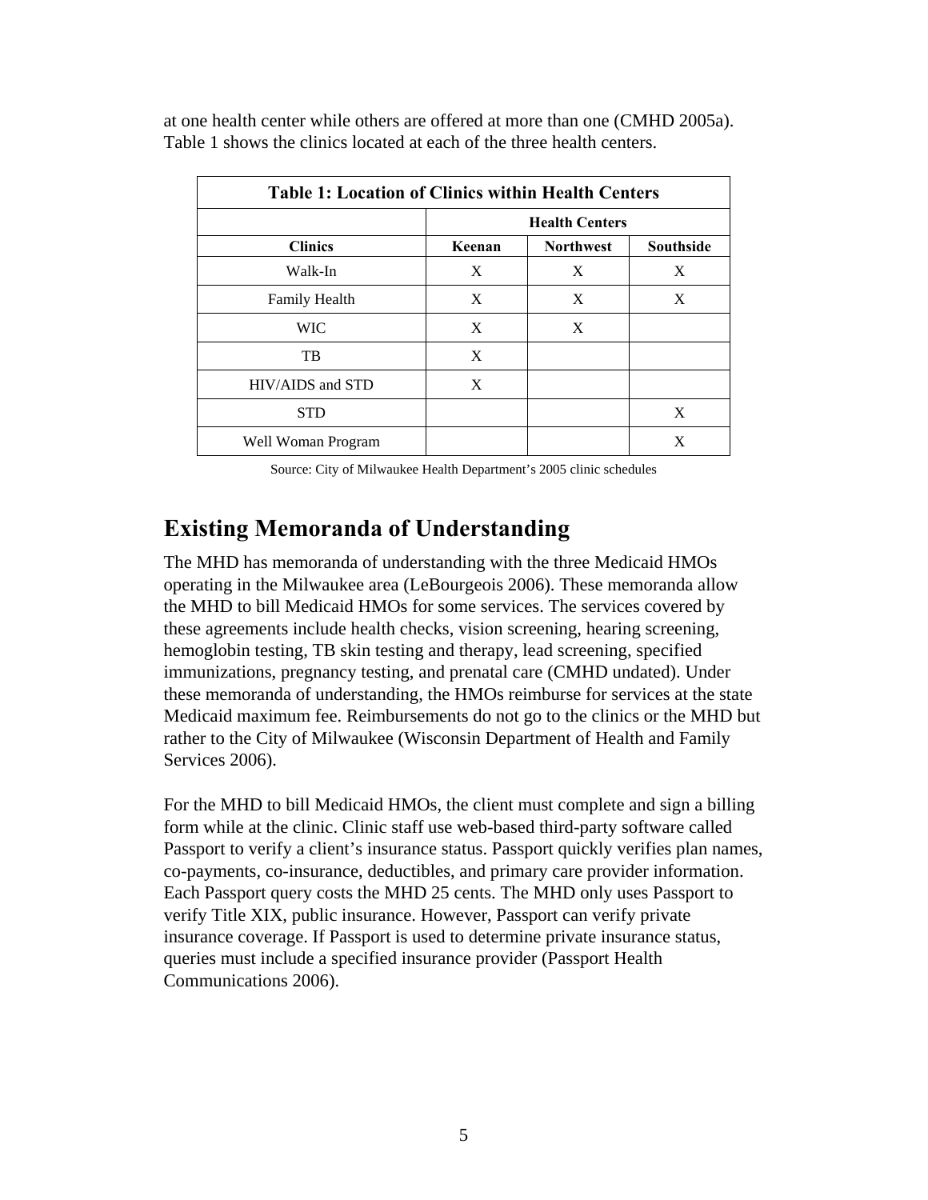at one health center while others are offered at more than one (CMHD 2005a). Table 1 shows the clinics located at each of the three health centers.

**Table 1: Location of Clinics within Health Centers**

| | Health Centers | | |
|---|---|---|---|
| **Clinics** | **Keenan** | **Northwest** | **Southside** |
| Walk-In | X | X | X |
| Family Health | X | X | X |
| WIC | X | X | |
| TB | X | | |
| HIV/AIDS and STD | X | | |
| STD | | | X |
| Well Woman Program | | | X |

Source: City of Milwaukee Health Department's 2005 clinic schedules

## Existing Memoranda of Understanding

The MHD has memoranda of understanding with the three Medicaid HMOs operating in the Milwaukee area (LeBourgeois 2006). These memoranda allow the MHD to bill Medicaid HMOs for some services. The services covered by these agreements include health checks, vision screening, hearing screening, hemoglobin testing, TB skin testing and therapy, lead screening, specified immunizations, pregnancy testing, and prenatal care (CMHD undated). Under these memoranda of understanding, the HMOs reimburse for services at the state Medicaid maximum fee. Reimbursements do not go to the clinics or the MHD but rather to the City of Milwaukee (Wisconsin Department of Health and Family Services 2006).

For the MHD to bill Medicaid HMOs, the client must complete and sign a billing form while at the clinic. Clinic staff use web-based third-party software called Passport to verify a client's insurance status. Passport quickly verifies plan names, co-payments, co-insurance, deductibles, and primary care provider information. Each Passport query costs the MHD 25 cents. The MHD only uses Passport to verify Title XIX, public insurance. However, Passport can verify private insurance coverage. If Passport is used to determine private insurance status, queries must include a specified insurance provider (Passport Health Communications 2006).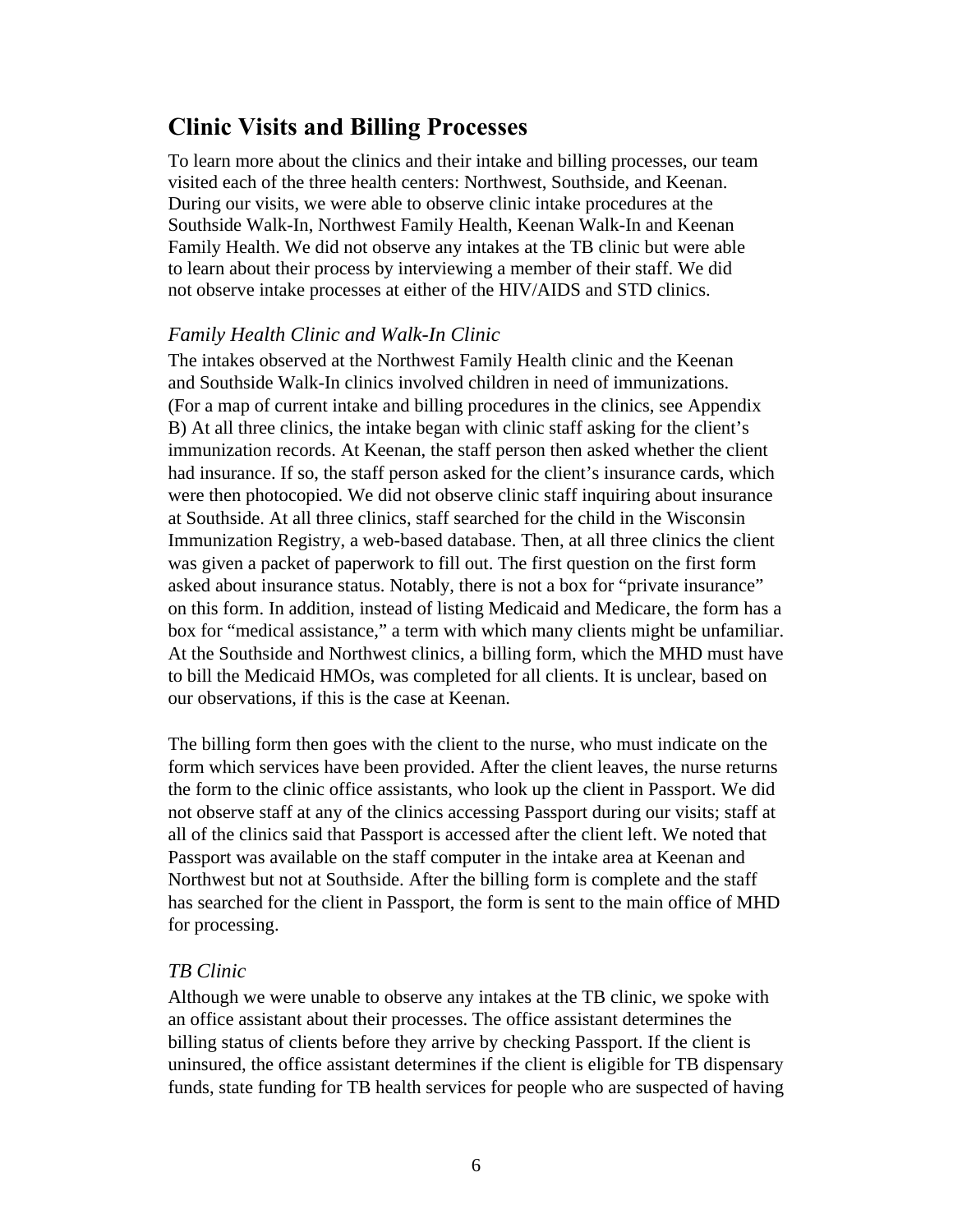## Clinic Visits and Billing Processes

To learn more about the clinics and their intake and billing processes, our team visited each of the three health centers: Northwest, Southside, and Keenan. During our visits, we were able to observe clinic intake procedures at the Southside Walk-In, Northwest Family Health, Keenan Walk-In and Keenan Family Health. We did not observe any intakes at the TB clinic but were able to learn about their process by interviewing a member of their staff. We did not observe intake processes at either of the HIV/AIDS and STD clinics.

### *Family Health Clinic and Walk-In Clinic*

The intakes observed at the Northwest Family Health clinic and the Keenan and Southside Walk-In clinics involved children in need of immunizations. (For a map of current intake and billing procedures in the clinics, see Appendix B) At all three clinics, the intake began with clinic staff asking for the client's immunization records. At Keenan, the staff person then asked whether the client had insurance. If so, the staff person asked for the client's insurance cards, which were then photocopied. We did not observe clinic staff inquiring about insurance at Southside. At all three clinics, staff searched for the child in the Wisconsin Immunization Registry, a web-based database. Then, at all three clinics the client was given a packet of paperwork to fill out. The first question on the first form asked about insurance status. Notably, there is not a box for "private insurance" on this form. In addition, instead of listing Medicaid and Medicare, the form has a box for "medical assistance," a term with which many clients might be unfamiliar. At the Southside and Northwest clinics, a billing form, which the MHD must have to bill the Medicaid HMOs, was completed for all clients. It is unclear, based on our observations, if this is the case at Keenan.

The billing form then goes with the client to the nurse, who must indicate on the form which services have been provided. After the client leaves, the nurse returns the form to the clinic office assistants, who look up the client in Passport. We did not observe staff at any of the clinics accessing Passport during our visits; staff at all of the clinics said that Passport is accessed after the client left. We noted that Passport was available on the staff computer in the intake area at Keenan and Northwest but not at Southside. After the billing form is complete and the staff has searched for the client in Passport, the form is sent to the main office of MHD for processing.

### *TB Clinic*

Although we were unable to observe any intakes at the TB clinic, we spoke with an office assistant about their processes. The office assistant determines the billing status of clients before they arrive by checking Passport. If the client is uninsured, the office assistant determines if the client is eligible for TB dispensary funds, state funding for TB health services for people who are suspected of having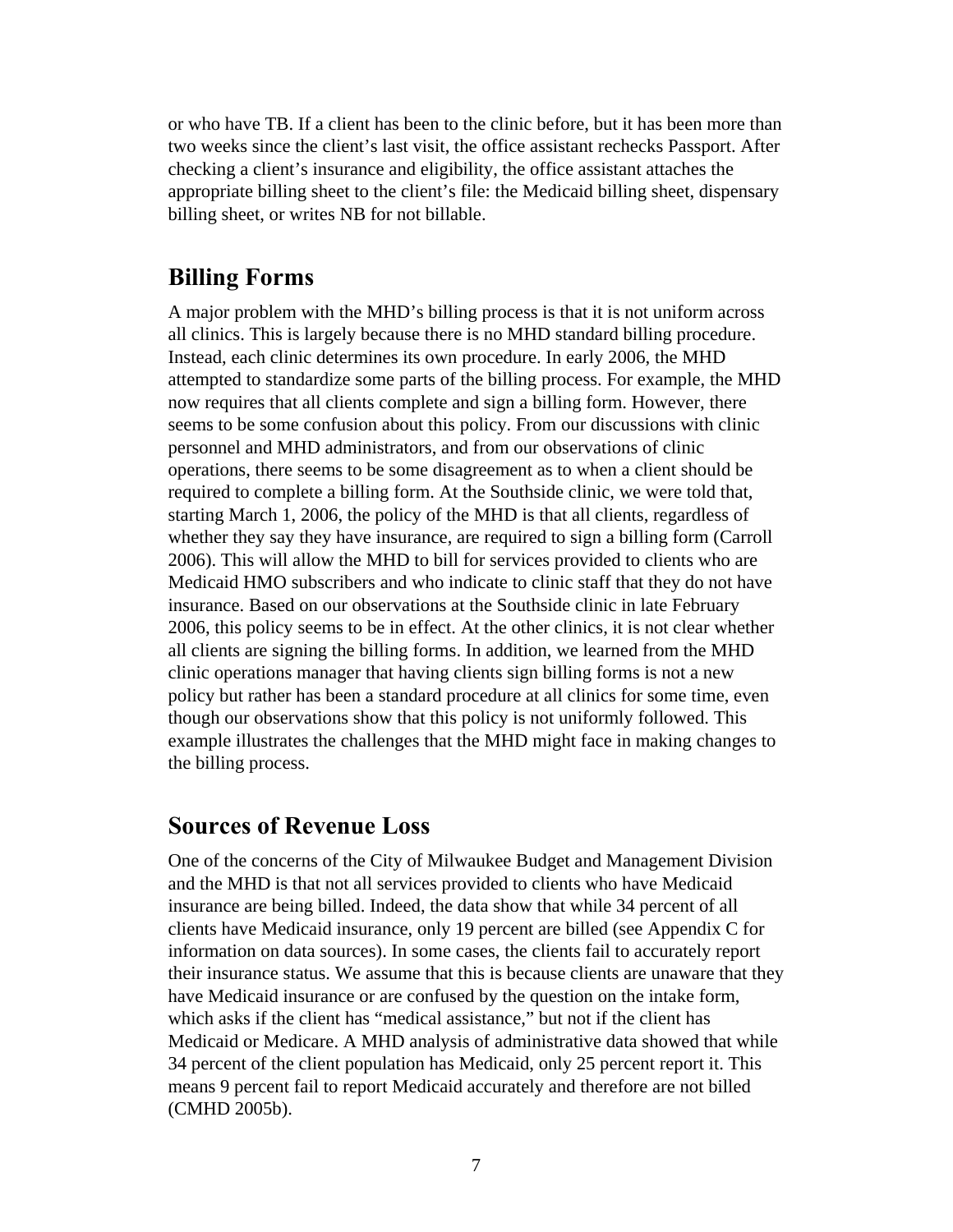or who have TB. If a client has been to the clinic before, but it has been more than two weeks since the client's last visit, the office assistant rechecks Passport. After checking a client's insurance and eligibility, the office assistant attaches the appropriate billing sheet to the client's file: the Medicaid billing sheet, dispensary billing sheet, or writes NB for not billable.

## Billing Forms

A major problem with the MHD's billing process is that it is not uniform across all clinics. This is largely because there is no MHD standard billing procedure. Instead, each clinic determines its own procedure. In early 2006, the MHD attempted to standardize some parts of the billing process. For example, the MHD now requires that all clients complete and sign a billing form. However, there seems to be some confusion about this policy. From our discussions with clinic personnel and MHD administrators, and from our observations of clinic operations, there seems to be some disagreement as to when a client should be required to complete a billing form. At the Southside clinic, we were told that, starting March 1, 2006, the policy of the MHD is that all clients, regardless of whether they say they have insurance, are required to sign a billing form (Carroll 2006). This will allow the MHD to bill for services provided to clients who are Medicaid HMO subscribers and who indicate to clinic staff that they do not have insurance. Based on our observations at the Southside clinic in late February 2006, this policy seems to be in effect. At the other clinics, it is not clear whether all clients are signing the billing forms. In addition, we learned from the MHD clinic operations manager that having clients sign billing forms is not a new policy but rather has been a standard procedure at all clinics for some time, even though our observations show that this policy is not uniformly followed. This example illustrates the challenges that the MHD might face in making changes to the billing process.

## Sources of Revenue Loss

One of the concerns of the City of Milwaukee Budget and Management Division and the MHD is that not all services provided to clients who have Medicaid insurance are being billed. Indeed, the data show that while 34 percent of all clients have Medicaid insurance, only 19 percent are billed (see Appendix C for information on data sources). In some cases, the clients fail to accurately report their insurance status. We assume that this is because clients are unaware that they have Medicaid insurance or are confused by the question on the intake form, which asks if the client has "medical assistance," but not if the client has Medicaid or Medicare. A MHD analysis of administrative data showed that while 34 percent of the client population has Medicaid, only 25 percent report it. This means 9 percent fail to report Medicaid accurately and therefore are not billed (CMHD 2005b).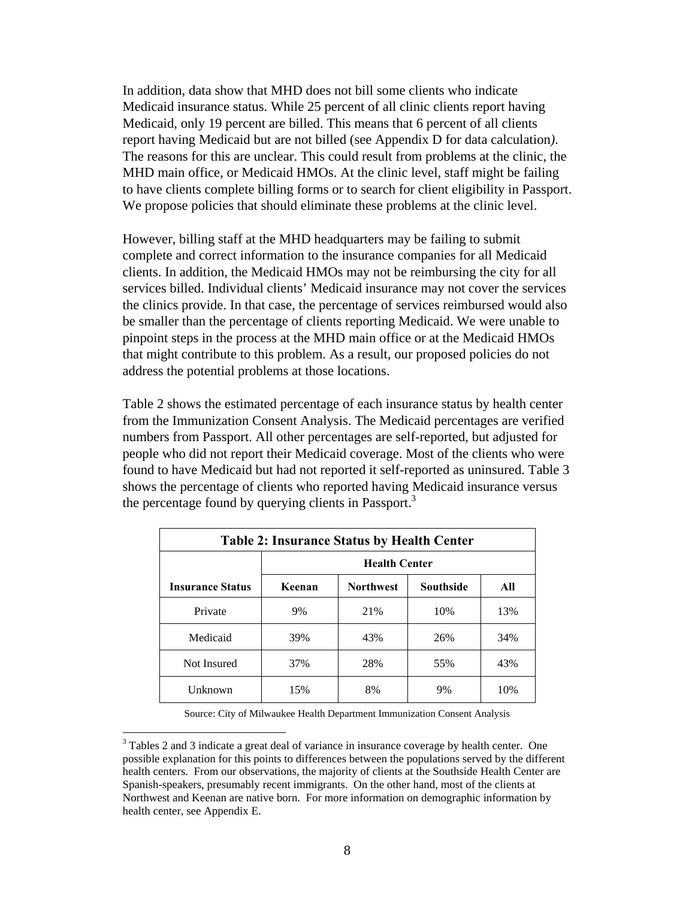In addition, data show that MHD does not bill some clients who indicate Medicaid insurance status. While 25 percent of all clinic clients report having Medicaid, only 19 percent are billed. This means that 6 percent of all clients report having Medicaid but are not billed (see Appendix D for data calculation*)*. The reasons for this are unclear. This could result from problems at the clinic, the MHD main office, or Medicaid HMOs. At the clinic level, staff might be failing to have clients complete billing forms or to search for client eligibility in Passport. We propose policies that should eliminate these problems at the clinic level.

However, billing staff at the MHD headquarters may be failing to submit complete and correct information to the insurance companies for all Medicaid clients. In addition, the Medicaid HMOs may not be reimbursing the city for all services billed. Individual clients' Medicaid insurance may not cover the services the clinics provide. In that case, the percentage of services reimbursed would also be smaller than the percentage of clients reporting Medicaid. We were unable to pinpoint steps in the process at the MHD main office or at the Medicaid HMOs that might contribute to this problem. As a result, our proposed policies do not address the potential problems at those locations.

Table 2 shows the estimated percentage of each insurance status by health center from the Immunization Consent Analysis. The Medicaid percentages are verified numbers from Passport. All other percentages are self-reported, but adjusted for people who did not report their Medicaid coverage. Most of the clients who were found to have Medicaid but had not reported it self-reported as uninsured. Table 3 shows the percentage of clients who reported having Medicaid insurance versus the percentage found by querying clients in Passport.[3]

**Table 2: Insurance Status by Health Center**

| | Health Center | | | |
|---|---|---|---|---|
| **Insurance Status** | **Keenan** | **Northwest** | **Southside** | **All** |
| Private | 9% | 21% | 10% | 13% |
| Medicaid | 39% | 43% | 26% | 34% |
| Not Insured | 37% | 28% | 55% | 43% |
| Unknown | 15% | 8% | 9% | 10% |

Source: City of Milwaukee Health Department Immunization Consent Analysis

[3] Tables 2 and 3 indicate a great deal of variance in insurance coverage by health center. One possible explanation for this points to differences between the populations served by the different health centers. From our observations, the majority of clients at the Southside Health Center are Spanish-speakers, presumably recent immigrants. On the other hand, most of the clients at Northwest and Keenan are native born. For more information on demographic information by health center, see Appendix E.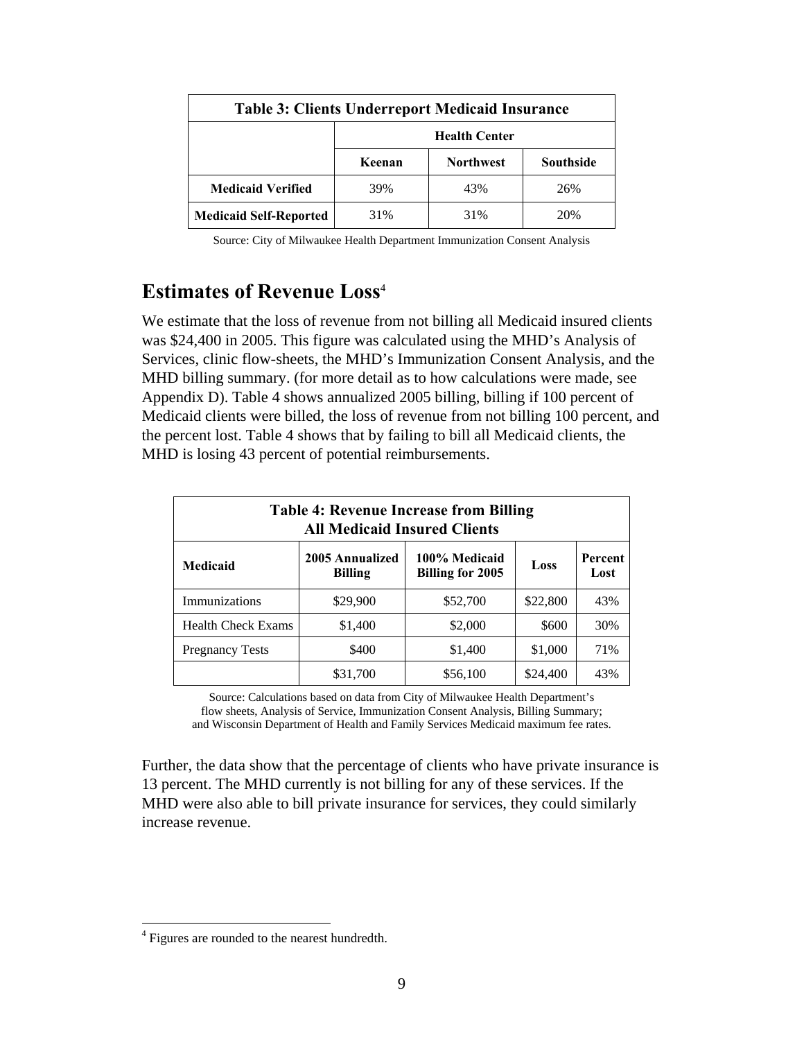| Table 3: Clients Underreport Medicaid Insurance | | | |
|---|---|---|---|
| | Health Center | | |
| | Keenan | Northwest | Southside |
| **Medicaid Verified** | 39% | 43% | 26% |
| **Medicaid Self-Reported** | 31% | 31% | 20% |

Source: City of Milwaukee Health Department Immunization Consent Analysis

## Estimates of Revenue Loss[4]

We estimate that the loss of revenue from not billing all Medicaid insured clients was $24,400 in 2005. This figure was calculated using the MHD's Analysis of Services, clinic flow-sheets, the MHD's Immunization Consent Analysis, and the MHD billing summary. (for more detail as to how calculations were made, see Appendix D). Table 4 shows annualized 2005 billing, billing if 100 percent of Medicaid clients were billed, the loss of revenue from not billing 100 percent, and the percent lost. Table 4 shows that by failing to bill all Medicaid clients, the MHD is losing 43 percent of potential reimbursements.

| Table 4: Revenue Increase from Billing All Medicaid Insured Clients | | | | |
|---|---|---|---|---|
| **Medicaid** | **2005 Annualized Billing** | **100% Medicaid Billing for 2005** | **Loss** | **Percent Lost** |
| Immunizations | $29,900 | $52,700 | $22,800 | 43% |
| Health Check Exams | $1,400 | $2,000 | $600 | 30% |
| Pregnancy Tests | $400 | $1,400 | $1,000 | 71% |
| | $31,700 | $56,100 | $24,400 | 43% |

Source: Calculations based on data from City of Milwaukee Health Department's flow sheets, Analysis of Service, Immunization Consent Analysis, Billing Summary; and Wisconsin Department of Health and Family Services Medicaid maximum fee rates.

Further, the data show that the percentage of clients who have private insurance is 13 percent. The MHD currently is not billing for any of these services. If the MHD were also able to bill private insurance for services, they could similarly increase revenue.

[4] Figures are rounded to the nearest hundredth.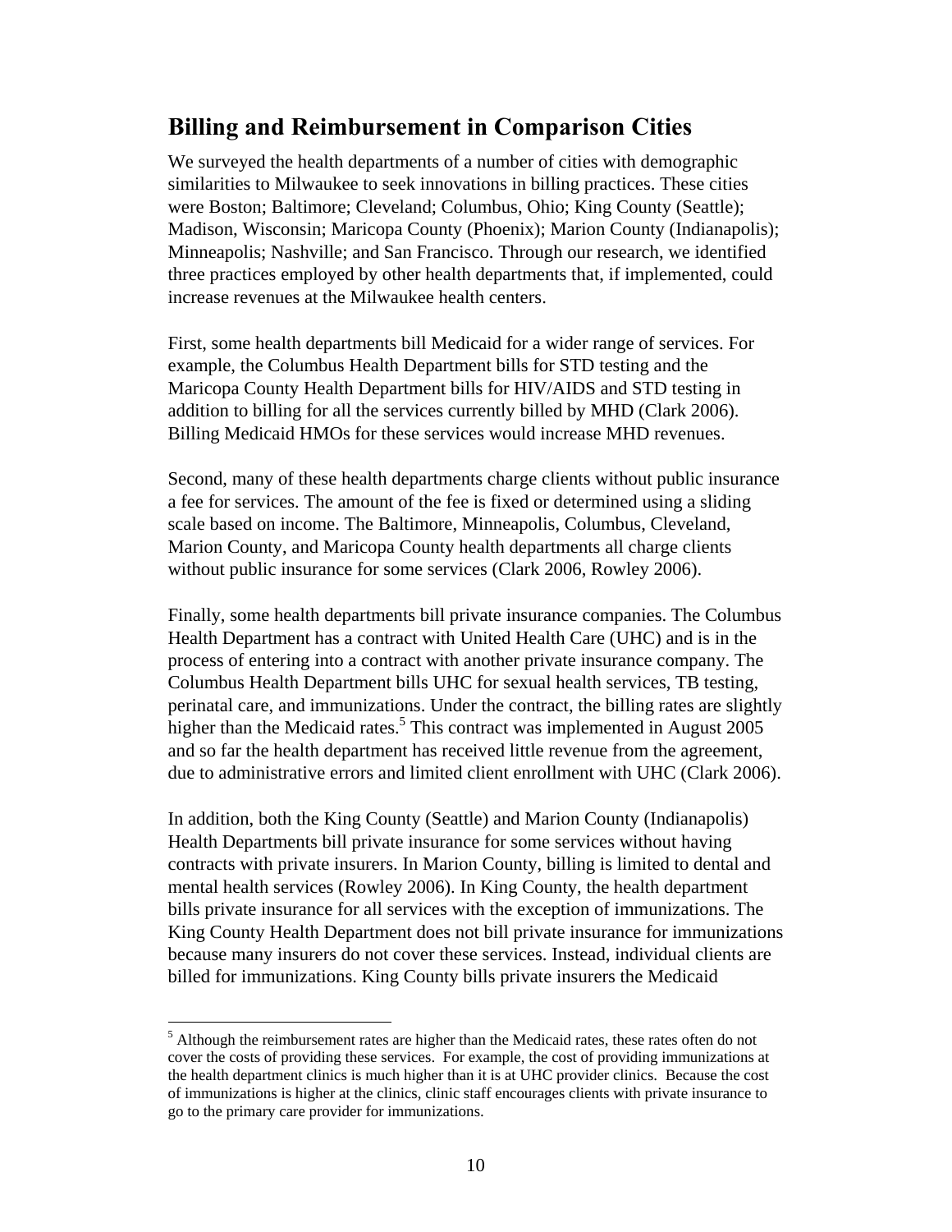## Billing and Reimbursement in Comparison Cities

We surveyed the health departments of a number of cities with demographic similarities to Milwaukee to seek innovations in billing practices. These cities were Boston; Baltimore; Cleveland; Columbus, Ohio; King County (Seattle); Madison, Wisconsin; Maricopa County (Phoenix); Marion County (Indianapolis); Minneapolis; Nashville; and San Francisco. Through our research, we identified three practices employed by other health departments that, if implemented, could increase revenues at the Milwaukee health centers.

First, some health departments bill Medicaid for a wider range of services. For example, the Columbus Health Department bills for STD testing and the Maricopa County Health Department bills for HIV/AIDS and STD testing in addition to billing for all the services currently billed by MHD (Clark 2006). Billing Medicaid HMOs for these services would increase MHD revenues.

Second, many of these health departments charge clients without public insurance a fee for services. The amount of the fee is fixed or determined using a sliding scale based on income. The Baltimore, Minneapolis, Columbus, Cleveland, Marion County, and Maricopa County health departments all charge clients without public insurance for some services (Clark 2006, Rowley 2006).

Finally, some health departments bill private insurance companies. The Columbus Health Department has a contract with United Health Care (UHC) and is in the process of entering into a contract with another private insurance company. The Columbus Health Department bills UHC for sexual health services, TB testing, perinatal care, and immunizations. Under the contract, the billing rates are slightly higher than the Medicaid rates.[5] This contract was implemented in August 2005 and so far the health department has received little revenue from the agreement, due to administrative errors and limited client enrollment with UHC (Clark 2006).

In addition, both the King County (Seattle) and Marion County (Indianapolis) Health Departments bill private insurance for some services without having contracts with private insurers. In Marion County, billing is limited to dental and mental health services (Rowley 2006). In King County, the health department bills private insurance for all services with the exception of immunizations. The King County Health Department does not bill private insurance for immunizations because many insurers do not cover these services. Instead, individual clients are billed for immunizations. King County bills private insurers the Medicaid

[5] Although the reimbursement rates are higher than the Medicaid rates, these rates often do not cover the costs of providing these services. For example, the cost of providing immunizations at the health department clinics is much higher than it is at UHC provider clinics. Because the cost of immunizations is higher at the clinics, clinic staff encourages clients with private insurance to go to the primary care provider for immunizations.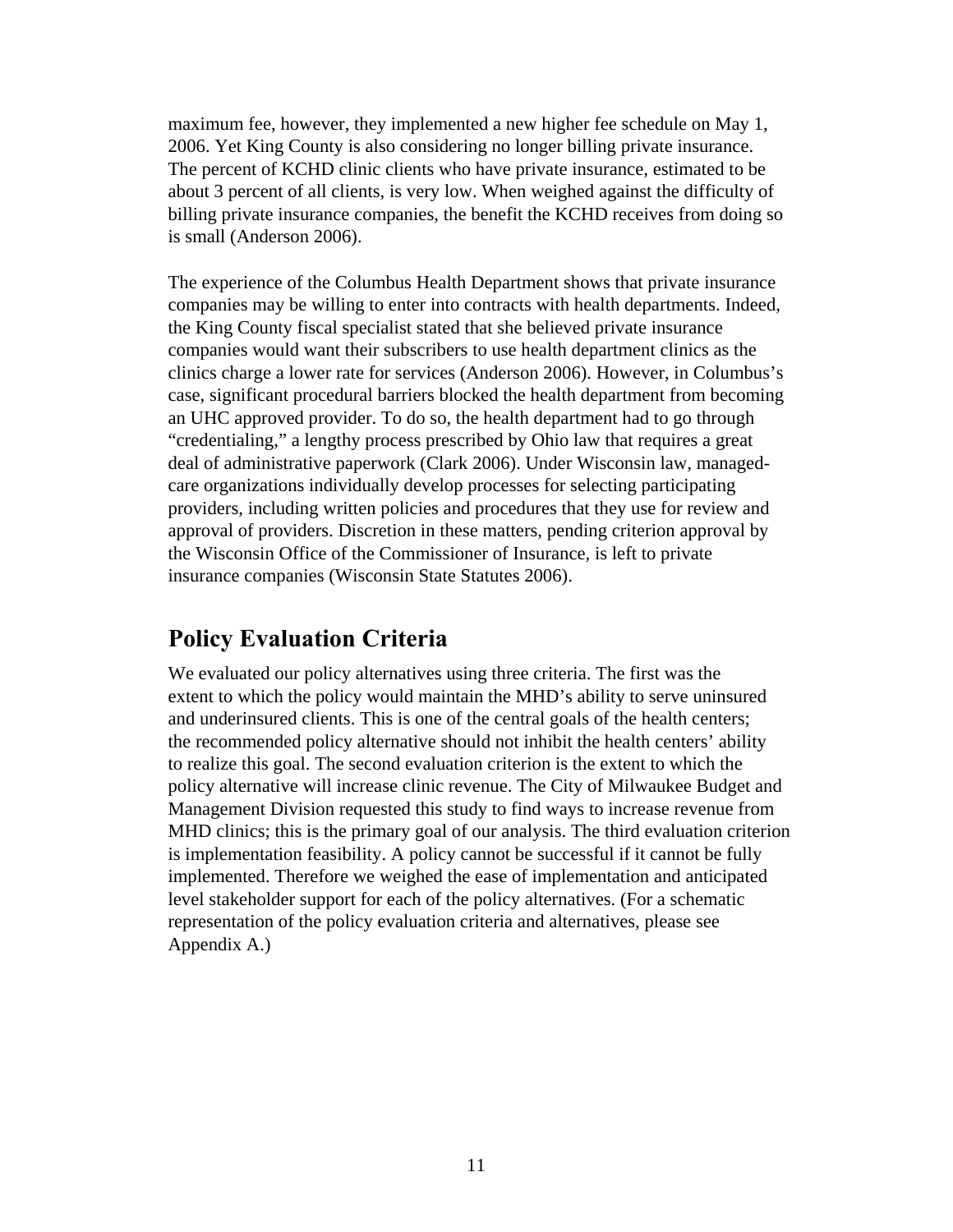maximum fee, however, they implemented a new higher fee schedule on May 1, 2006. Yet King County is also considering no longer billing private insurance. The percent of KCHD clinic clients who have private insurance, estimated to be about 3 percent of all clients, is very low. When weighed against the difficulty of billing private insurance companies, the benefit the KCHD receives from doing so is small (Anderson 2006).

The experience of the Columbus Health Department shows that private insurance companies may be willing to enter into contracts with health departments. Indeed, the King County fiscal specialist stated that she believed private insurance companies would want their subscribers to use health department clinics as the clinics charge a lower rate for services (Anderson 2006). However, in Columbus's case, significant procedural barriers blocked the health department from becoming an UHC approved provider. To do so, the health department had to go through "credentialing," a lengthy process prescribed by Ohio law that requires a great deal of administrative paperwork (Clark 2006). Under Wisconsin law, managed-care organizations individually develop processes for selecting participating providers, including written policies and procedures that they use for review and approval of providers. Discretion in these matters, pending criterion approval by the Wisconsin Office of the Commissioner of Insurance, is left to private insurance companies (Wisconsin State Statutes 2006).

## Policy Evaluation Criteria

We evaluated our policy alternatives using three criteria. The first was the extent to which the policy would maintain the MHD's ability to serve uninsured and underinsured clients. This is one of the central goals of the health centers; the recommended policy alternative should not inhibit the health centers' ability to realize this goal. The second evaluation criterion is the extent to which the policy alternative will increase clinic revenue. The City of Milwaukee Budget and Management Division requested this study to find ways to increase revenue from MHD clinics; this is the primary goal of our analysis. The third evaluation criterion is implementation feasibility. A policy cannot be successful if it cannot be fully implemented. Therefore we weighed the ease of implementation and anticipated level stakeholder support for each of the policy alternatives. (For a schematic representation of the policy evaluation criteria and alternatives, please see Appendix A.)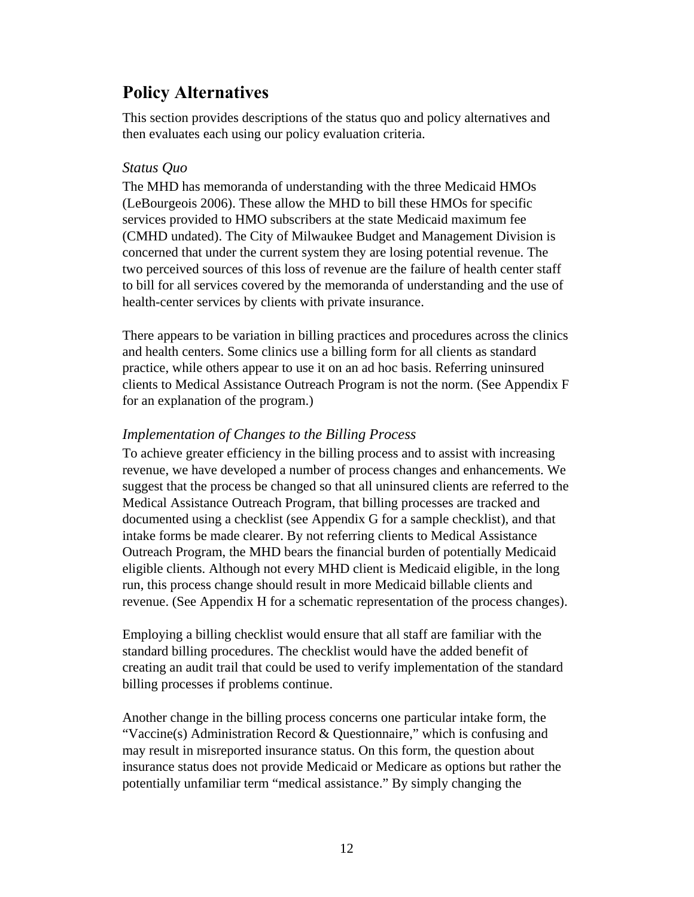## Policy Alternatives

This section provides descriptions of the status quo and policy alternatives and then evaluates each using our policy evaluation criteria.

### *Status Quo*

The MHD has memoranda of understanding with the three Medicaid HMOs (LeBourgeois 2006). These allow the MHD to bill these HMOs for specific services provided to HMO subscribers at the state Medicaid maximum fee (CMHD undated). The City of Milwaukee Budget and Management Division is concerned that under the current system they are losing potential revenue. The two perceived sources of this loss of revenue are the failure of health center staff to bill for all services covered by the memoranda of understanding and the use of health-center services by clients with private insurance.

There appears to be variation in billing practices and procedures across the clinics and health centers. Some clinics use a billing form for all clients as standard practice, while others appear to use it on an ad hoc basis. Referring uninsured clients to Medical Assistance Outreach Program is not the norm. (See Appendix F for an explanation of the program.)

### *Implementation of Changes to the Billing Process*

To achieve greater efficiency in the billing process and to assist with increasing revenue, we have developed a number of process changes and enhancements. We suggest that the process be changed so that all uninsured clients are referred to the Medical Assistance Outreach Program, that billing processes are tracked and documented using a checklist (see Appendix G for a sample checklist), and that intake forms be made clearer. By not referring clients to Medical Assistance Outreach Program, the MHD bears the financial burden of potentially Medicaid eligible clients. Although not every MHD client is Medicaid eligible, in the long run, this process change should result in more Medicaid billable clients and revenue. (See Appendix H for a schematic representation of the process changes).

Employing a billing checklist would ensure that all staff are familiar with the standard billing procedures. The checklist would have the added benefit of creating an audit trail that could be used to verify implementation of the standard billing processes if problems continue.

Another change in the billing process concerns one particular intake form, the "Vaccine(s) Administration Record & Questionnaire," which is confusing and may result in misreported insurance status. On this form, the question about insurance status does not provide Medicaid or Medicare as options but rather the potentially unfamiliar term "medical assistance." By simply changing the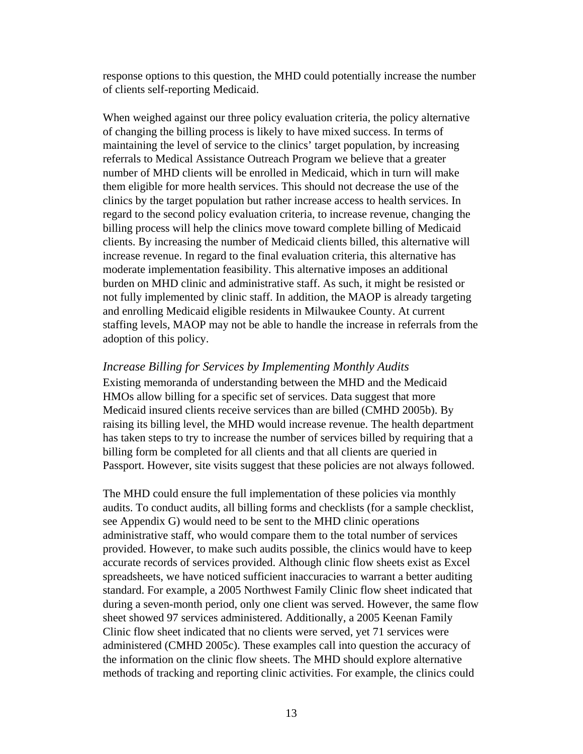response options to this question, the MHD could potentially increase the number of clients self-reporting Medicaid.

When weighed against our three policy evaluation criteria, the policy alternative of changing the billing process is likely to have mixed success. In terms of maintaining the level of service to the clinics' target population, by increasing referrals to Medical Assistance Outreach Program we believe that a greater number of MHD clients will be enrolled in Medicaid, which in turn will make them eligible for more health services. This should not decrease the use of the clinics by the target population but rather increase access to health services. In regard to the second policy evaluation criteria, to increase revenue, changing the billing process will help the clinics move toward complete billing of Medicaid clients. By increasing the number of Medicaid clients billed, this alternative will increase revenue. In regard to the final evaluation criteria, this alternative has moderate implementation feasibility. This alternative imposes an additional burden on MHD clinic and administrative staff. As such, it might be resisted or not fully implemented by clinic staff. In addition, the MAOP is already targeting and enrolling Medicaid eligible residents in Milwaukee County. At current staffing levels, MAOP may not be able to handle the increase in referrals from the adoption of this policy.

### *Increase Billing for Services by Implementing Monthly Audits*

Existing memoranda of understanding between the MHD and the Medicaid HMOs allow billing for a specific set of services. Data suggest that more Medicaid insured clients receive services than are billed (CMHD 2005b). By raising its billing level, the MHD would increase revenue. The health department has taken steps to try to increase the number of services billed by requiring that a billing form be completed for all clients and that all clients are queried in Passport. However, site visits suggest that these policies are not always followed.

The MHD could ensure the full implementation of these policies via monthly audits. To conduct audits, all billing forms and checklists (for a sample checklist, see Appendix G) would need to be sent to the MHD clinic operations administrative staff, who would compare them to the total number of services provided. However, to make such audits possible, the clinics would have to keep accurate records of services provided. Although clinic flow sheets exist as Excel spreadsheets, we have noticed sufficient inaccuracies to warrant a better auditing standard. For example, a 2005 Northwest Family Clinic flow sheet indicated that during a seven-month period, only one client was served. However, the same flow sheet showed 97 services administered. Additionally, a 2005 Keenan Family Clinic flow sheet indicated that no clients were served, yet 71 services were administered (CMHD 2005c). These examples call into question the accuracy of the information on the clinic flow sheets. The MHD should explore alternative methods of tracking and reporting clinic activities. For example, the clinics could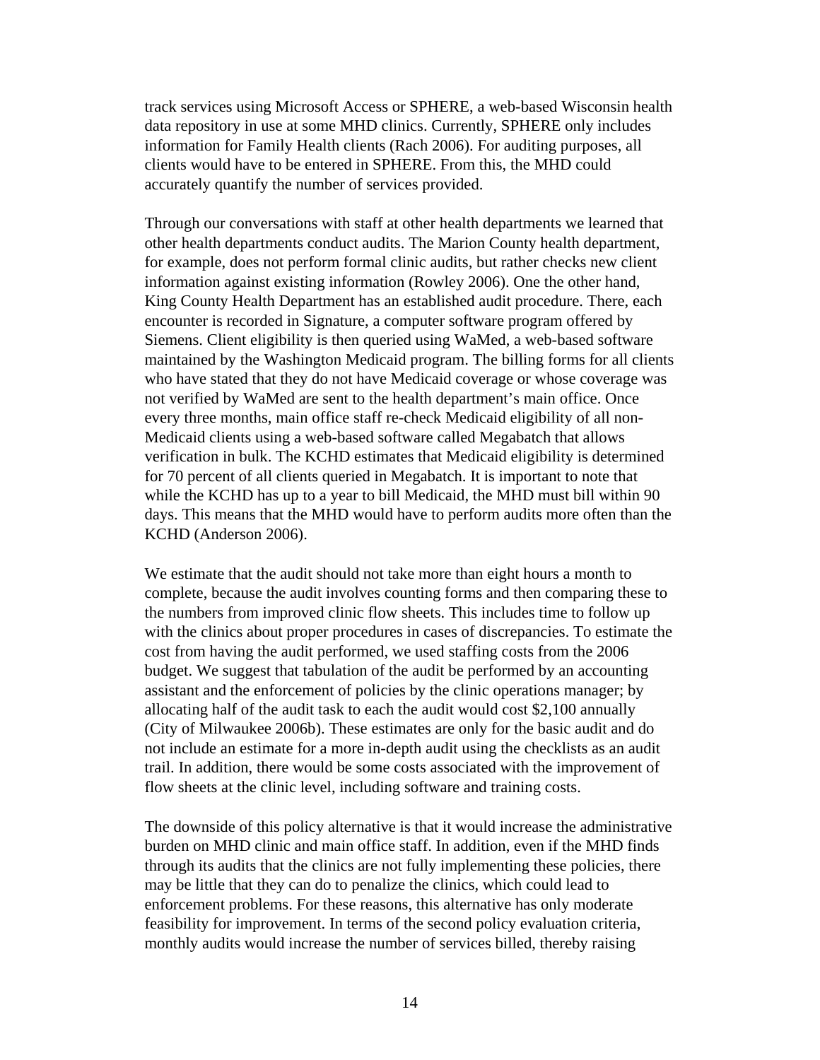track services using Microsoft Access or SPHERE, a web-based Wisconsin health data repository in use at some MHD clinics. Currently, SPHERE only includes information for Family Health clients (Rach 2006). For auditing purposes, all clients would have to be entered in SPHERE. From this, the MHD could accurately quantify the number of services provided.

Through our conversations with staff at other health departments we learned that other health departments conduct audits. The Marion County health department, for example, does not perform formal clinic audits, but rather checks new client information against existing information (Rowley 2006). One the other hand, King County Health Department has an established audit procedure. There, each encounter is recorded in Signature, a computer software program offered by Siemens. Client eligibility is then queried using WaMed, a web-based software maintained by the Washington Medicaid program. The billing forms for all clients who have stated that they do not have Medicaid coverage or whose coverage was not verified by WaMed are sent to the health department's main office. Once every three months, main office staff re-check Medicaid eligibility of all non-Medicaid clients using a web-based software called Megabatch that allows verification in bulk. The KCHD estimates that Medicaid eligibility is determined for 70 percent of all clients queried in Megabatch. It is important to note that while the KCHD has up to a year to bill Medicaid, the MHD must bill within 90 days. This means that the MHD would have to perform audits more often than the KCHD (Anderson 2006).

We estimate that the audit should not take more than eight hours a month to complete, because the audit involves counting forms and then comparing these to the numbers from improved clinic flow sheets. This includes time to follow up with the clinics about proper procedures in cases of discrepancies. To estimate the cost from having the audit performed, we used staffing costs from the 2006 budget. We suggest that tabulation of the audit be performed by an accounting assistant and the enforcement of policies by the clinic operations manager; by allocating half of the audit task to each the audit would cost $2,100 annually (City of Milwaukee 2006b). These estimates are only for the basic audit and do not include an estimate for a more in-depth audit using the checklists as an audit trail. In addition, there would be some costs associated with the improvement of flow sheets at the clinic level, including software and training costs.

The downside of this policy alternative is that it would increase the administrative burden on MHD clinic and main office staff. In addition, even if the MHD finds through its audits that the clinics are not fully implementing these policies, there may be little that they can do to penalize the clinics, which could lead to enforcement problems. For these reasons, this alternative has only moderate feasibility for improvement. In terms of the second policy evaluation criteria, monthly audits would increase the number of services billed, thereby raising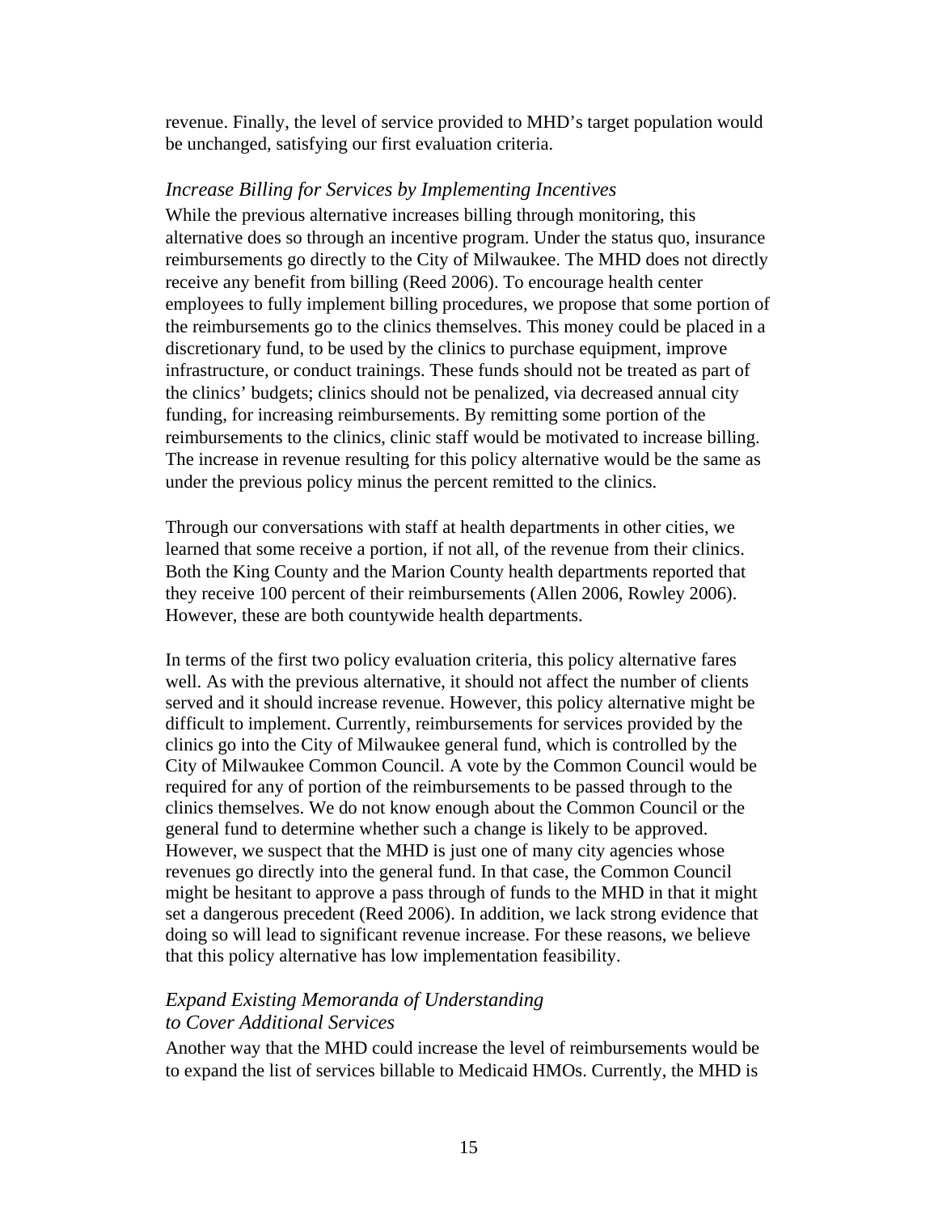revenue. Finally, the level of service provided to MHD's target population would be unchanged, satisfying our first evaluation criteria.

### *Increase Billing for Services by Implementing Incentives*

While the previous alternative increases billing through monitoring, this alternative does so through an incentive program. Under the status quo, insurance reimbursements go directly to the City of Milwaukee. The MHD does not directly receive any benefit from billing (Reed 2006). To encourage health center employees to fully implement billing procedures, we propose that some portion of the reimbursements go to the clinics themselves. This money could be placed in a discretionary fund, to be used by the clinics to purchase equipment, improve infrastructure, or conduct trainings. These funds should not be treated as part of the clinics' budgets; clinics should not be penalized, via decreased annual city funding, for increasing reimbursements. By remitting some portion of the reimbursements to the clinics, clinic staff would be motivated to increase billing. The increase in revenue resulting for this policy alternative would be the same as under the previous policy minus the percent remitted to the clinics.

Through our conversations with staff at health departments in other cities, we learned that some receive a portion, if not all, of the revenue from their clinics. Both the King County and the Marion County health departments reported that they receive 100 percent of their reimbursements (Allen 2006, Rowley 2006). However, these are both countywide health departments.

In terms of the first two policy evaluation criteria, this policy alternative fares well. As with the previous alternative, it should not affect the number of clients served and it should increase revenue. However, this policy alternative might be difficult to implement. Currently, reimbursements for services provided by the clinics go into the City of Milwaukee general fund, which is controlled by the City of Milwaukee Common Council. A vote by the Common Council would be required for any of portion of the reimbursements to be passed through to the clinics themselves. We do not know enough about the Common Council or the general fund to determine whether such a change is likely to be approved. However, we suspect that the MHD is just one of many city agencies whose revenues go directly into the general fund. In that case, the Common Council might be hesitant to approve a pass through of funds to the MHD in that it might set a dangerous precedent (Reed 2006). In addition, we lack strong evidence that doing so will lead to significant revenue increase. For these reasons, we believe that this policy alternative has low implementation feasibility.

### *Expand Existing Memoranda of Understanding to Cover Additional Services*

Another way that the MHD could increase the level of reimbursements would be to expand the list of services billable to Medicaid HMOs. Currently, the MHD is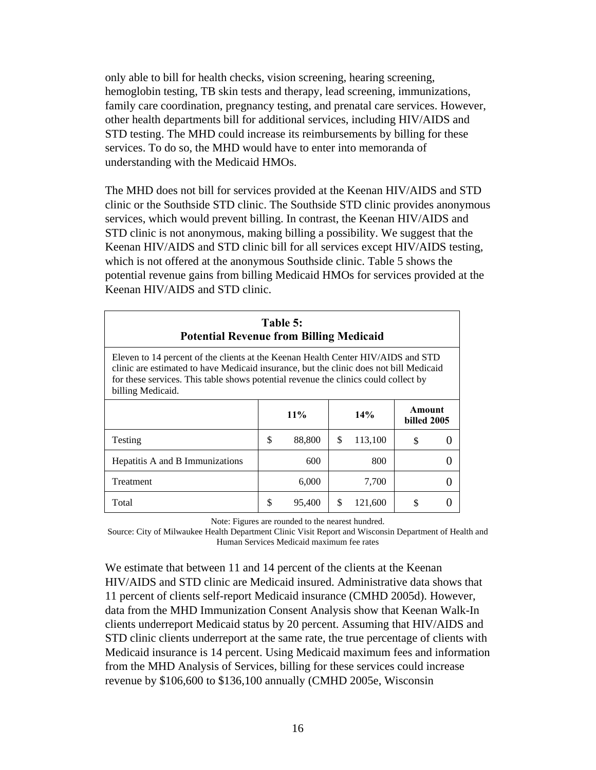only able to bill for health checks, vision screening, hearing screening, hemoglobin testing, TB skin tests and therapy, lead screening, immunizations, family care coordination, pregnancy testing, and prenatal care services. However, other health departments bill for additional services, including HIV/AIDS and STD testing. The MHD could increase its reimbursements by billing for these services. To do so, the MHD would have to enter into memoranda of understanding with the Medicaid HMOs.

The MHD does not bill for services provided at the Keenan HIV/AIDS and STD clinic or the Southside STD clinic. The Southside STD clinic provides anonymous services, which would prevent billing. In contrast, the Keenan HIV/AIDS and STD clinic is not anonymous, making billing a possibility. We suggest that the Keenan HIV/AIDS and STD clinic bill for all services except HIV/AIDS testing, which is not offered at the anonymous Southside clinic. Table 5 shows the potential revenue gains from billing Medicaid HMOs for services provided at the Keenan HIV/AIDS and STD clinic.

**Table 5: Potential Revenue from Billing Medicaid**

Eleven to 14 percent of the clients at the Keenan Health Center HIV/AIDS and STD clinic are estimated to have Medicaid insurance, but the clinic does not bill Medicaid for these services. This table shows potential revenue the clinics could collect by billing Medicaid.

| | 11% | 14% | Amount billed 2005 |
|---|---|---|---|
| Testing | $ 88,800 | $ 113,100 | $ 0 |
| Hepatitis A and B Immunizations | 600 | 800 | 0 |
| Treatment | 6,000 | 7,700 | 0 |
| Total | $ 95,400 | $ 121,600 | $ 0 |

Note: Figures are rounded to the nearest hundred.
Source: City of Milwaukee Health Department Clinic Visit Report and Wisconsin Department of Health and Human Services Medicaid maximum fee rates

We estimate that between 11 and 14 percent of the clients at the Keenan HIV/AIDS and STD clinic are Medicaid insured. Administrative data shows that 11 percent of clients self-report Medicaid insurance (CMHD 2005d). However, data from the MHD Immunization Consent Analysis show that Keenan Walk-In clients underreport Medicaid status by 20 percent. Assuming that HIV/AIDS and STD clinic clients underreport at the same rate, the true percentage of clients with Medicaid insurance is 14 percent. Using Medicaid maximum fees and information from the MHD Analysis of Services, billing for these services could increase revenue by $106,600 to $136,100 annually (CMHD 2005e, Wisconsin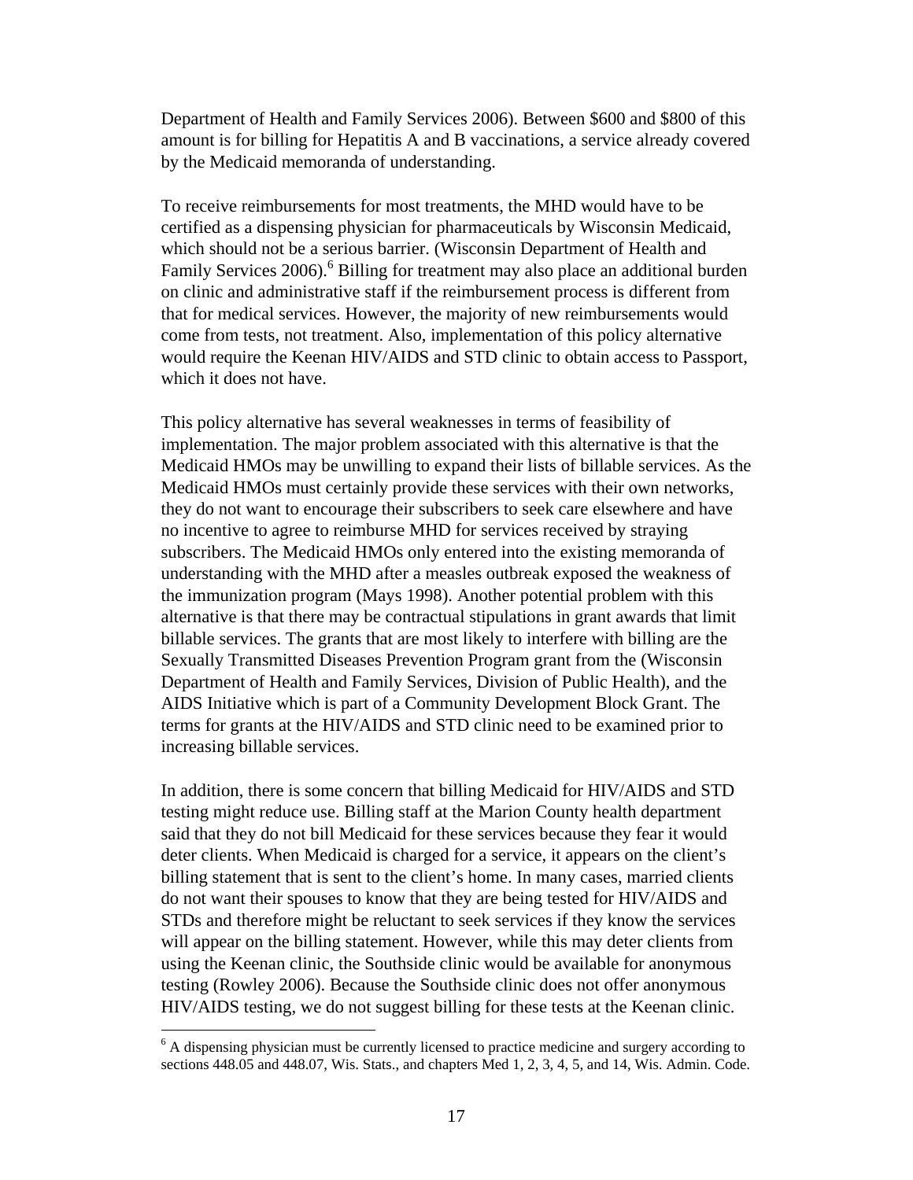Department of Health and Family Services 2006). Between $600 and $800 of this amount is for billing for Hepatitis A and B vaccinations, a service already covered by the Medicaid memoranda of understanding.

To receive reimbursements for most treatments, the MHD would have to be certified as a dispensing physician for pharmaceuticals by Wisconsin Medicaid, which should not be a serious barrier. (Wisconsin Department of Health and Family Services 2006).[6] Billing for treatment may also place an additional burden on clinic and administrative staff if the reimbursement process is different from that for medical services. However, the majority of new reimbursements would come from tests, not treatment. Also, implementation of this policy alternative would require the Keenan HIV/AIDS and STD clinic to obtain access to Passport, which it does not have.

This policy alternative has several weaknesses in terms of feasibility of implementation. The major problem associated with this alternative is that the Medicaid HMOs may be unwilling to expand their lists of billable services. As the Medicaid HMOs must certainly provide these services with their own networks, they do not want to encourage their subscribers to seek care elsewhere and have no incentive to agree to reimburse MHD for services received by straying subscribers. The Medicaid HMOs only entered into the existing memoranda of understanding with the MHD after a measles outbreak exposed the weakness of the immunization program (Mays 1998). Another potential problem with this alternative is that there may be contractual stipulations in grant awards that limit billable services. The grants that are most likely to interfere with billing are the Sexually Transmitted Diseases Prevention Program grant from the (Wisconsin Department of Health and Family Services, Division of Public Health), and the AIDS Initiative which is part of a Community Development Block Grant. The terms for grants at the HIV/AIDS and STD clinic need to be examined prior to increasing billable services.

In addition, there is some concern that billing Medicaid for HIV/AIDS and STD testing might reduce use. Billing staff at the Marion County health department said that they do not bill Medicaid for these services because they fear it would deter clients. When Medicaid is charged for a service, it appears on the client's billing statement that is sent to the client's home. In many cases, married clients do not want their spouses to know that they are being tested for HIV/AIDS and STDs and therefore might be reluctant to seek services if they know the services will appear on the billing statement. However, while this may deter clients from using the Keenan clinic, the Southside clinic would be available for anonymous testing (Rowley 2006). Because the Southside clinic does not offer anonymous HIV/AIDS testing, we do not suggest billing for these tests at the Keenan clinic.

[6] A dispensing physician must be currently licensed to practice medicine and surgery according to sections 448.05 and 448.07, Wis. Stats., and chapters Med 1, 2, 3, 4, 5, and 14, Wis. Admin. Code.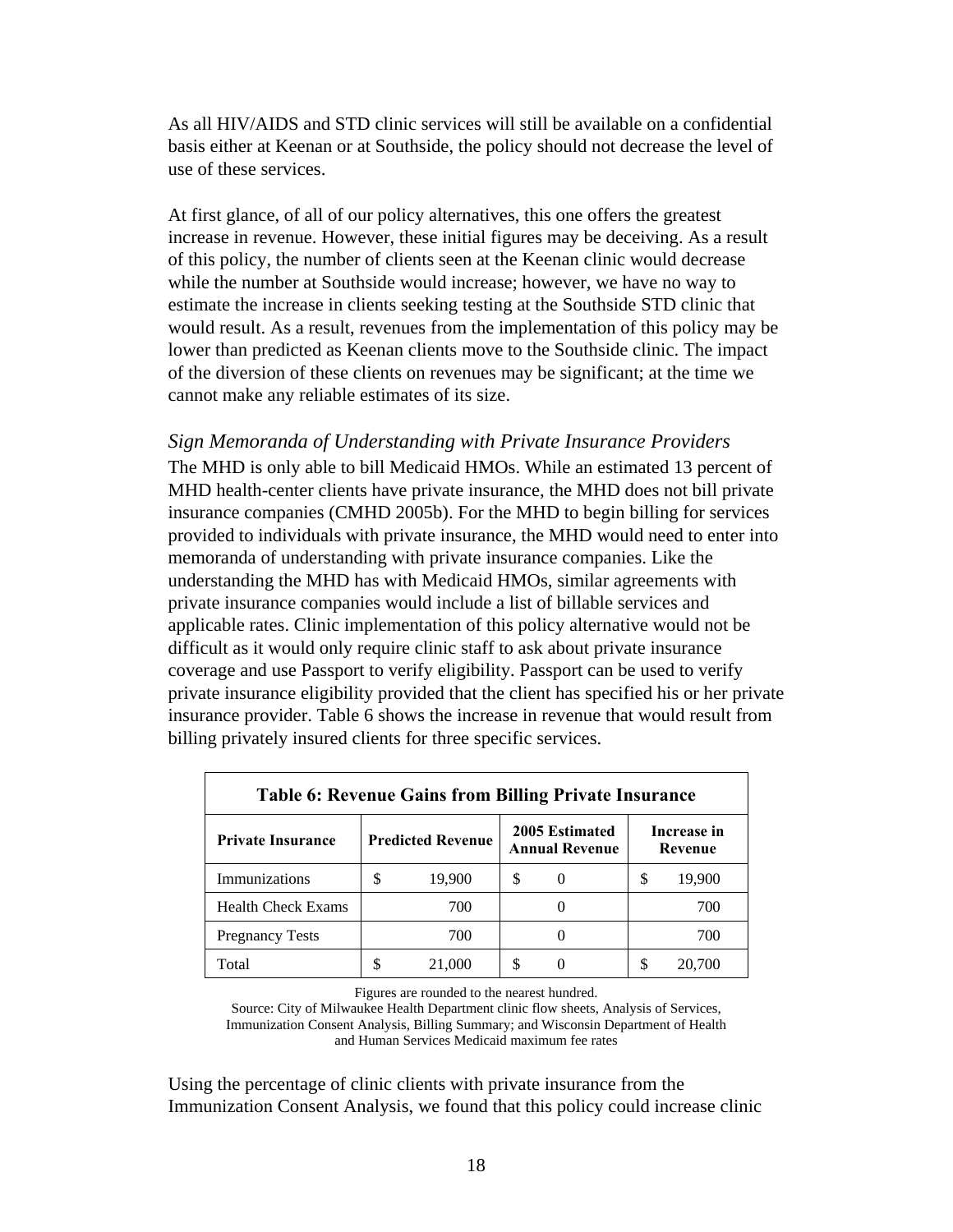As all HIV/AIDS and STD clinic services will still be available on a confidential basis either at Keenan or at Southside, the policy should not decrease the level of use of these services.

At first glance, of all of our policy alternatives, this one offers the greatest increase in revenue. However, these initial figures may be deceiving. As a result of this policy, the number of clients seen at the Keenan clinic would decrease while the number at Southside would increase; however, we have no way to estimate the increase in clients seeking testing at the Southside STD clinic that would result. As a result, revenues from the implementation of this policy may be lower than predicted as Keenan clients move to the Southside clinic. The impact of the diversion of these clients on revenues may be significant; at the time we cannot make any reliable estimates of its size.

*Sign Memoranda of Understanding with Private Insurance Providers*

The MHD is only able to bill Medicaid HMOs. While an estimated 13 percent of MHD health-center clients have private insurance, the MHD does not bill private insurance companies (CMHD 2005b). For the MHD to begin billing for services provided to individuals with private insurance, the MHD would need to enter into memoranda of understanding with private insurance companies. Like the understanding the MHD has with Medicaid HMOs, similar agreements with private insurance companies would include a list of billable services and applicable rates. Clinic implementation of this policy alternative would not be difficult as it would only require clinic staff to ask about private insurance coverage and use Passport to verify eligibility. Passport can be used to verify private insurance eligibility provided that the client has specified his or her private insurance provider. Table 6 shows the increase in revenue that would result from billing privately insured clients for three specific services.

**Table 6: Revenue Gains from Billing Private Insurance**

| Private Insurance | Predicted Revenue | 2005 Estimated Annual Revenue | Increase in Revenue |
|---|---|---|---|
| Immunizations | $ 19,900 | $ 0 | $ 19,900 |
| Health Check Exams | 700 | 0 | 700 |
| Pregnancy Tests | 700 | 0 | 700 |
| Total | $ 21,000 | $ 0 | $ 20,700 |

Figures are rounded to the nearest hundred.
Source: City of Milwaukee Health Department clinic flow sheets, Analysis of Services, Immunization Consent Analysis, Billing Summary; and Wisconsin Department of Health and Human Services Medicaid maximum fee rates

Using the percentage of clinic clients with private insurance from the Immunization Consent Analysis, we found that this policy could increase clinic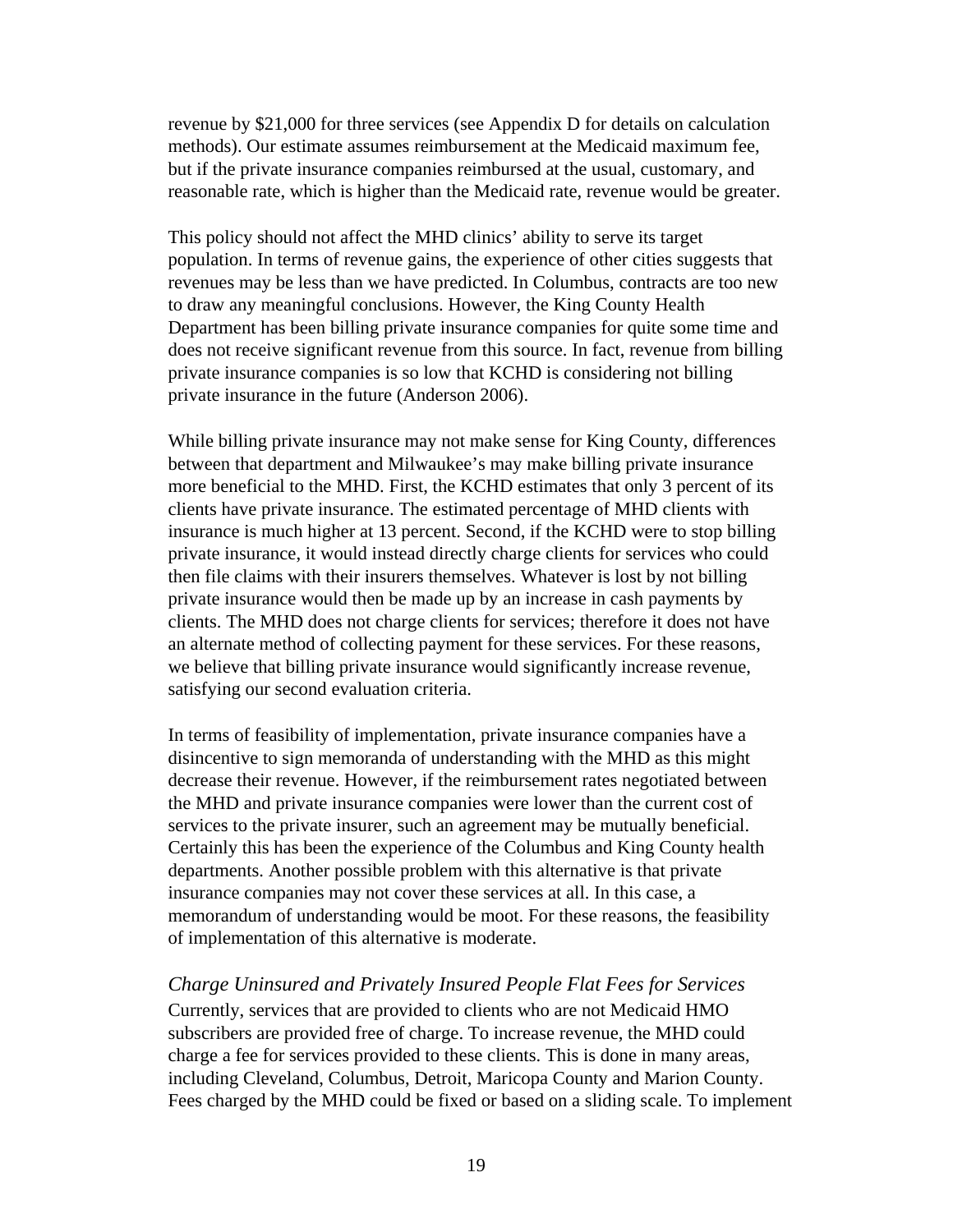revenue by $21,000 for three services (see Appendix D for details on calculation methods). Our estimate assumes reimbursement at the Medicaid maximum fee, but if the private insurance companies reimbursed at the usual, customary, and reasonable rate, which is higher than the Medicaid rate, revenue would be greater.

This policy should not affect the MHD clinics' ability to serve its target population. In terms of revenue gains, the experience of other cities suggests that revenues may be less than we have predicted. In Columbus, contracts are too new to draw any meaningful conclusions. However, the King County Health Department has been billing private insurance companies for quite some time and does not receive significant revenue from this source. In fact, revenue from billing private insurance companies is so low that KCHD is considering not billing private insurance in the future (Anderson 2006).

While billing private insurance may not make sense for King County, differences between that department and Milwaukee's may make billing private insurance more beneficial to the MHD. First, the KCHD estimates that only 3 percent of its clients have private insurance. The estimated percentage of MHD clients with insurance is much higher at 13 percent. Second, if the KCHD were to stop billing private insurance, it would instead directly charge clients for services who could then file claims with their insurers themselves. Whatever is lost by not billing private insurance would then be made up by an increase in cash payments by clients. The MHD does not charge clients for services; therefore it does not have an alternate method of collecting payment for these services. For these reasons, we believe that billing private insurance would significantly increase revenue, satisfying our second evaluation criteria.

In terms of feasibility of implementation, private insurance companies have a disincentive to sign memoranda of understanding with the MHD as this might decrease their revenue. However, if the reimbursement rates negotiated between the MHD and private insurance companies were lower than the current cost of services to the private insurer, such an agreement may be mutually beneficial. Certainly this has been the experience of the Columbus and King County health departments. Another possible problem with this alternative is that private insurance companies may not cover these services at all. In this case, a memorandum of understanding would be moot. For these reasons, the feasibility of implementation of this alternative is moderate.

*Charge Uninsured and Privately Insured People Flat Fees for Services*

Currently, services that are provided to clients who are not Medicaid HMO subscribers are provided free of charge. To increase revenue, the MHD could charge a fee for services provided to these clients. This is done in many areas, including Cleveland, Columbus, Detroit, Maricopa County and Marion County. Fees charged by the MHD could be fixed or based on a sliding scale. To implement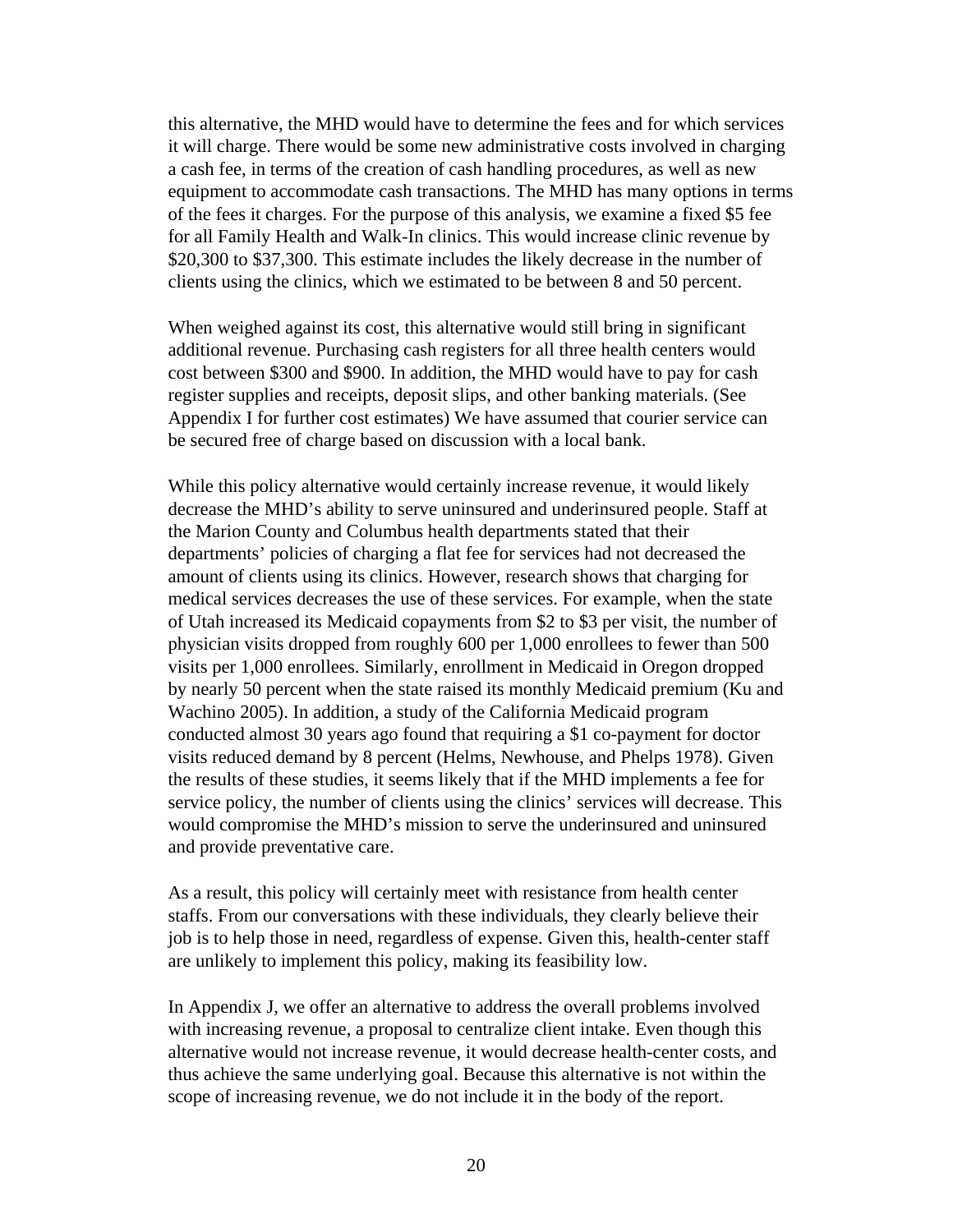this alternative, the MHD would have to determine the fees and for which services it will charge. There would be some new administrative costs involved in charging a cash fee, in terms of the creation of cash handling procedures, as well as new equipment to accommodate cash transactions. The MHD has many options in terms of the fees it charges. For the purpose of this analysis, we examine a fixed $5 fee for all Family Health and Walk-In clinics. This would increase clinic revenue by $20,300 to $37,300. This estimate includes the likely decrease in the number of clients using the clinics, which we estimated to be between 8 and 50 percent.

When weighed against its cost, this alternative would still bring in significant additional revenue. Purchasing cash registers for all three health centers would cost between $300 and $900. In addition, the MHD would have to pay for cash register supplies and receipts, deposit slips, and other banking materials. (See Appendix I for further cost estimates) We have assumed that courier service can be secured free of charge based on discussion with a local bank.

While this policy alternative would certainly increase revenue, it would likely decrease the MHD's ability to serve uninsured and underinsured people. Staff at the Marion County and Columbus health departments stated that their departments' policies of charging a flat fee for services had not decreased the amount of clients using its clinics. However, research shows that charging for medical services decreases the use of these services. For example, when the state of Utah increased its Medicaid copayments from $2 to $3 per visit, the number of physician visits dropped from roughly 600 per 1,000 enrollees to fewer than 500 visits per 1,000 enrollees. Similarly, enrollment in Medicaid in Oregon dropped by nearly 50 percent when the state raised its monthly Medicaid premium (Ku and Wachino 2005). In addition, a study of the California Medicaid program conducted almost 30 years ago found that requiring a $1 co-payment for doctor visits reduced demand by 8 percent (Helms, Newhouse, and Phelps 1978). Given the results of these studies, it seems likely that if the MHD implements a fee for service policy, the number of clients using the clinics' services will decrease. This would compromise the MHD's mission to serve the underinsured and uninsured and provide preventative care.

As a result, this policy will certainly meet with resistance from health center staffs. From our conversations with these individuals, they clearly believe their job is to help those in need, regardless of expense. Given this, health-center staff are unlikely to implement this policy, making its feasibility low.

In Appendix J, we offer an alternative to address the overall problems involved with increasing revenue, a proposal to centralize client intake. Even though this alternative would not increase revenue, it would decrease health-center costs, and thus achieve the same underlying goal. Because this alternative is not within the scope of increasing revenue, we do not include it in the body of the report.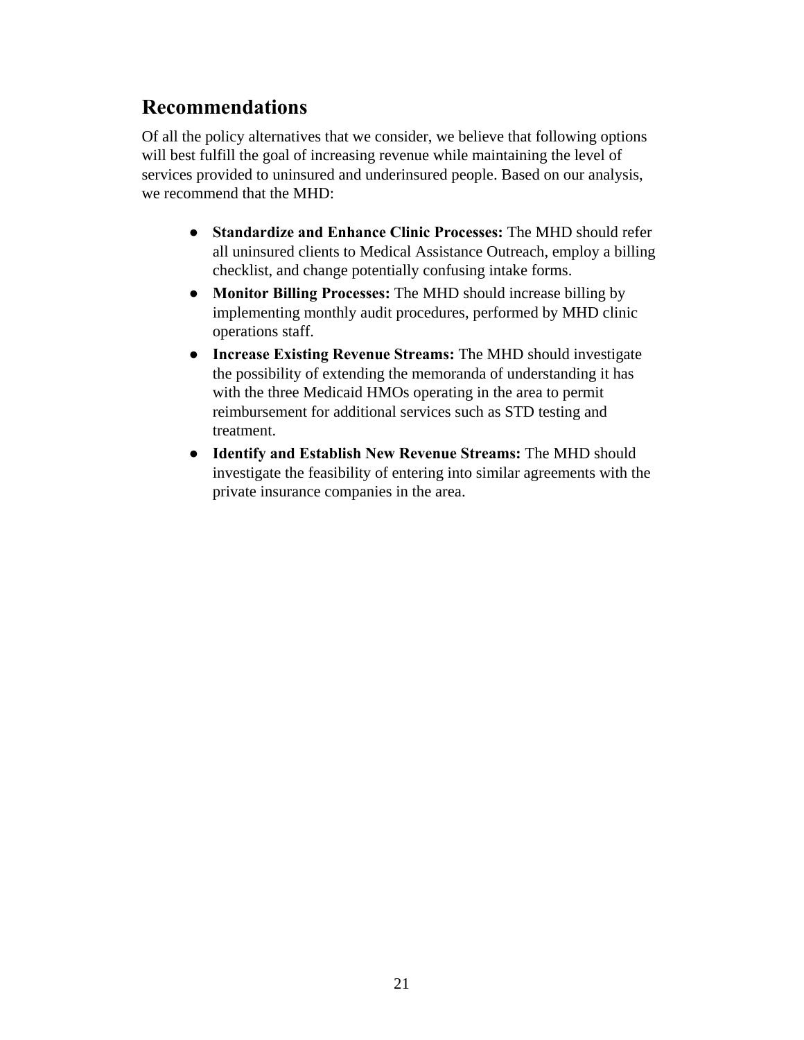## Recommendations

Of all the policy alternatives that we consider, we believe that following options will best fulfill the goal of increasing revenue while maintaining the level of services provided to uninsured and underinsured people. Based on our analysis, we recommend that the MHD:

- **Standardize and Enhance Clinic Processes:** The MHD should refer all uninsured clients to Medical Assistance Outreach, employ a billing checklist, and change potentially confusing intake forms.
- **Monitor Billing Processes:** The MHD should increase billing by implementing monthly audit procedures, performed by MHD clinic operations staff.
- **Increase Existing Revenue Streams:** The MHD should investigate the possibility of extending the memoranda of understanding it has with the three Medicaid HMOs operating in the area to permit reimbursement for additional services such as STD testing and treatment.
- **Identify and Establish New Revenue Streams:** The MHD should investigate the feasibility of entering into similar agreements with the private insurance companies in the area.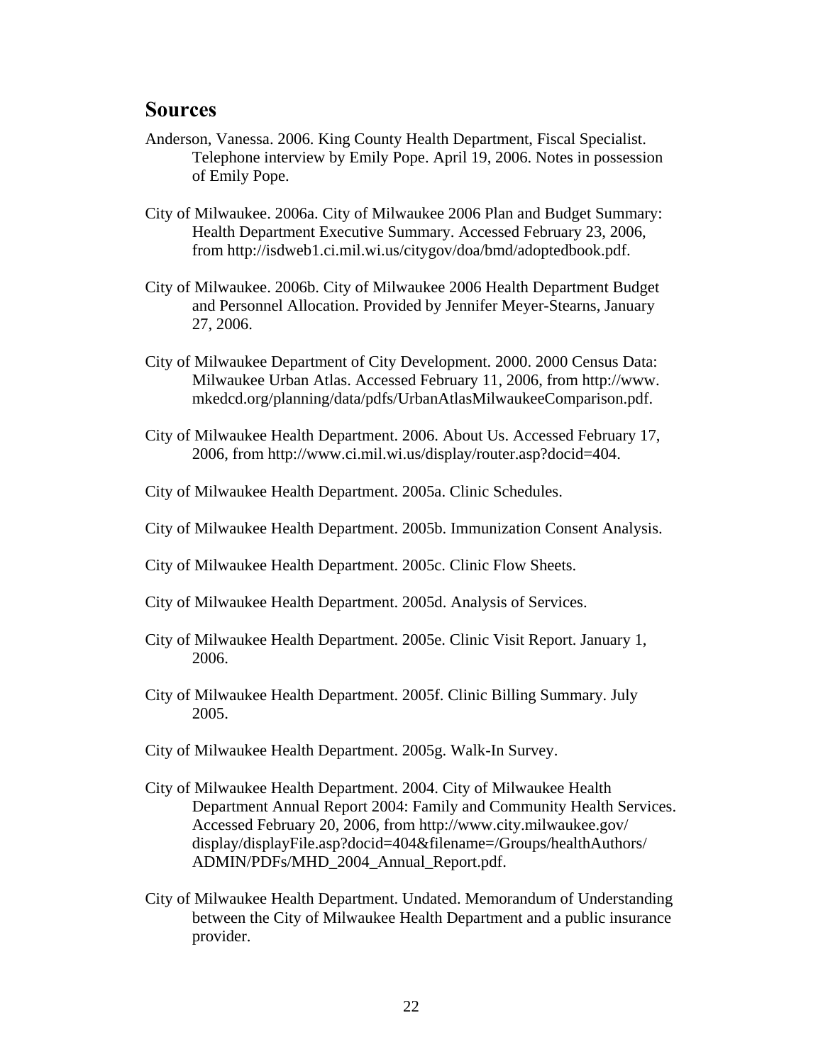## Sources

Anderson, Vanessa. 2006. King County Health Department, Fiscal Specialist. Telephone interview by Emily Pope. April 19, 2006. Notes in possession of Emily Pope.

City of Milwaukee. 2006a. City of Milwaukee 2006 Plan and Budget Summary: Health Department Executive Summary. Accessed February 23, 2006, from http://isdweb1.ci.mil.wi.us/citygov/doa/bmd/adoptedbook.pdf.

City of Milwaukee. 2006b. City of Milwaukee 2006 Health Department Budget and Personnel Allocation. Provided by Jennifer Meyer-Stearns, January 27, 2006.

City of Milwaukee Department of City Development. 2000. 2000 Census Data: Milwaukee Urban Atlas. Accessed February 11, 2006, from http://www.mkedcd.org/planning/data/pdfs/UrbanAtlasMilwaukeeComparison.pdf.

City of Milwaukee Health Department. 2006. About Us. Accessed February 17, 2006, from http://www.ci.mil.wi.us/display/router.asp?docid=404.

City of Milwaukee Health Department. 2005a. Clinic Schedules.

City of Milwaukee Health Department. 2005b. Immunization Consent Analysis.

City of Milwaukee Health Department. 2005c. Clinic Flow Sheets.

City of Milwaukee Health Department. 2005d. Analysis of Services.

City of Milwaukee Health Department. 2005e. Clinic Visit Report. January 1, 2006.

City of Milwaukee Health Department. 2005f. Clinic Billing Summary. July 2005.

City of Milwaukee Health Department. 2005g. Walk-In Survey.

City of Milwaukee Health Department. 2004. City of Milwaukee Health Department Annual Report 2004: Family and Community Health Services. Accessed February 20, 2006, from http://www.city.milwaukee.gov/display/displayFile.asp?docid=404&filename=/Groups/healthAuthors/ADMIN/PDFs/MHD_2004_Annual_Report.pdf.

City of Milwaukee Health Department. Undated. Memorandum of Understanding between the City of Milwaukee Health Department and a public insurance provider.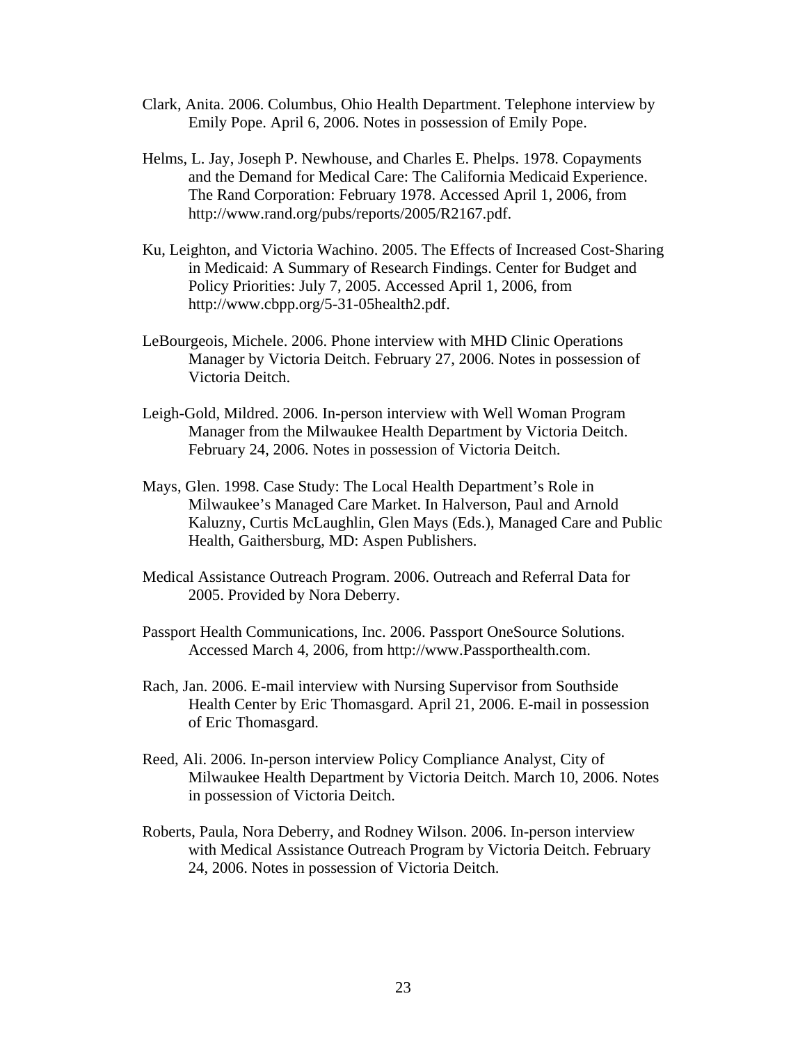Clark, Anita. 2006. Columbus, Ohio Health Department. Telephone interview by Emily Pope. April 6, 2006. Notes in possession of Emily Pope.

Helms, L. Jay, Joseph P. Newhouse, and Charles E. Phelps. 1978. Copayments and the Demand for Medical Care: The California Medicaid Experience. The Rand Corporation: February 1978. Accessed April 1, 2006, from http://www.rand.org/pubs/reports/2005/R2167.pdf.

Ku, Leighton, and Victoria Wachino. 2005. The Effects of Increased Cost-Sharing in Medicaid: A Summary of Research Findings. Center for Budget and Policy Priorities: July 7, 2005. Accessed April 1, 2006, from http://www.cbpp.org/5-31-05health2.pdf.

LeBourgeois, Michele. 2006. Phone interview with MHD Clinic Operations Manager by Victoria Deitch. February 27, 2006. Notes in possession of Victoria Deitch.

Leigh-Gold, Mildred. 2006. In-person interview with Well Woman Program Manager from the Milwaukee Health Department by Victoria Deitch. February 24, 2006. Notes in possession of Victoria Deitch.

Mays, Glen. 1998. Case Study: The Local Health Department's Role in Milwaukee's Managed Care Market. In Halverson, Paul and Arnold Kaluzny, Curtis McLaughlin, Glen Mays (Eds.), Managed Care and Public Health, Gaithersburg, MD: Aspen Publishers.

Medical Assistance Outreach Program. 2006. Outreach and Referral Data for 2005. Provided by Nora Deberry.

Passport Health Communications, Inc. 2006. Passport OneSource Solutions. Accessed March 4, 2006, from http://www.Passporthealth.com.

Rach, Jan. 2006. E-mail interview with Nursing Supervisor from Southside Health Center by Eric Thomasgard. April 21, 2006. E-mail in possession of Eric Thomasgard.

Reed, Ali. 2006. In-person interview Policy Compliance Analyst, City of Milwaukee Health Department by Victoria Deitch. March 10, 2006. Notes in possession of Victoria Deitch.

Roberts, Paula, Nora Deberry, and Rodney Wilson. 2006. In-person interview with Medical Assistance Outreach Program by Victoria Deitch. February 24, 2006. Notes in possession of Victoria Deitch.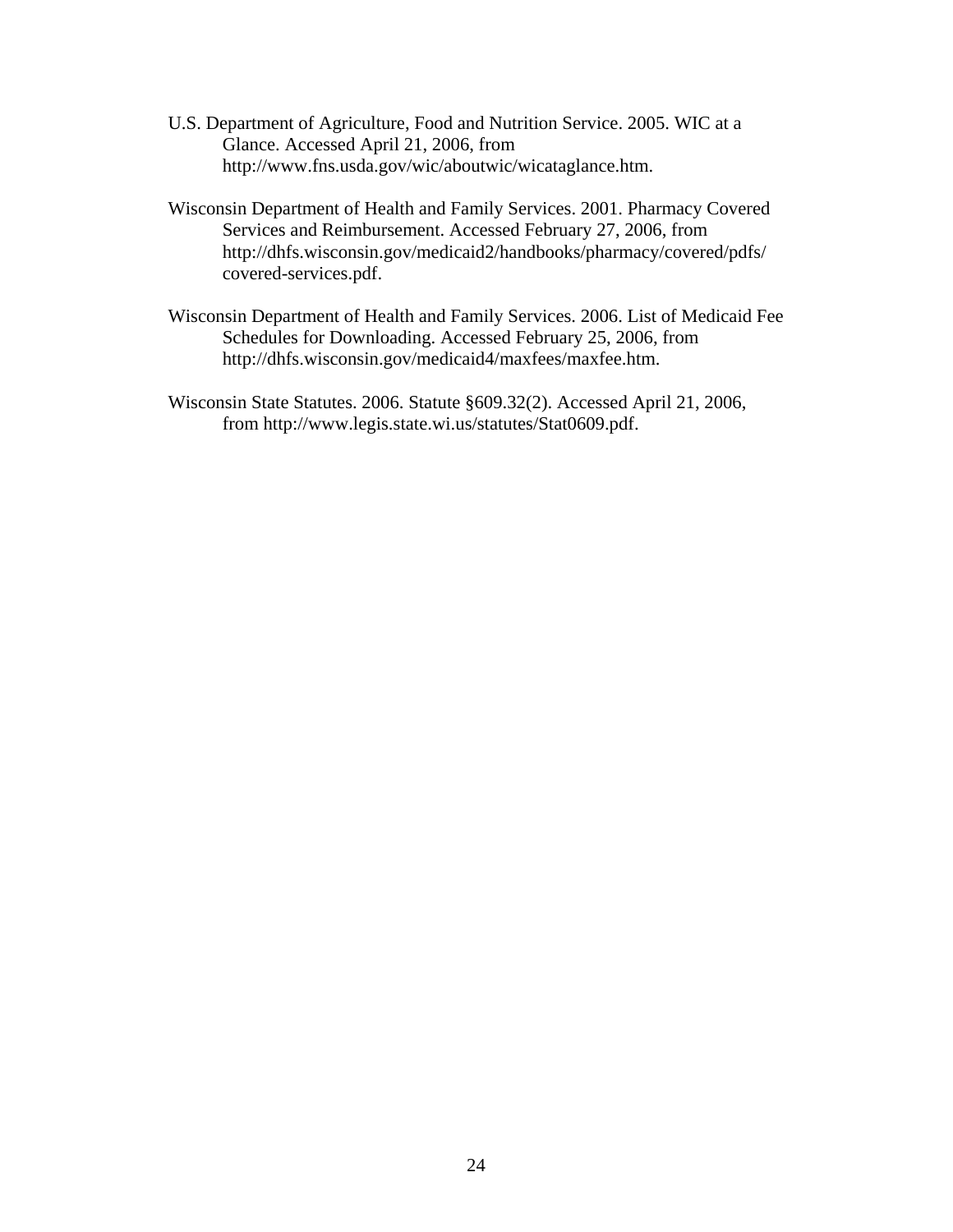U.S. Department of Agriculture, Food and Nutrition Service. 2005. WIC at a Glance. Accessed April 21, 2006, from http://www.fns.usda.gov/wic/aboutwic/wicataglance.htm.

Wisconsin Department of Health and Family Services. 2001. Pharmacy Covered Services and Reimbursement. Accessed February 27, 2006, from http://dhfs.wisconsin.gov/medicaid2/handbooks/pharmacy/covered/pdfs/covered-services.pdf.

Wisconsin Department of Health and Family Services. 2006. List of Medicaid Fee Schedules for Downloading. Accessed February 25, 2006, from http://dhfs.wisconsin.gov/medicaid4/maxfees/maxfee.htm.

Wisconsin State Statutes. 2006. Statute §609.32(2). Accessed April 21, 2006, from http://www.legis.state.wi.us/statutes/Stat0609.pdf.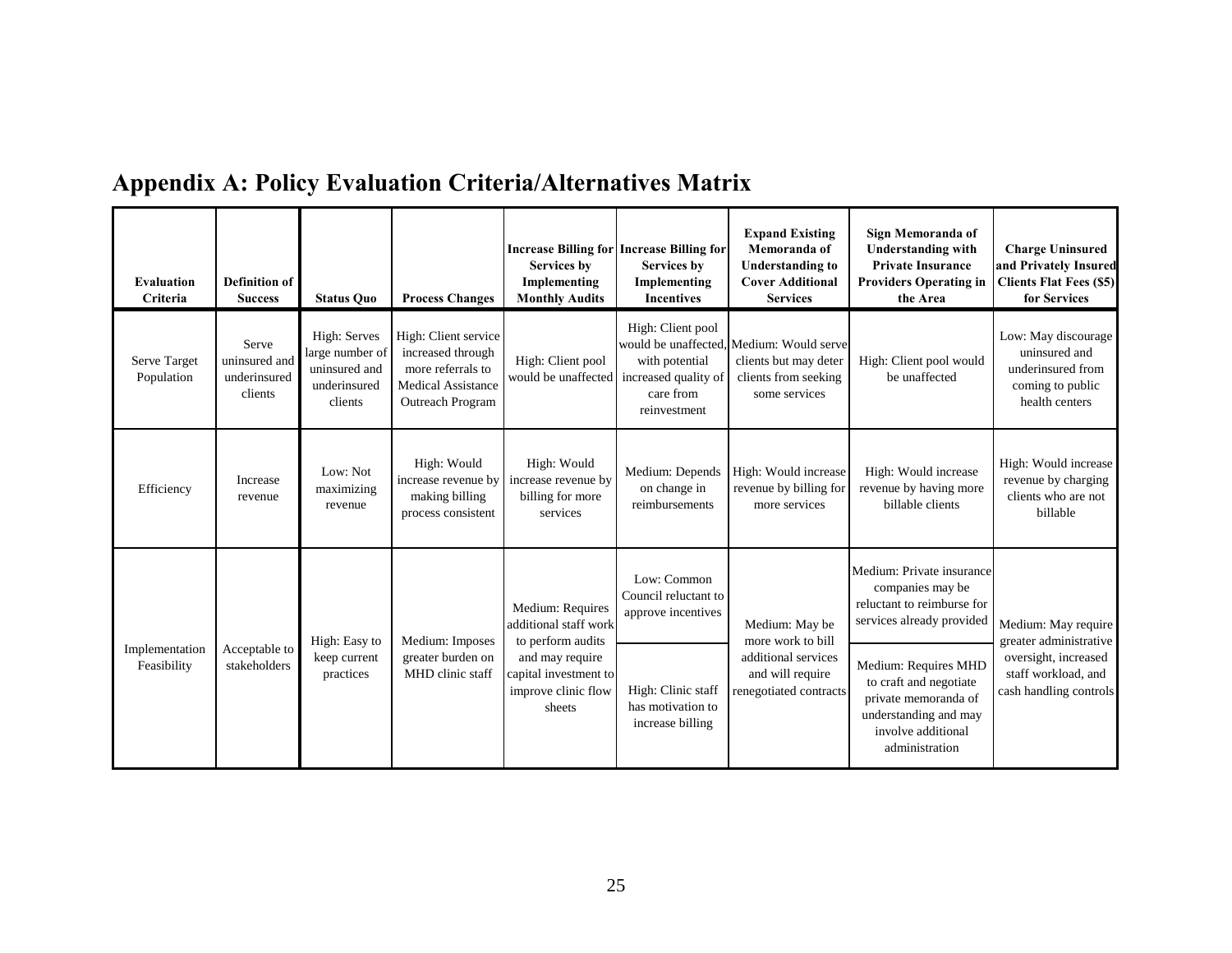## Appendix A: Policy Evaluation Criteria/Alternatives Matrix

| Evaluation Criteria | Definition of Success | Status Quo | Process Changes | Increase Billing for Services by Implementing Monthly Audits | Increase Billing for Services by Implementing Incentives | Expand Existing Memoranda of Understanding to Cover Additional Services | Sign Memoranda of Understanding with Private Insurance Providers Operating in the Area | Charge Uninsured and Privately Insured Clients Flat Fees ($5) for Services |
|---|---|---|---|---|---|---|---|---|
| Serve Target Population | Serve uninsured and underinsured clients | High: Serves large number of uninsured and underinsured clients | High: Client service increased through more referrals to Medical Assistance Outreach Program | High: Client pool would be unaffected | High: Client pool would be unaffected, with potential increased quality of care from reinvestment | Medium: Would serve clients but may deter clients from seeking some services | High: Client pool would be unaffected | Low: May discourage uninsured and underinsured from coming to public health centers |
| Efficiency | Increase revenue | Low: Not maximizing revenue | High: Would increase revenue by making billing process consistent | High: Would increase revenue by billing for more services | Medium: Depends on change in reimbursements | High: Would increase revenue by billing for more services | High: Would increase revenue by having more billable clients | High: Would increase revenue by charging clients who are not billable |
| Implementation Feasibility | Acceptable to stakeholders | High: Easy to keep current practices | Medium: Imposes greater burden on MHD clinic staff | Medium: Requires additional staff work to perform audits and may require capital investment to improve clinic flow sheets | Low: Common Council reluctant to approve incentives; High: Clinic staff has motivation to increase billing | Medium: May be more work to bill additional services and will require renegotiated contracts | Medium: Private insurance companies may be reluctant to reimburse for services already provided; Medium: Requires MHD to craft and negotiate private memoranda of understanding and may involve additional administration | Medium: May require greater administrative oversight, increased staff workload, and cash handling controls |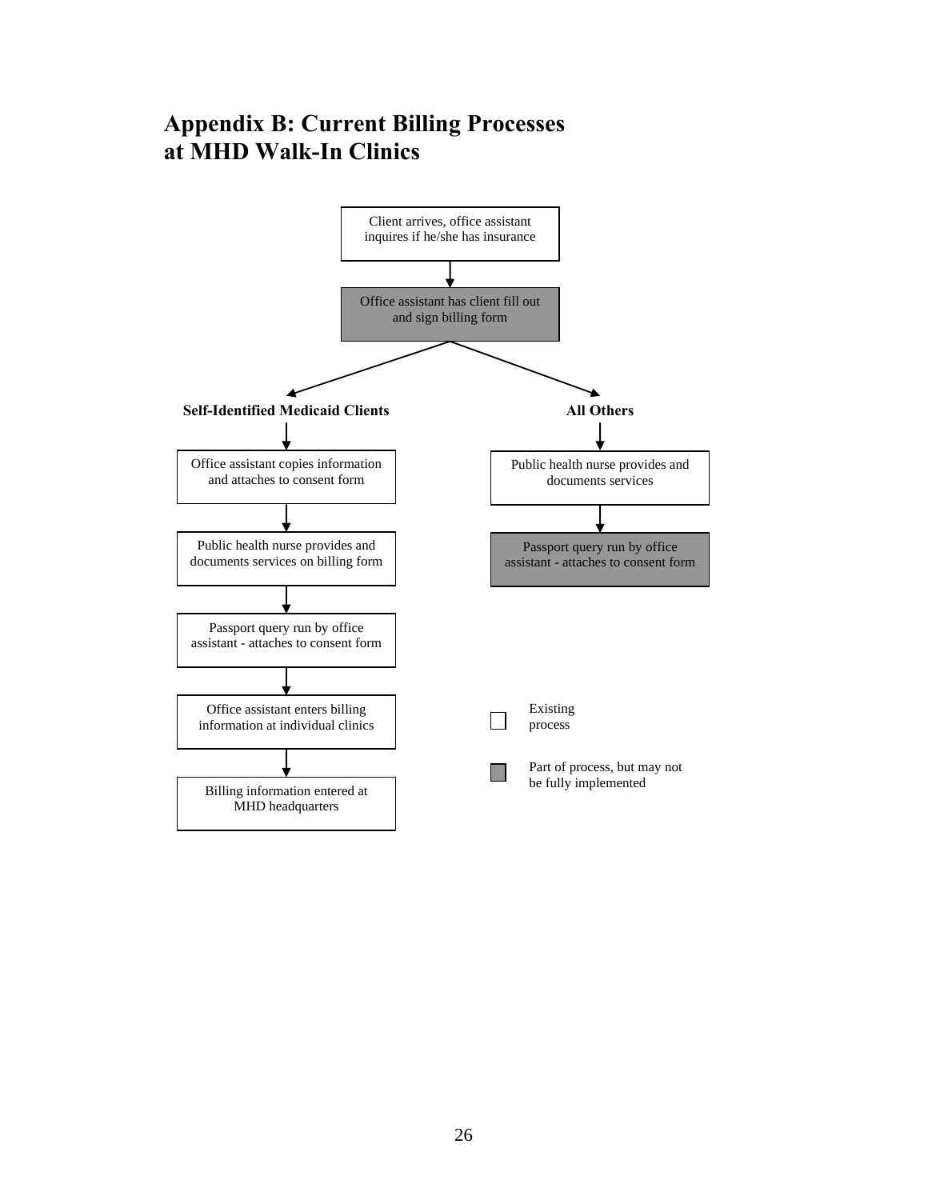# Appendix B: Current Billing Processes at MHD Walk-In Clinics

Client arrives, office assistant inquires if he/she has insurance

↓

Office assistant has client fill out and sign billing form

**Self-Identified Medicaid Clients**

1. Office assistant copies information and attaches to consent form
2. Public health nurse provides and documents services on billing form
3. Passport query run by office assistant - attaches to consent form
4. Office assistant enters billing information at individual clinics
5. Billing information entered at MHD headquarters

**All Others**

1. Public health nurse provides and documents services
2. Passport query run by office assistant - attaches to consent form

Legend:

- ☐ Existing process
- ■ Part of process, but may not be fully implemented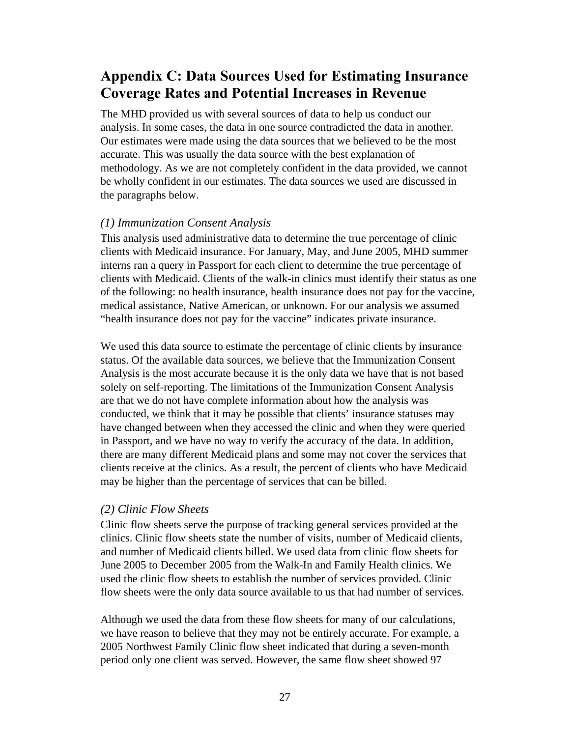## Appendix C: Data Sources Used for Estimating Insurance Coverage Rates and Potential Increases in Revenue

The MHD provided us with several sources of data to help us conduct our analysis. In some cases, the data in one source contradicted the data in another. Our estimates were made using the data sources that we believed to be the most accurate. This was usually the data source with the best explanation of methodology. As we are not completely confident in the data provided, we cannot be wholly confident in our estimates. The data sources we used are discussed in the paragraphs below.

*(1) Immunization Consent Analysis*

This analysis used administrative data to determine the true percentage of clinic clients with Medicaid insurance. For January, May, and June 2005, MHD summer interns ran a query in Passport for each client to determine the true percentage of clients with Medicaid. Clients of the walk-in clinics must identify their status as one of the following: no health insurance, health insurance does not pay for the vaccine, medical assistance, Native American, or unknown. For our analysis we assumed "health insurance does not pay for the vaccine" indicates private insurance.

We used this data source to estimate the percentage of clinic clients by insurance status. Of the available data sources, we believe that the Immunization Consent Analysis is the most accurate because it is the only data we have that is not based solely on self-reporting. The limitations of the Immunization Consent Analysis are that we do not have complete information about how the analysis was conducted, we think that it may be possible that clients' insurance statuses may have changed between when they accessed the clinic and when they were queried in Passport, and we have no way to verify the accuracy of the data. In addition, there are many different Medicaid plans and some may not cover the services that clients receive at the clinics. As a result, the percent of clients who have Medicaid may be higher than the percentage of services that can be billed.

*(2) Clinic Flow Sheets*

Clinic flow sheets serve the purpose of tracking general services provided at the clinics. Clinic flow sheets state the number of visits, number of Medicaid clients, and number of Medicaid clients billed. We used data from clinic flow sheets for June 2005 to December 2005 from the Walk-In and Family Health clinics. We used the clinic flow sheets to establish the number of services provided. Clinic flow sheets were the only data source available to us that had number of services.

Although we used the data from these flow sheets for many of our calculations, we have reason to believe that they may not be entirely accurate. For example, a 2005 Northwest Family Clinic flow sheet indicated that during a seven-month period only one client was served. However, the same flow sheet showed 97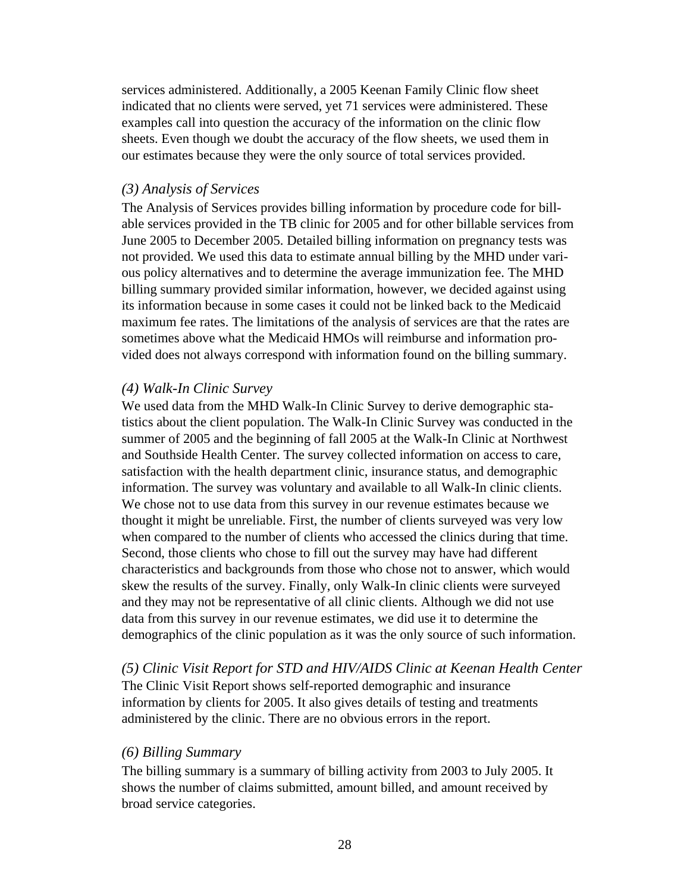services administered. Additionally, a 2005 Keenan Family Clinic flow sheet indicated that no clients were served, yet 71 services were administered. These examples call into question the accuracy of the information on the clinic flow sheets. Even though we doubt the accuracy of the flow sheets, we used them in our estimates because they were the only source of total services provided.

*(3) Analysis of Services*

The Analysis of Services provides billing information by procedure code for billable services provided in the TB clinic for 2005 and for other billable services from June 2005 to December 2005. Detailed billing information on pregnancy tests was not provided. We used this data to estimate annual billing by the MHD under various policy alternatives and to determine the average immunization fee. The MHD billing summary provided similar information, however, we decided against using its information because in some cases it could not be linked back to the Medicaid maximum fee rates. The limitations of the analysis of services are that the rates are sometimes above what the Medicaid HMOs will reimburse and information provided does not always correspond with information found on the billing summary.

*(4) Walk-In Clinic Survey*

We used data from the MHD Walk-In Clinic Survey to derive demographic statistics about the client population. The Walk-In Clinic Survey was conducted in the summer of 2005 and the beginning of fall 2005 at the Walk-In Clinic at Northwest and Southside Health Center. The survey collected information on access to care, satisfaction with the health department clinic, insurance status, and demographic information. The survey was voluntary and available to all Walk-In clinic clients. We chose not to use data from this survey in our revenue estimates because we thought it might be unreliable. First, the number of clients surveyed was very low when compared to the number of clients who accessed the clinics during that time. Second, those clients who chose to fill out the survey may have had different characteristics and backgrounds from those who chose not to answer, which would skew the results of the survey. Finally, only Walk-In clinic clients were surveyed and they may not be representative of all clinic clients. Although we did not use data from this survey in our revenue estimates, we did use it to determine the demographics of the clinic population as it was the only source of such information.

*(5) Clinic Visit Report for STD and HIV/AIDS Clinic at Keenan Health Center*

The Clinic Visit Report shows self-reported demographic and insurance information by clients for 2005. It also gives details of testing and treatments administered by the clinic. There are no obvious errors in the report.

*(6) Billing Summary*

The billing summary is a summary of billing activity from 2003 to July 2005. It shows the number of claims submitted, amount billed, and amount received by broad service categories.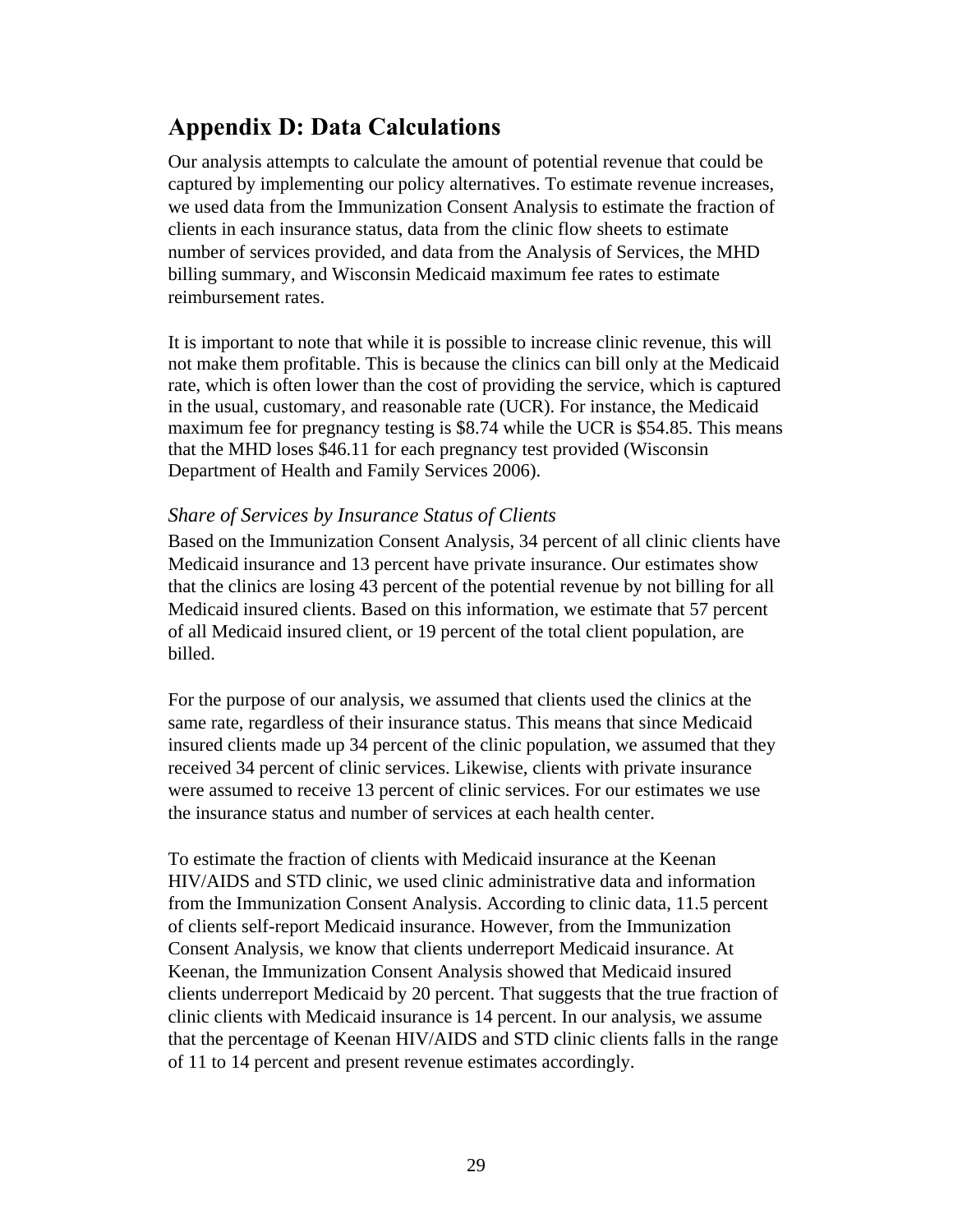## Appendix D: Data Calculations

Our analysis attempts to calculate the amount of potential revenue that could be captured by implementing our policy alternatives. To estimate revenue increases, we used data from the Immunization Consent Analysis to estimate the fraction of clients in each insurance status, data from the clinic flow sheets to estimate number of services provided, and data from the Analysis of Services, the MHD billing summary, and Wisconsin Medicaid maximum fee rates to estimate reimbursement rates.

It is important to note that while it is possible to increase clinic revenue, this will not make them profitable. This is because the clinics can bill only at the Medicaid rate, which is often lower than the cost of providing the service, which is captured in the usual, customary, and reasonable rate (UCR). For instance, the Medicaid maximum fee for pregnancy testing is $8.74 while the UCR is $54.85. This means that the MHD loses $46.11 for each pregnancy test provided (Wisconsin Department of Health and Family Services 2006).

### *Share of Services by Insurance Status of Clients*

Based on the Immunization Consent Analysis, 34 percent of all clinic clients have Medicaid insurance and 13 percent have private insurance. Our estimates show that the clinics are losing 43 percent of the potential revenue by not billing for all Medicaid insured clients. Based on this information, we estimate that 57 percent of all Medicaid insured client, or 19 percent of the total client population, are billed.

For the purpose of our analysis, we assumed that clients used the clinics at the same rate, regardless of their insurance status. This means that since Medicaid insured clients made up 34 percent of the clinic population, we assumed that they received 34 percent of clinic services. Likewise, clients with private insurance were assumed to receive 13 percent of clinic services. For our estimates we use the insurance status and number of services at each health center.

To estimate the fraction of clients with Medicaid insurance at the Keenan HIV/AIDS and STD clinic, we used clinic administrative data and information from the Immunization Consent Analysis. According to clinic data, 11.5 percent of clients self-report Medicaid insurance. However, from the Immunization Consent Analysis, we know that clients underreport Medicaid insurance. At Keenan, the Immunization Consent Analysis showed that Medicaid insured clients underreport Medicaid by 20 percent. That suggests that the true fraction of clinic clients with Medicaid insurance is 14 percent. In our analysis, we assume that the percentage of Keenan HIV/AIDS and STD clinic clients falls in the range of 11 to 14 percent and present revenue estimates accordingly.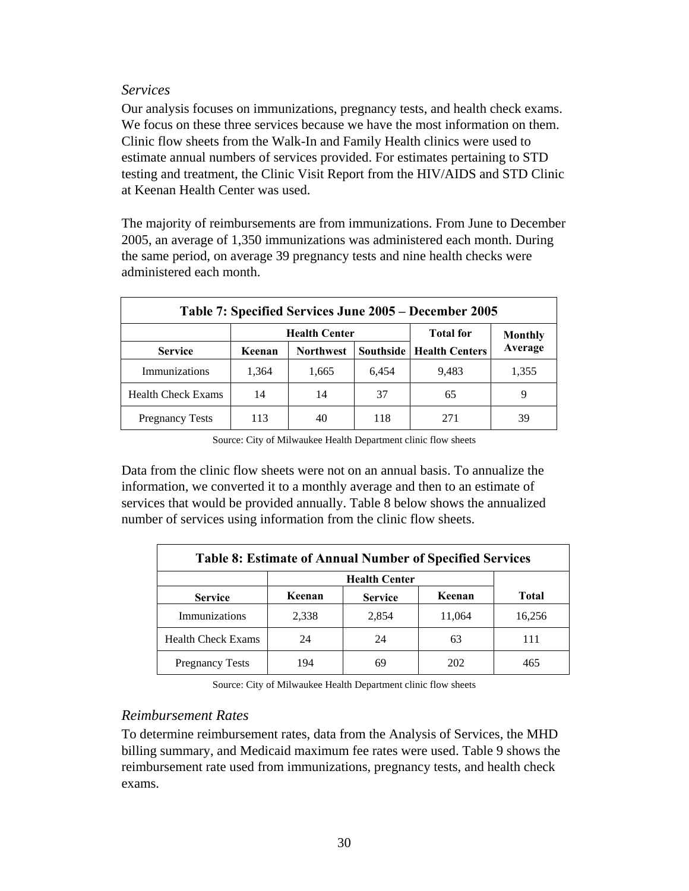*Services*

Our analysis focuses on immunizations, pregnancy tests, and health check exams. We focus on these three services because we have the most information on them. Clinic flow sheets from the Walk-In and Family Health clinics were used to estimate annual numbers of services provided. For estimates pertaining to STD testing and treatment, the Clinic Visit Report from the HIV/AIDS and STD Clinic at Keenan Health Center was used.

The majority of reimbursements are from immunizations. From June to December 2005, an average of 1,350 immunizations was administered each month. During the same period, on average 39 pregnancy tests and nine health checks were administered each month.

**Table 7: Specified Services June 2005 – December 2005**

| | Health Center | | | Total for | Monthly Average |
|---|---|---|---|---|---|
| **Service** | **Keenan** | **Northwest** | **Southside** | **Health Centers** | |
| Immunizations | 1,364 | 1,665 | 6,454 | 9,483 | 1,355 |
| Health Check Exams | 14 | 14 | 37 | 65 | 9 |
| Pregnancy Tests | 113 | 40 | 118 | 271 | 39 |

Source: City of Milwaukee Health Department clinic flow sheets

Data from the clinic flow sheets were not on an annual basis. To annualize the information, we converted it to a monthly average and then to an estimate of services that would be provided annually. Table 8 below shows the annualized number of services using information from the clinic flow sheets.

**Table 8: Estimate of Annual Number of Specified Services**

| | Health Center | | | |
|---|---|---|---|---|
| **Service** | **Keenan** | **Service** | **Keenan** | **Total** |
| Immunizations | 2,338 | 2,854 | 11,064 | 16,256 |
| Health Check Exams | 24 | 24 | 63 | 111 |
| Pregnancy Tests | 194 | 69 | 202 | 465 |

Source: City of Milwaukee Health Department clinic flow sheets

*Reimbursement Rates*

To determine reimbursement rates, data from the Analysis of Services, the MHD billing summary, and Medicaid maximum fee rates were used. Table 9 shows the reimbursement rate used from immunizations, pregnancy tests, and health check exams.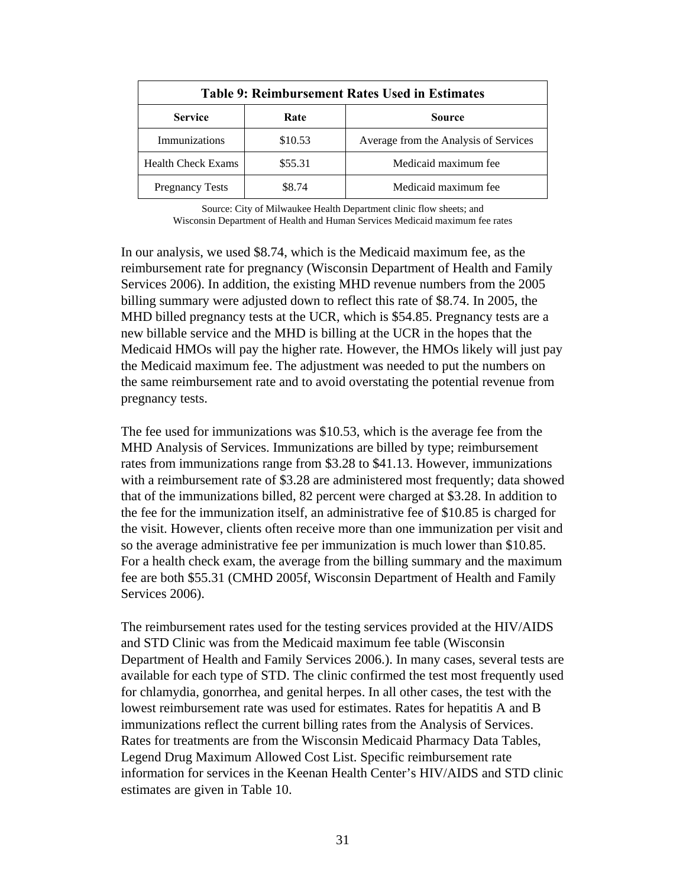| Table 9: Reimbursement Rates Used in Estimates | | |
|---|---|---|
| **Service** | **Rate** | **Source** |
| Immunizations | $10.53 | Average from the Analysis of Services |
| Health Check Exams | $55.31 | Medicaid maximum fee |
| Pregnancy Tests | $8.74 | Medicaid maximum fee |

Source: City of Milwaukee Health Department clinic flow sheets; and
Wisconsin Department of Health and Human Services Medicaid maximum fee rates

In our analysis, we used $8.74, which is the Medicaid maximum fee, as the reimbursement rate for pregnancy (Wisconsin Department of Health and Family Services 2006). In addition, the existing MHD revenue numbers from the 2005 billing summary were adjusted down to reflect this rate of $8.74. In 2005, the MHD billed pregnancy tests at the UCR, which is $54.85. Pregnancy tests are a new billable service and the MHD is billing at the UCR in the hopes that the Medicaid HMOs will pay the higher rate. However, the HMOs likely will just pay the Medicaid maximum fee. The adjustment was needed to put the numbers on the same reimbursement rate and to avoid overstating the potential revenue from pregnancy tests.

The fee used for immunizations was $10.53, which is the average fee from the MHD Analysis of Services. Immunizations are billed by type; reimbursement rates from immunizations range from $3.28 to $41.13. However, immunizations with a reimbursement rate of $3.28 are administered most frequently; data showed that of the immunizations billed, 82 percent were charged at $3.28. In addition to the fee for the immunization itself, an administrative fee of $10.85 is charged for the visit. However, clients often receive more than one immunization per visit and so the average administrative fee per immunization is much lower than $10.85. For a health check exam, the average from the billing summary and the maximum fee are both $55.31 (CMHD 2005f, Wisconsin Department of Health and Family Services 2006).

The reimbursement rates used for the testing services provided at the HIV/AIDS and STD Clinic was from the Medicaid maximum fee table (Wisconsin Department of Health and Family Services 2006.). In many cases, several tests are available for each type of STD. The clinic confirmed the test most frequently used for chlamydia, gonorrhea, and genital herpes. In all other cases, the test with the lowest reimbursement rate was used for estimates. Rates for hepatitis A and B immunizations reflect the current billing rates from the Analysis of Services. Rates for treatments are from the Wisconsin Medicaid Pharmacy Data Tables, Legend Drug Maximum Allowed Cost List. Specific reimbursement rate information for services in the Keenan Health Center's HIV/AIDS and STD clinic estimates are given in Table 10.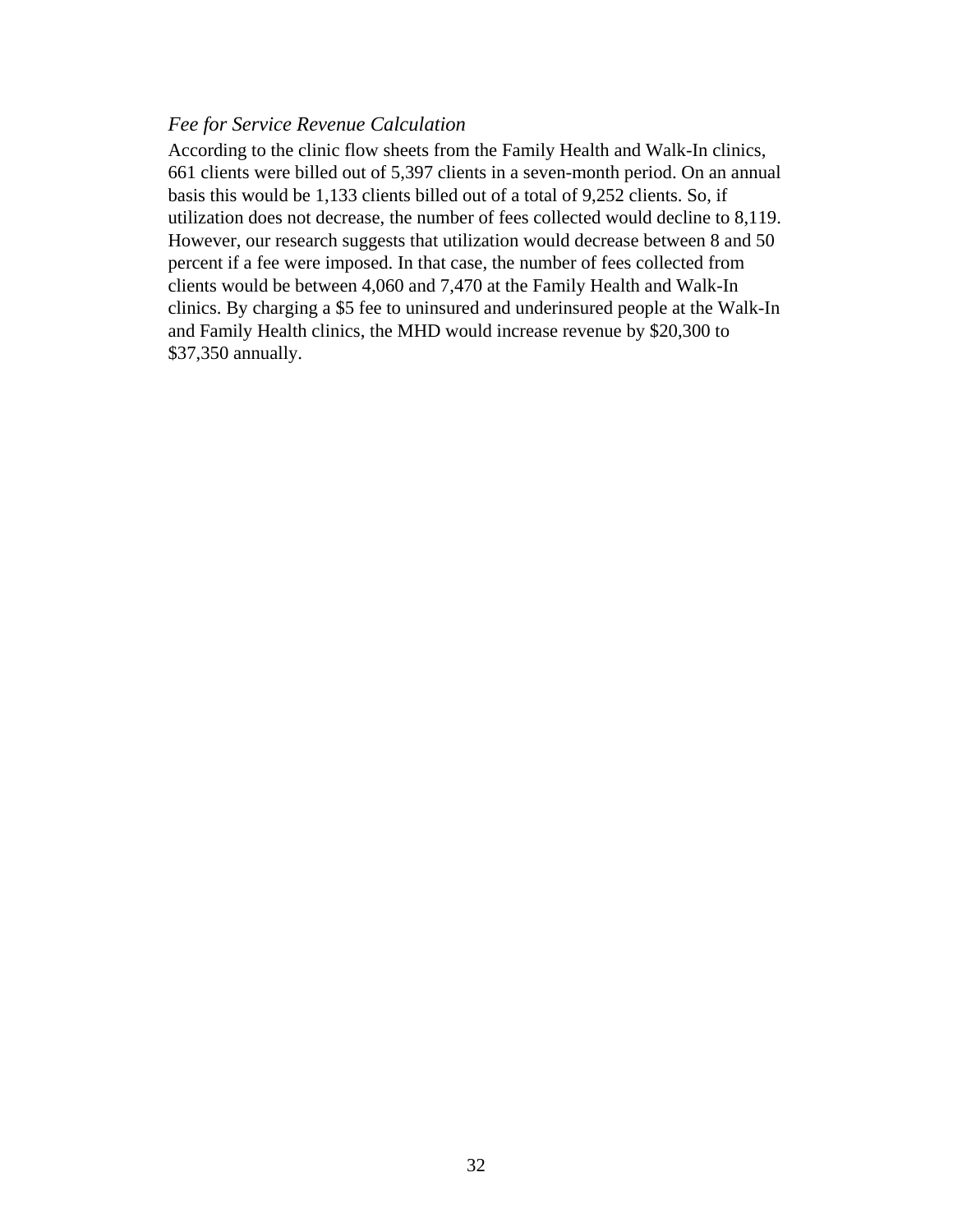*Fee for Service Revenue Calculation*

According to the clinic flow sheets from the Family Health and Walk-In clinics, 661 clients were billed out of 5,397 clients in a seven-month period. On an annual basis this would be 1,133 clients billed out of a total of 9,252 clients. So, if utilization does not decrease, the number of fees collected would decline to 8,119. However, our research suggests that utilization would decrease between 8 and 50 percent if a fee were imposed. In that case, the number of fees collected from clients would be between 4,060 and 7,470 at the Family Health and Walk-In clinics. By charging a $5 fee to uninsured and underinsured people at the Walk-In and Family Health clinics, the MHD would increase revenue by $20,300 to $37,350 annually.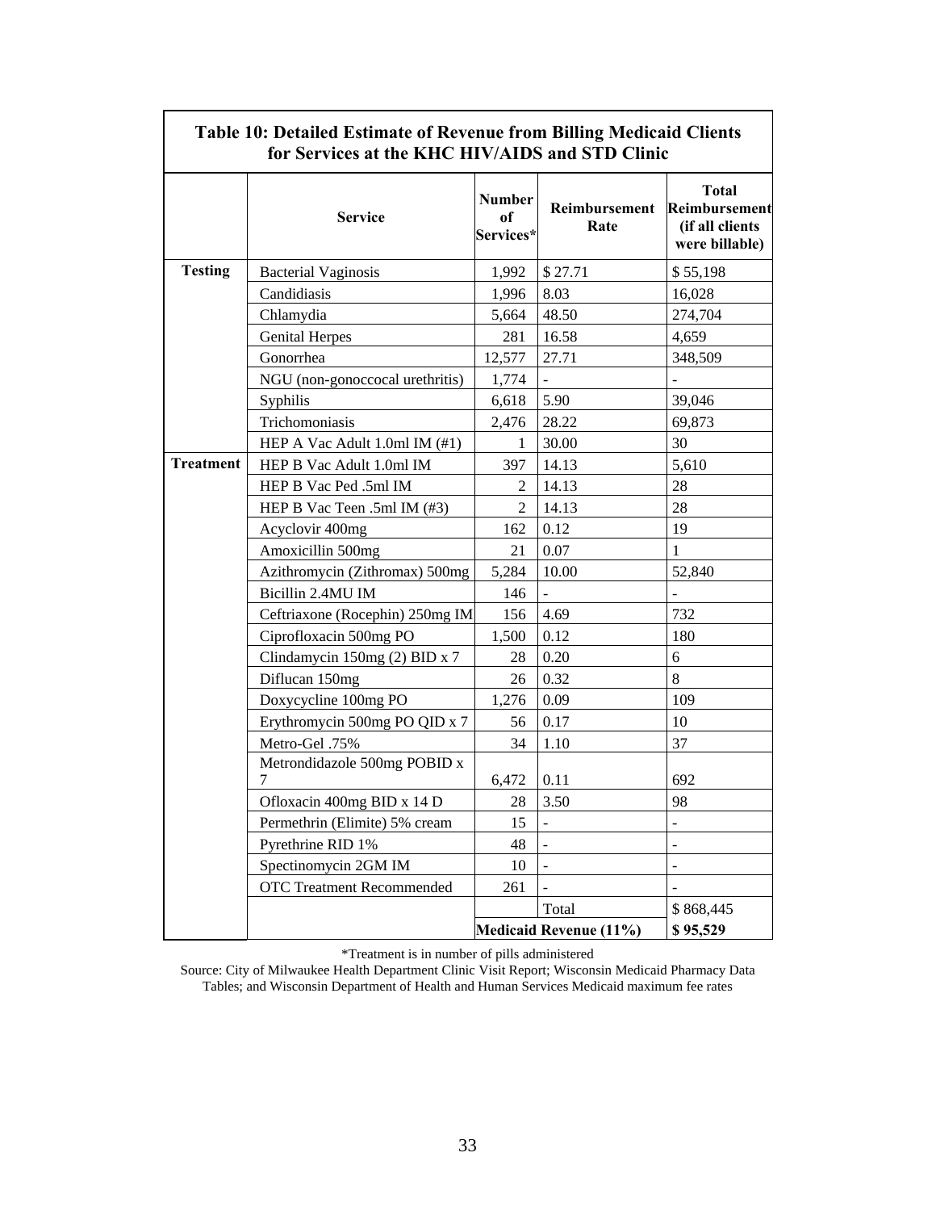**Table 10: Detailed Estimate of Revenue from Billing Medicaid Clients for Services at the KHC HIV/AIDS and STD Clinic**

| | Service | Number of Services* | Reimbursement Rate | Total Reimbursement (if all clients were billable) |
|---|---|---|---|---|
| **Testing** | Bacterial Vaginosis | 1,992 | $ 27.71 | $ 55,198 |
| | Candidiasis | 1,996 | 8.03 | 16,028 |
| | Chlamydia | 5,664 | 48.50 | 274,704 |
| | Genital Herpes | 281 | 16.58 | 4,659 |
| | Gonorrhea | 12,577 | 27.71 | 348,509 |
| | NGU (non-gonoccocal urethritis) | 1,774 | - | - |
| | Syphilis | 6,618 | 5.90 | 39,046 |
| | Trichomoniasis | 2,476 | 28.22 | 69,873 |
| | HEP A Vac Adult 1.0ml IM (#1) | 1 | 30.00 | 30 |
| **Treatment** | HEP B Vac Adult 1.0ml IM | 397 | 14.13 | 5,610 |
| | HEP B Vac Ped .5ml IM | 2 | 14.13 | 28 |
| | HEP B Vac Teen .5ml IM (#3) | 2 | 14.13 | 28 |
| | Acyclovir 400mg | 162 | 0.12 | 19 |
| | Amoxicillin 500mg | 21 | 0.07 | 1 |
| | Azithromycin (Zithromax) 500mg | 5,284 | 10.00 | 52,840 |
| | Bicillin 2.4MU IM | 146 | - | - |
| | Ceftriaxone (Rocephin) 250mg IM | 156 | 4.69 | 732 |
| | Ciprofloxacin 500mg PO | 1,500 | 0.12 | 180 |
| | Clindamycin 150mg (2) BID x 7 | 28 | 0.20 | 6 |
| | Diflucan 150mg | 26 | 0.32 | 8 |
| | Doxycycline 100mg PO | 1,276 | 0.09 | 109 |
| | Erythromycin 500mg PO QID x 7 | 56 | 0.17 | 10 |
| | Metro-Gel .75% | 34 | 1.10 | 37 |
| | Metrondidazole 500mg POBID x 7 | 6,472 | 0.11 | 692 |
| | Ofloxacin 400mg BID x 14 D | 28 | 3.50 | 98 |
| | Permethrin (Elimite) 5% cream | 15 | - | - |
| | Pyrethrine RID 1% | 48 | - | - |
| | Spectinomycin 2GM IM | 10 | - | - |
| | OTC Treatment Recommended | 261 | - | - |
| | | | Total | $ 868,445 |
| | | **Medicaid Revenue (11%)** | | **$ 95,529** |

*Treatment is in number of pills administered

Source: City of Milwaukee Health Department Clinic Visit Report; Wisconsin Medicaid Pharmacy Data Tables; and Wisconsin Department of Health and Human Services Medicaid maximum fee rates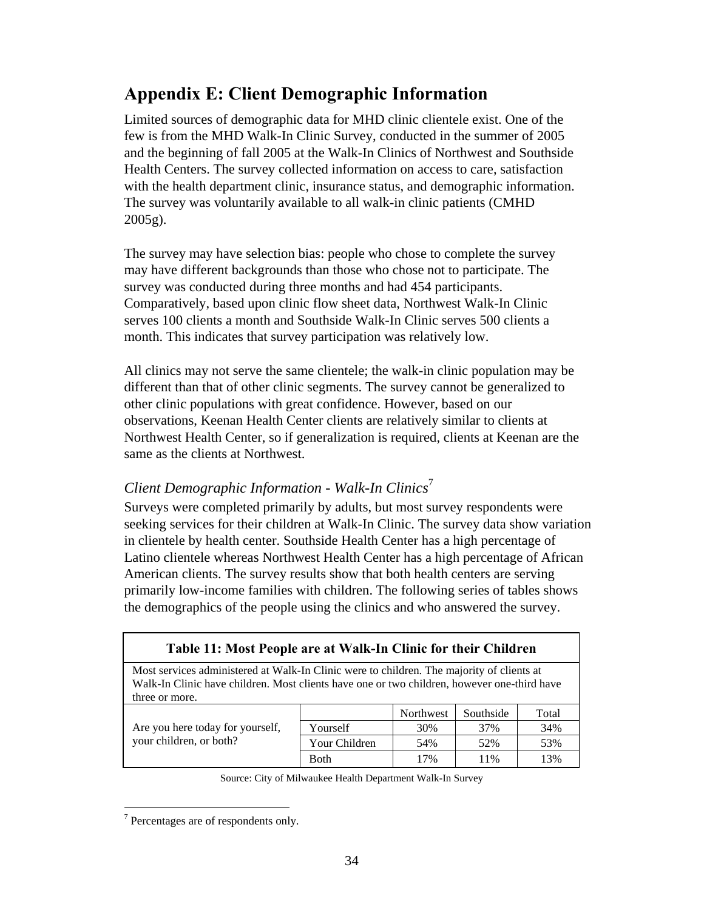# Appendix E: Client Demographic Information

Limited sources of demographic data for MHD clinic clientele exist. One of the few is from the MHD Walk-In Clinic Survey, conducted in the summer of 2005 and the beginning of fall 2005 at the Walk-In Clinics of Northwest and Southside Health Centers. The survey collected information on access to care, satisfaction with the health department clinic, insurance status, and demographic information. The survey was voluntarily available to all walk-in clinic patients (CMHD 2005g).

The survey may have selection bias: people who chose to complete the survey may have different backgrounds than those who chose not to participate. The survey was conducted during three months and had 454 participants. Comparatively, based upon clinic flow sheet data, Northwest Walk-In Clinic serves 100 clients a month and Southside Walk-In Clinic serves 500 clients a month. This indicates that survey participation was relatively low.

All clinics may not serve the same clientele; the walk-in clinic population may be different than that of other clinic segments. The survey cannot be generalized to other clinic populations with great confidence. However, based on our observations, Keenan Health Center clients are relatively similar to clients at Northwest Health Center, so if generalization is required, clients at Keenan are the same as the clients at Northwest.

## *Client Demographic Information - Walk-In Clinics*[7]

Surveys were completed primarily by adults, but most survey respondents were seeking services for their children at Walk-In Clinic. The survey data show variation in clientele by health center. Southside Health Center has a high percentage of Latino clientele whereas Northwest Health Center has a high percentage of African American clients. The survey results show that both health centers are serving primarily low-income families with children. The following series of tables shows the demographics of the people using the clinics and who answered the survey.

**Table 11: Most People are at Walk-In Clinic for their Children**

Most services administered at Walk-In Clinic were to children. The majority of clients at Walk-In Clinic have children. Most clients have one or two children, however one-third have three or more.

| | | Northwest | Southside | Total |
|---|---|---|---|---|
| Are you here today for yourself, your children, or both? | Yourself | 30% | 37% | 34% |
| | Your Children | 54% | 52% | 53% |
| | Both | 17% | 11% | 13% |

Source: City of Milwaukee Health Department Walk-In Survey

[7] Percentages are of respondents only.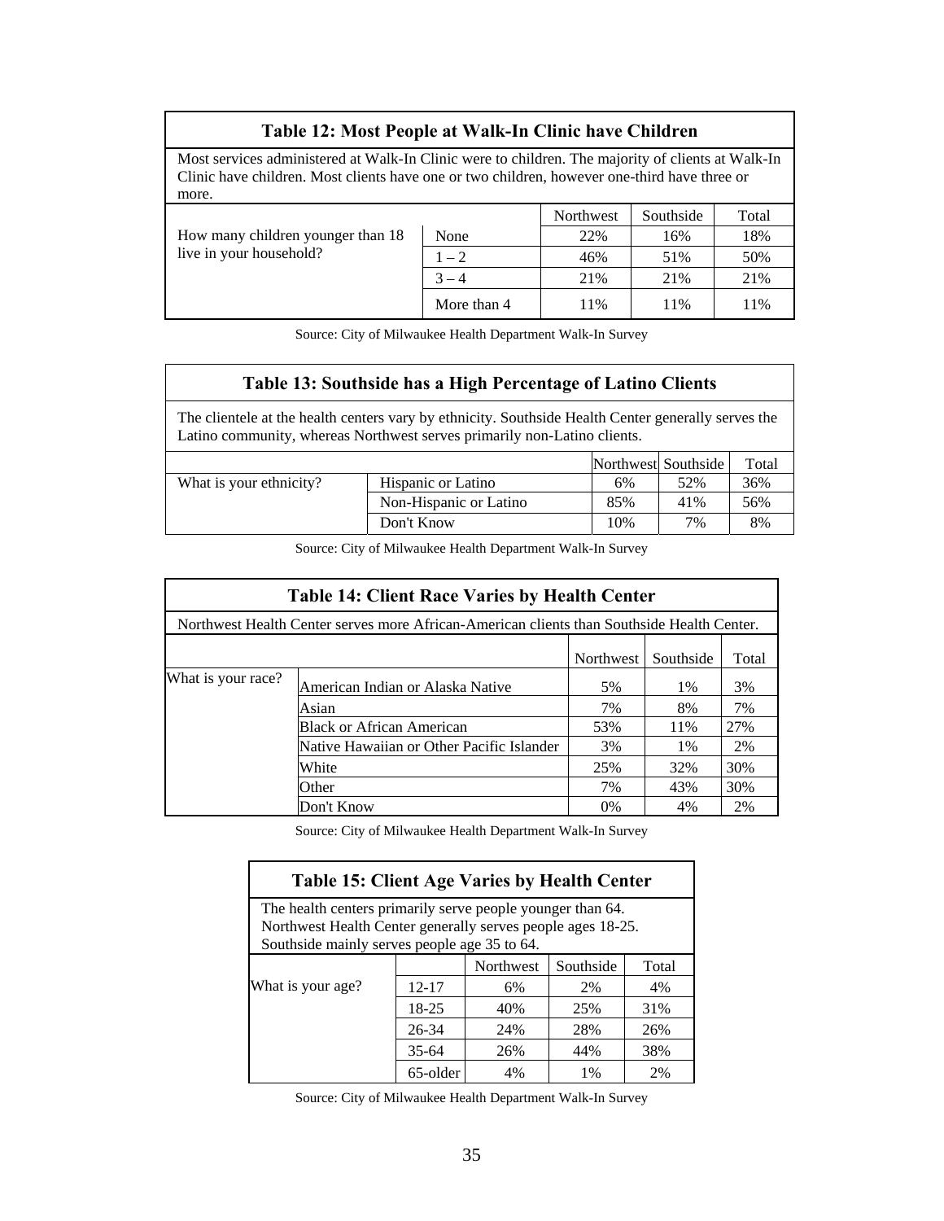### Table 12: Most People at Walk-In Clinic have Children

Most services administered at Walk-In Clinic were to children. The majority of clients at Walk-In Clinic have children. Most clients have one or two children, however one-third have three or more.

| | | Northwest | Southside | Total |
|---|---|---|---|---|
| How many children younger than 18 live in your household? | None | 22% | 16% | 18% |
| | 1 – 2 | 46% | 51% | 50% |
| | 3 – 4 | 21% | 21% | 21% |
| | More than 4 | 11% | 11% | 11% |

Source: City of Milwaukee Health Department Walk-In Survey

### Table 13: Southside has a High Percentage of Latino Clients

The clientele at the health centers vary by ethnicity. Southside Health Center generally serves the Latino community, whereas Northwest serves primarily non-Latino clients.

| | | Northwest | Southside | Total |
|---|---|---|---|---|
| What is your ethnicity? | Hispanic or Latino | 6% | 52% | 36% |
| | Non-Hispanic or Latino | 85% | 41% | 56% |
| | Don't Know | 10% | 7% | 8% |

Source: City of Milwaukee Health Department Walk-In Survey

### Table 14: Client Race Varies by Health Center

Northwest Health Center serves more African-American clients than Southside Health Center.

| | | Northwest | Southside | Total |
|---|---|---|---|---|
| What is your race? | American Indian or Alaska Native | 5% | 1% | 3% |
| | Asian | 7% | 8% | 7% |
| | Black or African American | 53% | 11% | 27% |
| | Native Hawaiian or Other Pacific Islander | 3% | 1% | 2% |
| | White | 25% | 32% | 30% |
| | Other | 7% | 43% | 30% |
| | Don't Know | 0% | 4% | 2% |

Source: City of Milwaukee Health Department Walk-In Survey

### Table 15: Client Age Varies by Health Center

The health centers primarily serve people younger than 64.
Northwest Health Center generally serves people ages 18-25.
Southside mainly serves people age 35 to 64.

| | | Northwest | Southside | Total |
|---|---|---|---|---|
| What is your age? | 12-17 | 6% | 2% | 4% |
| | 18-25 | 40% | 25% | 31% |
| | 26-34 | 24% | 28% | 26% |
| | 35-64 | 26% | 44% | 38% |
| | 65-older | 4% | 1% | 2% |

Source: City of Milwaukee Health Department Walk-In Survey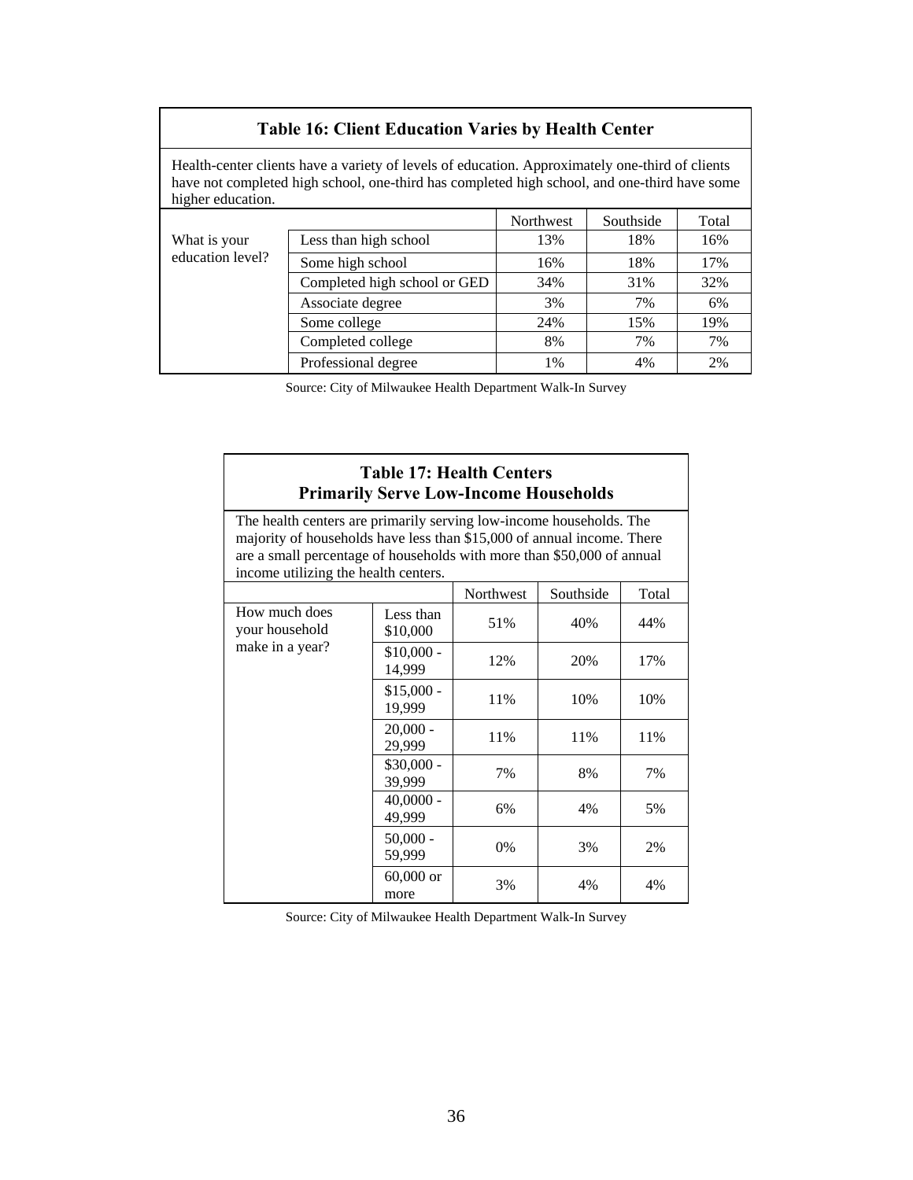### Table 16: Client Education Varies by Health Center

Health-center clients have a variety of levels of education. Approximately one-third of clients have not completed high school, one-third has completed high school, and one-third have some higher education.

| | | Northwest | Southside | Total |
|---|---|---|---|---|
| What is your education level? | Less than high school | 13% | 18% | 16% |
| | Some high school | 16% | 18% | 17% |
| | Completed high school or GED | 34% | 31% | 32% |
| | Associate degree | 3% | 7% | 6% |
| | Some college | 24% | 15% | 19% |
| | Completed college | 8% | 7% | 7% |
| | Professional degree | 1% | 4% | 2% |

Source: City of Milwaukee Health Department Walk-In Survey

### Table 17: Health Centers Primarily Serve Low-Income Households

The health centers are primarily serving low-income households. The majority of households have less than $15,000 of annual income. There are a small percentage of households with more than $50,000 of annual income utilizing the health centers.

| | | Northwest | Southside | Total |
|---|---|---|---|---|
| How much does your household make in a year? | Less than $10,000 | 51% | 40% | 44% |
| | $10,000 - 14,999 | 12% | 20% | 17% |
| | $15,000 - 19,999 | 11% | 10% | 10% |
| | 20,000 - 29,999 | 11% | 11% | 11% |
| | $30,000 - 39,999 | 7% | 8% | 7% |
| | 40,0000 - 49,999 | 6% | 4% | 5% |
| | 50,000 - 59,999 | 0% | 3% | 2% |
| | 60,000 or more | 3% | 4% | 4% |

Source: City of Milwaukee Health Department Walk-In Survey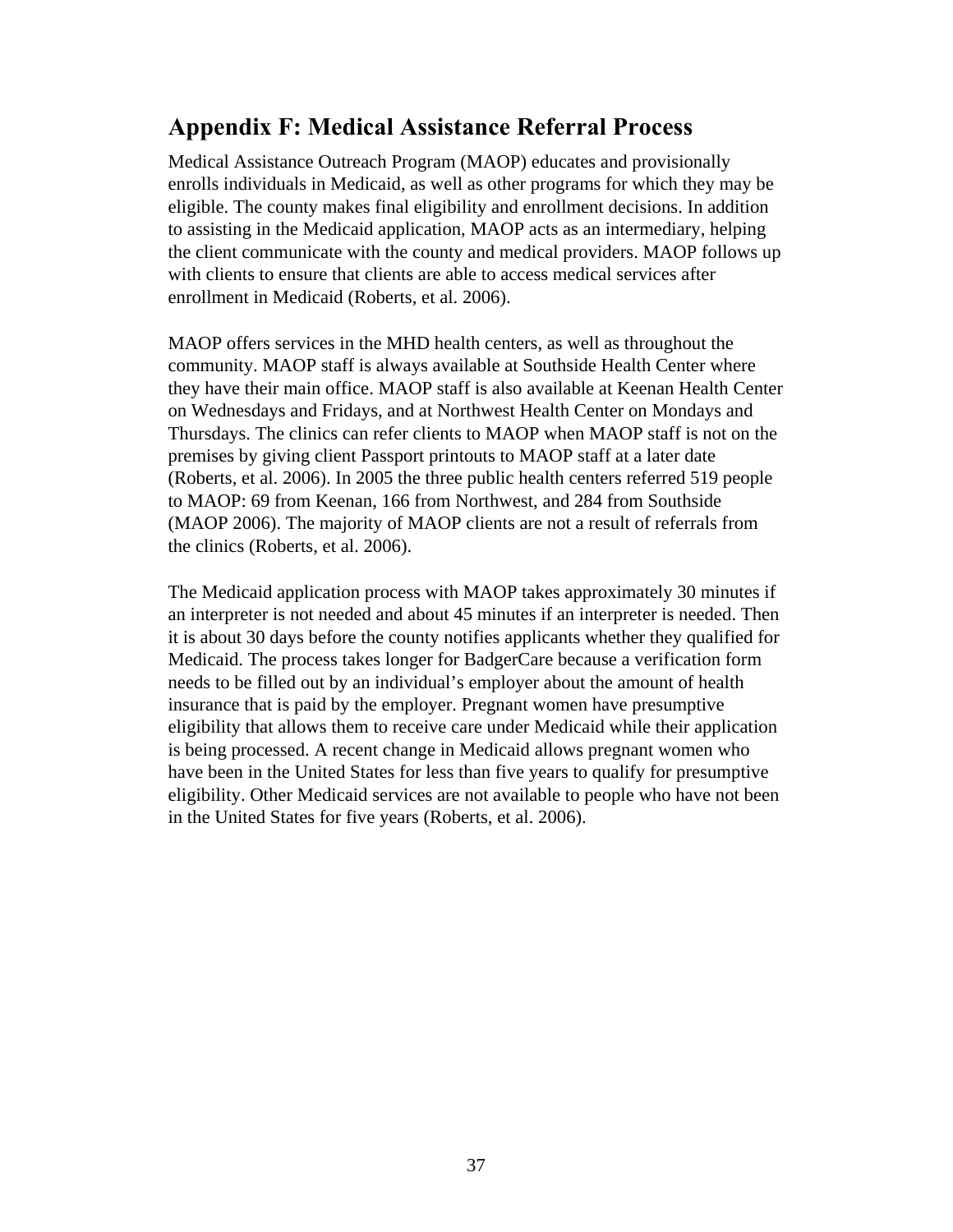## Appendix F: Medical Assistance Referral Process

Medical Assistance Outreach Program (MAOP) educates and provisionally enrolls individuals in Medicaid, as well as other programs for which they may be eligible. The county makes final eligibility and enrollment decisions. In addition to assisting in the Medicaid application, MAOP acts as an intermediary, helping the client communicate with the county and medical providers. MAOP follows up with clients to ensure that clients are able to access medical services after enrollment in Medicaid (Roberts, et al. 2006).

MAOP offers services in the MHD health centers, as well as throughout the community. MAOP staff is always available at Southside Health Center where they have their main office. MAOP staff is also available at Keenan Health Center on Wednesdays and Fridays, and at Northwest Health Center on Mondays and Thursdays. The clinics can refer clients to MAOP when MAOP staff is not on the premises by giving client Passport printouts to MAOP staff at a later date (Roberts, et al. 2006). In 2005 the three public health centers referred 519 people to MAOP: 69 from Keenan, 166 from Northwest, and 284 from Southside (MAOP 2006). The majority of MAOP clients are not a result of referrals from the clinics (Roberts, et al. 2006).

The Medicaid application process with MAOP takes approximately 30 minutes if an interpreter is not needed and about 45 minutes if an interpreter is needed. Then it is about 30 days before the county notifies applicants whether they qualified for Medicaid. The process takes longer for BadgerCare because a verification form needs to be filled out by an individual's employer about the amount of health insurance that is paid by the employer. Pregnant women have presumptive eligibility that allows them to receive care under Medicaid while their application is being processed. A recent change in Medicaid allows pregnant women who have been in the United States for less than five years to qualify for presumptive eligibility. Other Medicaid services are not available to people who have not been in the United States for five years (Roberts, et al. 2006).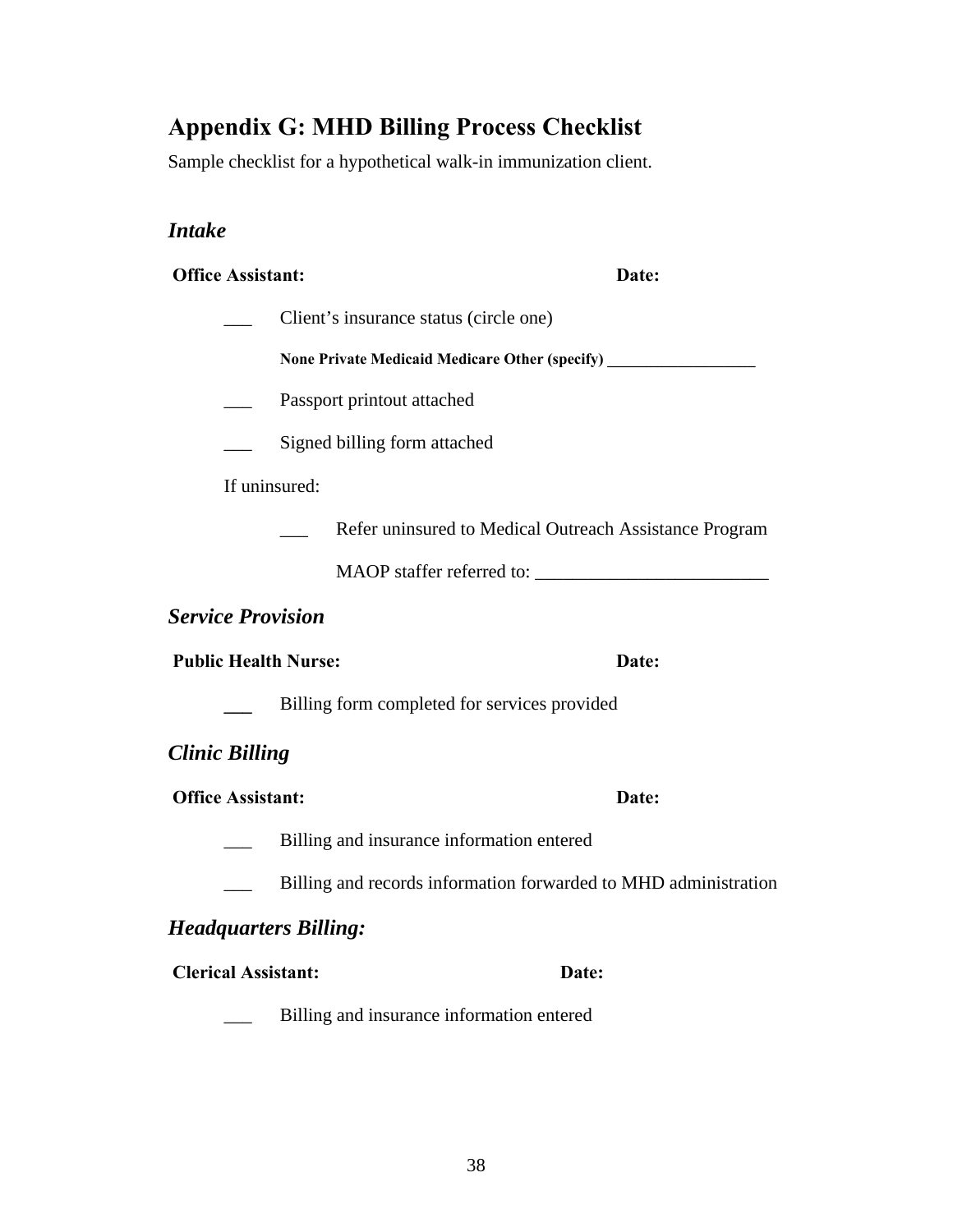## Appendix G: MHD Billing Process Checklist

Sample checklist for a hypothetical walk-in immunization client.

### *Intake*

**Office Assistant:** **Date:**

___ Client's insurance status (circle one)

**None Private Medicaid Medicare Other (specify) _________________**

___ Passport printout attached

___ Signed billing form attached

If uninsured:

___ Refer uninsured to Medical Outreach Assistance Program

MAOP staffer referred to: ________________________

### *Service Provision*

**Public Health Nurse:** **Date:**

___ Billing form completed for services provided

### *Clinic Billing*

**Office Assistant:** **Date:**

___ Billing and insurance information entered

___ Billing and records information forwarded to MHD administration

### *Headquarters Billing:*

**Clerical Assistant:** **Date:**

___ Billing and insurance information entered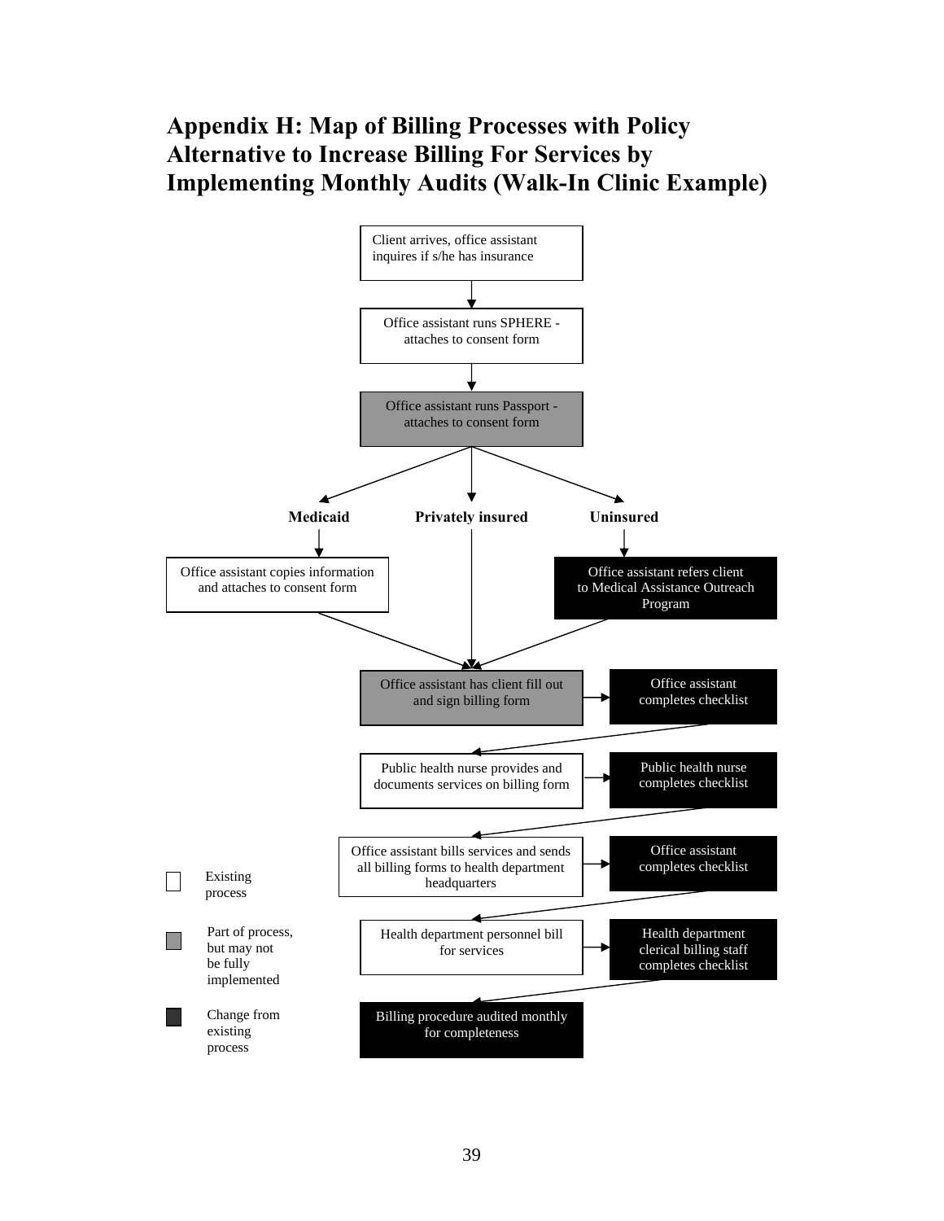# Appendix H: Map of Billing Processes with Policy Alternative to Increase Billing For Services by Implementing Monthly Audits (Walk-In Clinic Example)

Client arrives, office assistant inquires if s/he has insurance

Office assistant runs SPHERE - attaches to consent form

Office assistant runs Passport - attaches to consent form

**Medicaid**

Office assistant copies information and attaches to consent form

**Privately insured**

**Uninsured**

Office assistant refers client to Medical Assistance Outreach Program

Office assistant has client fill out and sign billing form

Office assistant completes checklist

Public health nurse provides and documents services on billing form

Public health nurse completes checklist

Office assistant bills services and sends all billing forms to health department headquarters

Office assistant completes checklist

Health department personnel bill for services

Health department clerical billing staff completes checklist

Billing procedure audited monthly for completeness

Existing process

Part of process, but may not be fully implemented

Change from existing process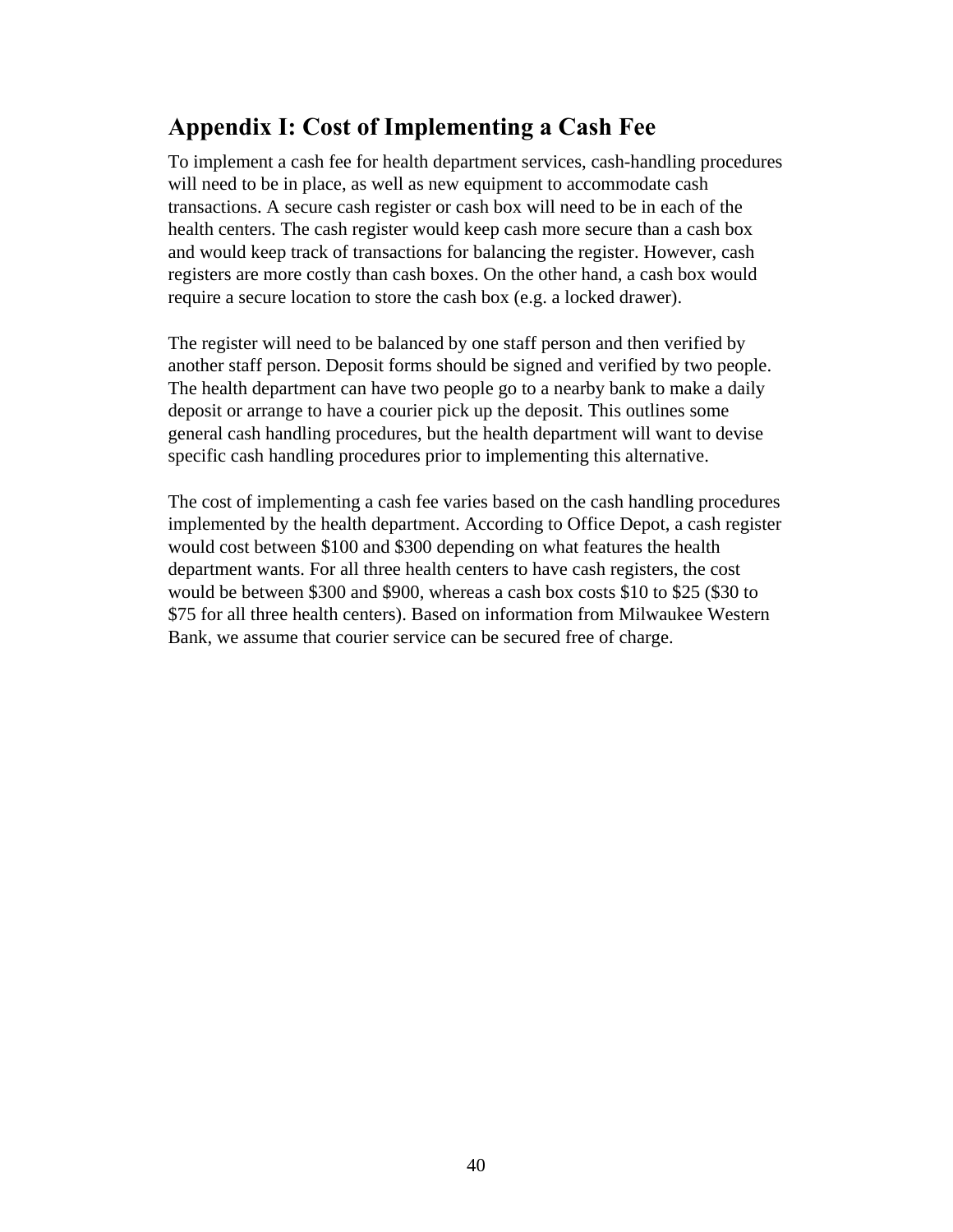## Appendix I: Cost of Implementing a Cash Fee

To implement a cash fee for health department services, cash-handling procedures will need to be in place, as well as new equipment to accommodate cash transactions. A secure cash register or cash box will need to be in each of the health centers. The cash register would keep cash more secure than a cash box and would keep track of transactions for balancing the register. However, cash registers are more costly than cash boxes. On the other hand, a cash box would require a secure location to store the cash box (e.g. a locked drawer).

The register will need to be balanced by one staff person and then verified by another staff person. Deposit forms should be signed and verified by two people. The health department can have two people go to a nearby bank to make a daily deposit or arrange to have a courier pick up the deposit. This outlines some general cash handling procedures, but the health department will want to devise specific cash handling procedures prior to implementing this alternative.

The cost of implementing a cash fee varies based on the cash handling procedures implemented by the health department. According to Office Depot, a cash register would cost between $100 and $300 depending on what features the health department wants. For all three health centers to have cash registers, the cost would be between $300 and $900, whereas a cash box costs $10 to $25 ($30 to $75 for all three health centers). Based on information from Milwaukee Western Bank, we assume that courier service can be secured free of charge.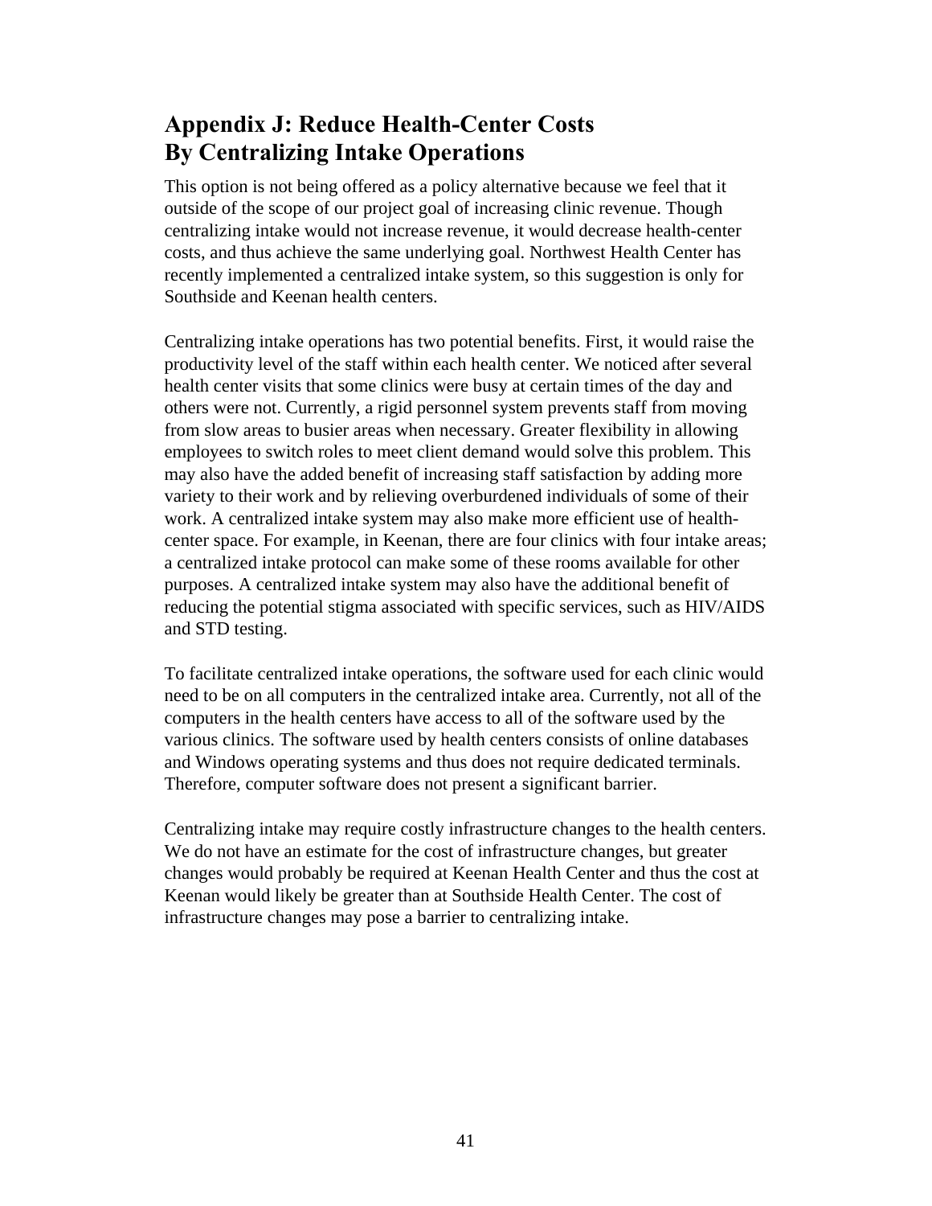## Appendix J: Reduce Health-Center Costs By Centralizing Intake Operations

This option is not being offered as a policy alternative because we feel that it outside of the scope of our project goal of increasing clinic revenue. Though centralizing intake would not increase revenue, it would decrease health-center costs, and thus achieve the same underlying goal. Northwest Health Center has recently implemented a centralized intake system, so this suggestion is only for Southside and Keenan health centers.

Centralizing intake operations has two potential benefits. First, it would raise the productivity level of the staff within each health center. We noticed after several health center visits that some clinics were busy at certain times of the day and others were not. Currently, a rigid personnel system prevents staff from moving from slow areas to busier areas when necessary. Greater flexibility in allowing employees to switch roles to meet client demand would solve this problem. This may also have the added benefit of increasing staff satisfaction by adding more variety to their work and by relieving overburdened individuals of some of their work. A centralized intake system may also make more efficient use of health-center space. For example, in Keenan, there are four clinics with four intake areas; a centralized intake protocol can make some of these rooms available for other purposes. A centralized intake system may also have the additional benefit of reducing the potential stigma associated with specific services, such as HIV/AIDS and STD testing.

To facilitate centralized intake operations, the software used for each clinic would need to be on all computers in the centralized intake area. Currently, not all of the computers in the health centers have access to all of the software used by the various clinics. The software used by health centers consists of online databases and Windows operating systems and thus does not require dedicated terminals. Therefore, computer software does not present a significant barrier.

Centralizing intake may require costly infrastructure changes to the health centers. We do not have an estimate for the cost of infrastructure changes, but greater changes would probably be required at Keenan Health Center and thus the cost at Keenan would likely be greater than at Southside Health Center. The cost of infrastructure changes may pose a barrier to centralizing intake.